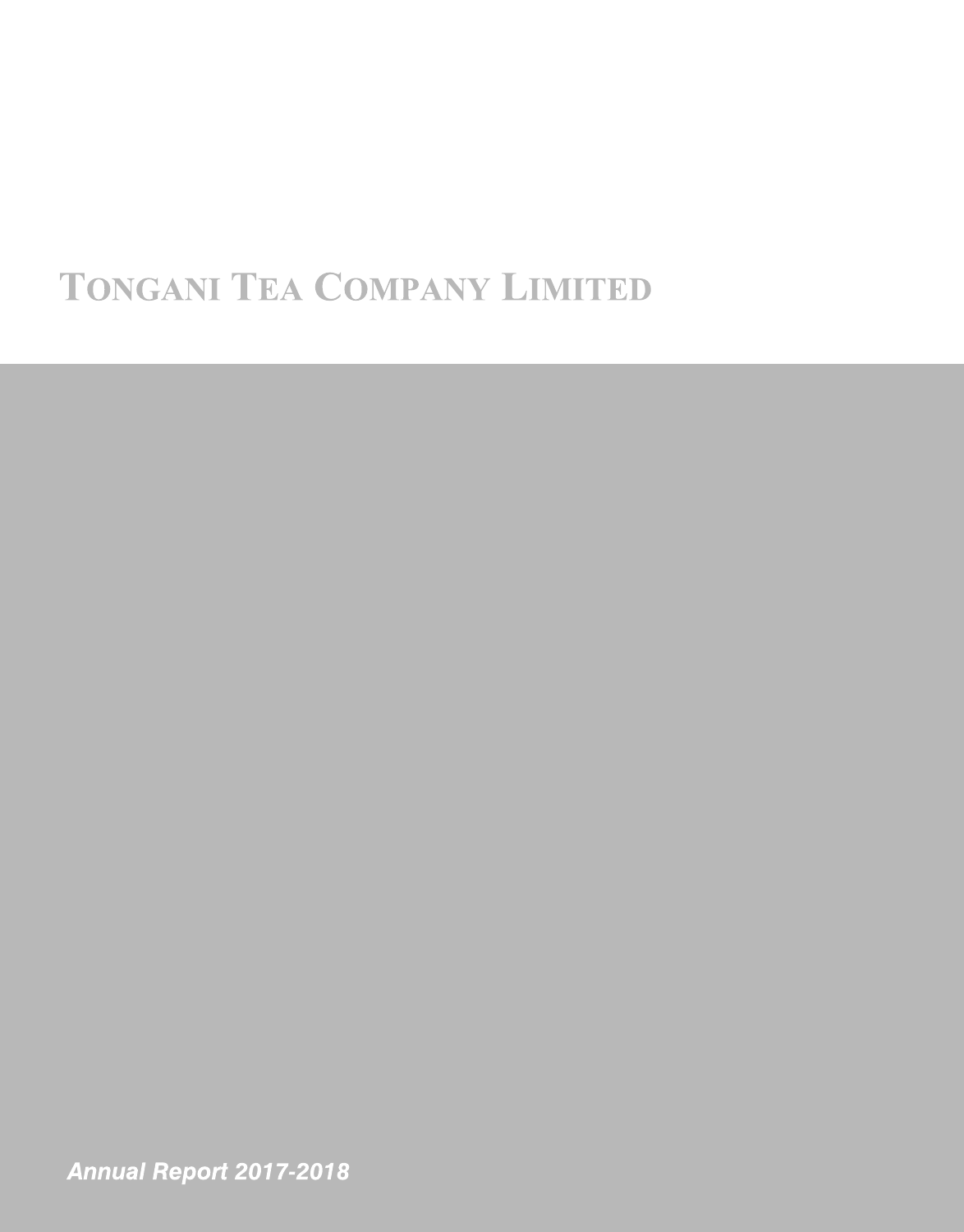# TONGANI TEA COMPANY LIMITED

***Annual Report 2017-2018***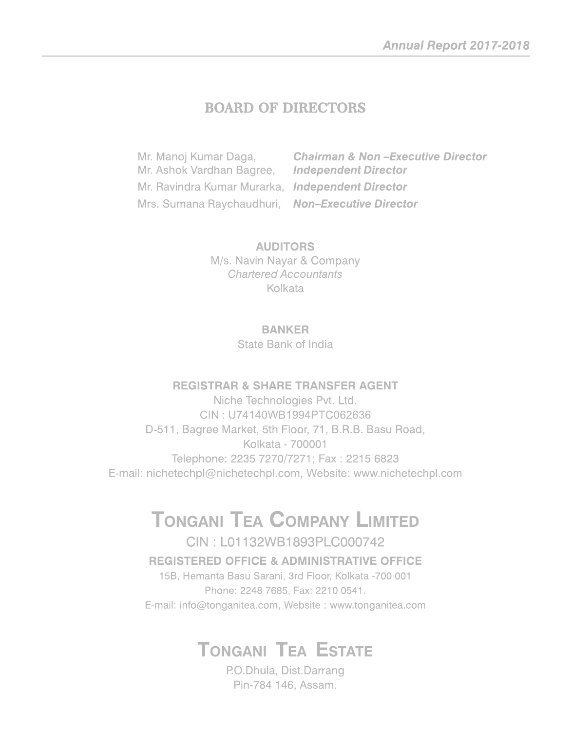## BOARD OF DIRECTORS

Mr. Manoj Kumar Daga, ***Chairman & Non –Executive Director***
Mr. Ashok Vardhan Bagree, ***Independent Director***
Mr. Ravindra Kumar Murarka, ***Independent Director***
Mrs. Sumana Raychaudhuri, ***Non–Executive Director***

**AUDITORS**
M/s. Navin Nayar & Company
*Chartered Accountants*
Kolkata

**BANKER**
State Bank of India

**REGISTRAR & SHARE TRANSFER AGENT**
Niche Technologies Pvt. Ltd.
CIN : U74140WB1994PTC062636
D-511, Bagree Market, 5th Floor, 71, B.R.B. Basu Road,
Kolkata - 700001
Telephone: 2235 7270/7271; Fax : 2215 6823
E-mail: nichetechpl@nichetechpl.com, Website: www.nichetechpl.com

# TONGANI TEA COMPANY LIMITED

CIN : L01132WB1893PLC000742

**REGISTERED OFFICE & ADMINISTRATIVE OFFICE**
15B, Hemanta Basu Sarani, 3rd Floor, Kolkata -700 001
Phone: 2248 7685, Fax: 2210 0541.
E-mail: info@tonganitea.com, Website : www.tonganitea.com

# TONGANI TEA ESTATE

P.O.Dhula, Dist.Darrang
Pin-784 146, Assam.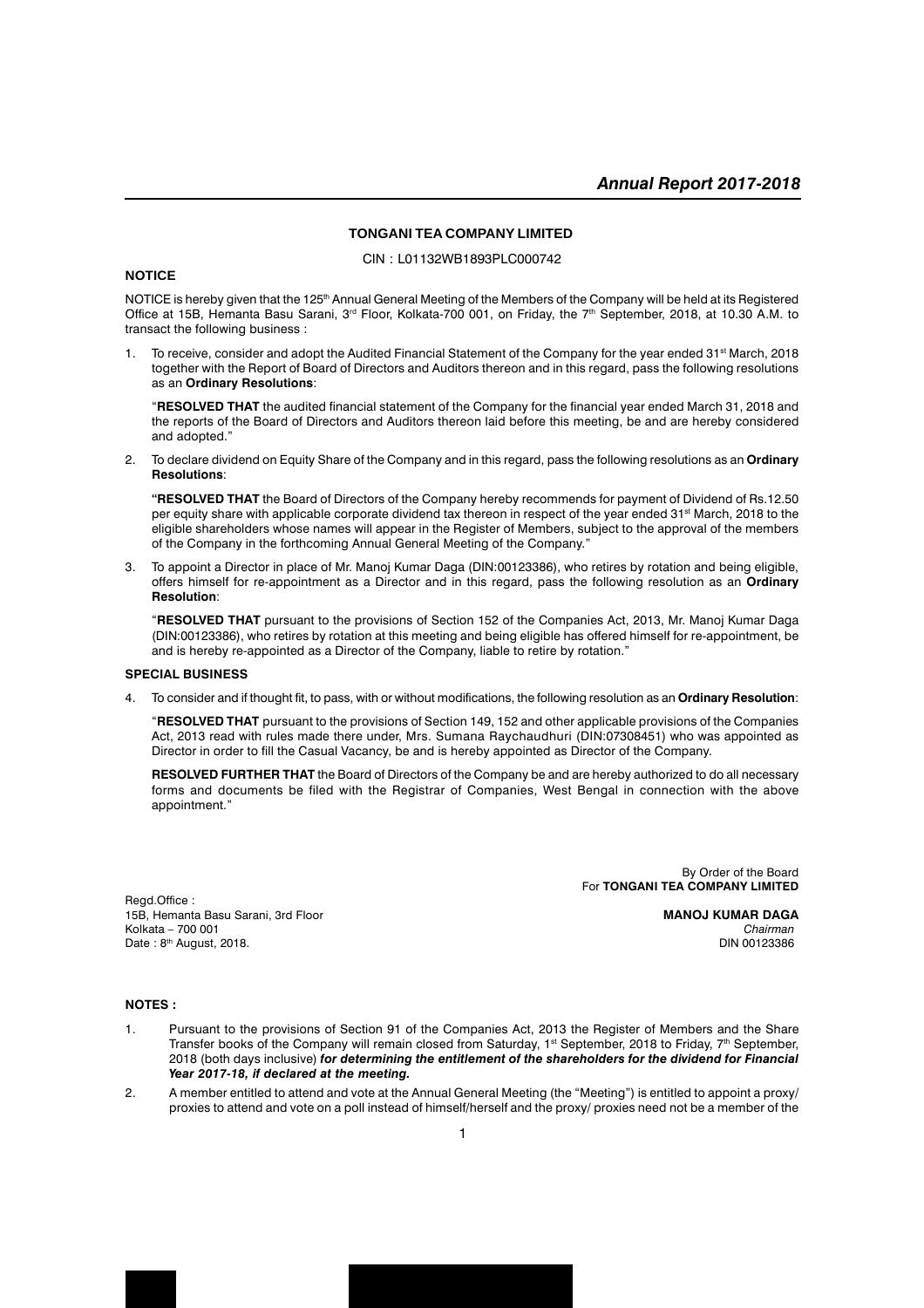# TONGANI TEA COMPANY LIMITED

CIN : L01132WB1893PLC000742

## NOTICE

NOTICE is hereby given that the 125th Annual General Meeting of the Members of the Company will be held at its Registered Office at 15B, Hemanta Basu Sarani, 3rd Floor, Kolkata-700 001, on Friday, the 7th September, 2018, at 10.30 A.M. to transact the following business :

1. To receive, consider and adopt the Audited Financial Statement of the Company for the year ended 31st March, 2018 together with the Report of Board of Directors and Auditors thereon and in this regard, pass the following resolutions as an **Ordinary Resolutions**:

   "**RESOLVED THAT** the audited financial statement of the Company for the financial year ended March 31, 2018 and the reports of the Board of Directors and Auditors thereon laid before this meeting, be and are hereby considered and adopted."

2. To declare dividend on Equity Share of the Company and in this regard, pass the following resolutions as an **Ordinary Resolutions**:

   **"RESOLVED THAT** the Board of Directors of the Company hereby recommends for payment of Dividend of Rs.12.50 per equity share with applicable corporate dividend tax thereon in respect of the year ended 31st March, 2018 to the eligible shareholders whose names will appear in the Register of Members, subject to the approval of the members of the Company in the forthcoming Annual General Meeting of the Company."

3. To appoint a Director in place of Mr. Manoj Kumar Daga (DIN:00123386), who retires by rotation and being eligible, offers himself for re-appointment as a Director and in this regard, pass the following resolution as an **Ordinary Resolution**:

   "**RESOLVED THAT** pursuant to the provisions of Section 152 of the Companies Act, 2013, Mr. Manoj Kumar Daga (DIN:00123386), who retires by rotation at this meeting and being eligible has offered himself for re-appointment, be and is hereby re-appointed as a Director of the Company, liable to retire by rotation."

## SPECIAL BUSINESS

4. To consider and if thought fit, to pass, with or without modifications, the following resolution as an **Ordinary Resolution**:

   "**RESOLVED THAT** pursuant to the provisions of Section 149, 152 and other applicable provisions of the Companies Act, 2013 read with rules made there under, Mrs. Sumana Raychaudhuri (DIN:07308451) who was appointed as Director in order to fill the Casual Vacancy, be and is hereby appointed as Director of the Company.

   **RESOLVED FURTHER THAT** the Board of Directors of the Company be and are hereby authorized to do all necessary forms and documents be filed with the Registrar of Companies, West Bengal in connection with the above appointment."

By Order of the Board
For **TONGANI TEA COMPANY LIMITED**

Regd.Office :
15B, Hemanta Basu Sarani, 3rd Floor
Kolkata – 700 001
Date : 8th August, 2018.

**MANOJ KUMAR DAGA**
*Chairman*
DIN 00123386

## NOTES :

1. Pursuant to the provisions of Section 91 of the Companies Act, 2013 the Register of Members and the Share Transfer books of the Company will remain closed from Saturday, 1st September, 2018 to Friday, 7th September, 2018 (both days inclusive) ***for determining the entitlement of the shareholders for the dividend for Financial Year 2017-18, if declared at the meeting.***

2. A member entitled to attend and vote at the Annual General Meeting (the "Meeting") is entitled to appoint a proxy/ proxies to attend and vote on a poll instead of himself/herself and the proxy/ proxies need not be a member of the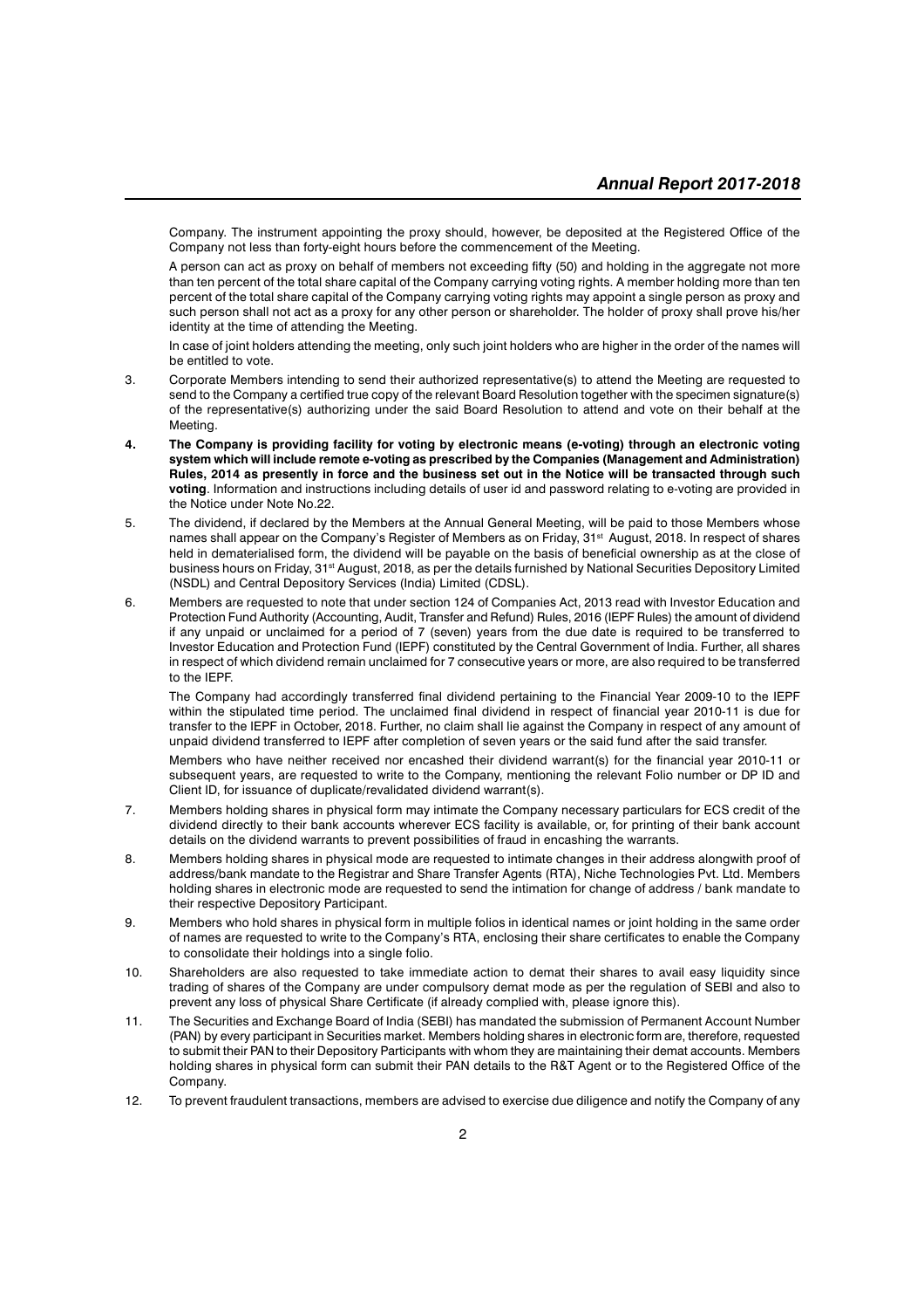Company. The instrument appointing the proxy should, however, be deposited at the Registered Office of the Company not less than forty-eight hours before the commencement of the Meeting.

A person can act as proxy on behalf of members not exceeding fifty (50) and holding in the aggregate not more than ten percent of the total share capital of the Company carrying voting rights. A member holding more than ten percent of the total share capital of the Company carrying voting rights may appoint a single person as proxy and such person shall not act as a proxy for any other person or shareholder. The holder of proxy shall prove his/her identity at the time of attending the Meeting.

In case of joint holders attending the meeting, only such joint holders who are higher in the order of the names will be entitled to vote.

3. Corporate Members intending to send their authorized representative(s) to attend the Meeting are requested to send to the Company a certified true copy of the relevant Board Resolution together with the specimen signature(s) of the representative(s) authorizing under the said Board Resolution to attend and vote on their behalf at the Meeting.

4. **The Company is providing facility for voting by electronic means (e-voting) through an electronic voting system which will include remote e-voting as prescribed by the Companies (Management and Administration) Rules, 2014 as presently in force and the business set out in the Notice will be transacted through such voting**. Information and instructions including details of user id and password relating to e-voting are provided in the Notice under Note No.22.

5. The dividend, if declared by the Members at the Annual General Meeting, will be paid to those Members whose names shall appear on the Company's Register of Members as on Friday, 31st August, 2018. In respect of shares held in dematerialised form, the dividend will be payable on the basis of beneficial ownership as at the close of business hours on Friday, 31st August, 2018, as per the details furnished by National Securities Depository Limited (NSDL) and Central Depository Services (India) Limited (CDSL).

6. Members are requested to note that under section 124 of Companies Act, 2013 read with Investor Education and Protection Fund Authority (Accounting, Audit, Transfer and Refund) Rules, 2016 (IEPF Rules) the amount of dividend if any unpaid or unclaimed for a period of 7 (seven) years from the due date is required to be transferred to Investor Education and Protection Fund (IEPF) constituted by the Central Government of India. Further, all shares in respect of which dividend remain unclaimed for 7 consecutive years or more, are also required to be transferred to the IEPF.

   The Company had accordingly transferred final dividend pertaining to the Financial Year 2009-10 to the IEPF within the stipulated time period. The unclaimed final dividend in respect of financial year 2010-11 is due for transfer to the IEPF in October, 2018. Further, no claim shall lie against the Company in respect of any amount of unpaid dividend transferred to IEPF after completion of seven years or the said fund after the said transfer.

   Members who have neither received nor encashed their dividend warrant(s) for the financial year 2010-11 or subsequent years, are requested to write to the Company, mentioning the relevant Folio number or DP ID and Client ID, for issuance of duplicate/revalidated dividend warrant(s).

7. Members holding shares in physical form may intimate the Company necessary particulars for ECS credit of the dividend directly to their bank accounts wherever ECS facility is available, or, for printing of their bank account details on the dividend warrants to prevent possibilities of fraud in encashing the warrants.

8. Members holding shares in physical mode are requested to intimate changes in their address alongwith proof of address/bank mandate to the Registrar and Share Transfer Agents (RTA), Niche Technologies Pvt. Ltd. Members holding shares in electronic mode are requested to send the intimation for change of address / bank mandate to their respective Depository Participant.

9. Members who hold shares in physical form in multiple folios in identical names or joint holding in the same order of names are requested to write to the Company's RTA, enclosing their share certificates to enable the Company to consolidate their holdings into a single folio.

10. Shareholders are also requested to take immediate action to demat their shares to avail easy liquidity since trading of shares of the Company are under compulsory demat mode as per the regulation of SEBI and also to prevent any loss of physical Share Certificate (if already complied with, please ignore this).

11. The Securities and Exchange Board of India (SEBI) has mandated the submission of Permanent Account Number (PAN) by every participant in Securities market. Members holding shares in electronic form are, therefore, requested to submit their PAN to their Depository Participants with whom they are maintaining their demat accounts. Members holding shares in physical form can submit their PAN details to the R&T Agent or to the Registered Office of the Company.

12. To prevent fraudulent transactions, members are advised to exercise due diligence and notify the Company of any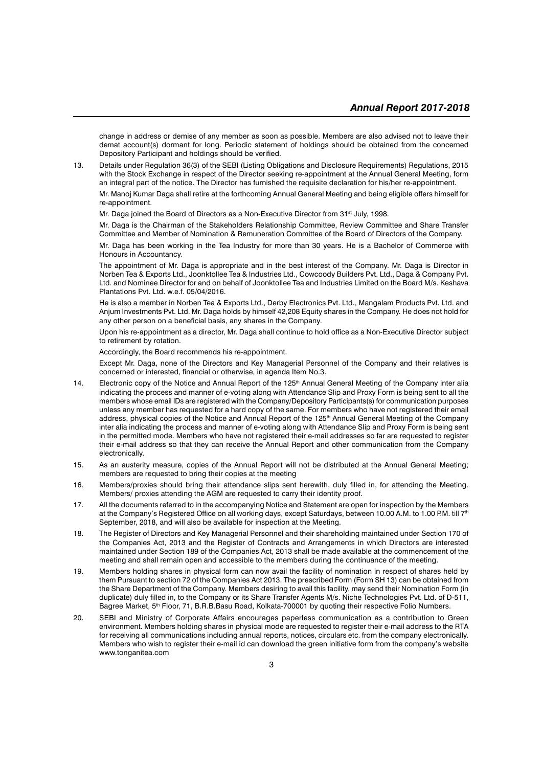change in address or demise of any member as soon as possible. Members are also advised not to leave their demat account(s) dormant for long. Periodic statement of holdings should be obtained from the concerned Depository Participant and holdings should be verified.

13. Details under Regulation 36(3) of the SEBI (Listing Obligations and Disclosure Requirements) Regulations, 2015 with the Stock Exchange in respect of the Director seeking re-appointment at the Annual General Meeting, form an integral part of the notice. The Director has furnished the requisite declaration for his/her re-appointment.

    Mr. Manoj Kumar Daga shall retire at the forthcoming Annual General Meeting and being eligible offers himself for re-appointment.

    Mr. Daga joined the Board of Directors as a Non-Executive Director from 31st July, 1998.

    Mr. Daga is the Chairman of the Stakeholders Relationship Committee, Review Committee and Share Transfer Committee and Member of Nomination & Remuneration Committee of the Board of Directors of the Company.

    Mr. Daga has been working in the Tea Industry for more than 30 years. He is a Bachelor of Commerce with Honours in Accountancy.

    The appointment of Mr. Daga is appropriate and in the best interest of the Company. Mr. Daga is Director in Norben Tea & Exports Ltd., Joonktollee Tea & Industries Ltd., Cowcoody Builders Pvt. Ltd., Daga & Company Pvt. Ltd. and Nominee Director for and on behalf of Joonktollee Tea and Industries Limited on the Board M/s. Keshava Plantations Pvt. Ltd. w.e.f. 05/04/2016.

    He is also a member in Norben Tea & Exports Ltd., Derby Electronics Pvt. Ltd., Mangalam Products Pvt. Ltd. and Anjum Investments Pvt. Ltd. Mr. Daga holds by himself 42,208 Equity shares in the Company. He does not hold for any other person on a beneficial basis, any shares in the Company.

    Upon his re-appointment as a director, Mr. Daga shall continue to hold office as a Non-Executive Director subject to retirement by rotation.

    Accordingly, the Board recommends his re-appointment.

    Except Mr. Daga, none of the Directors and Key Managerial Personnel of the Company and their relatives is concerned or interested, financial or otherwise, in agenda Item No.3.

14. Electronic copy of the Notice and Annual Report of the 125th Annual General Meeting of the Company inter alia indicating the process and manner of e-voting along with Attendance Slip and Proxy Form is being sent to all the members whose email IDs are registered with the Company/Depository Participants(s) for communication purposes unless any member has requested for a hard copy of the same. For members who have not registered their email address, physical copies of the Notice and Annual Report of the 125th Annual General Meeting of the Company inter alia indicating the process and manner of e-voting along with Attendance Slip and Proxy Form is being sent in the permitted mode. Members who have not registered their e-mail addresses so far are requested to register their e-mail address so that they can receive the Annual Report and other communication from the Company electronically.

15. As an austerity measure, copies of the Annual Report will not be distributed at the Annual General Meeting; members are requested to bring their copies at the meeting

16. Members/proxies should bring their attendance slips sent herewith, duly filled in, for attending the Meeting. Members/ proxies attending the AGM are requested to carry their identity proof.

17. All the documents referred to in the accompanying Notice and Statement are open for inspection by the Members at the Company's Registered Office on all working days, except Saturdays, between 10.00 A.M. to 1.00 P.M. till 7th September, 2018, and will also be available for inspection at the Meeting.

18. The Register of Directors and Key Managerial Personnel and their shareholding maintained under Section 170 of the Companies Act, 2013 and the Register of Contracts and Arrangements in which Directors are interested maintained under Section 189 of the Companies Act, 2013 shall be made available at the commencement of the meeting and shall remain open and accessible to the members during the continuance of the meeting.

19. Members holding shares in physical form can now avail the facility of nomination in respect of shares held by them Pursuant to section 72 of the Companies Act 2013. The prescribed Form (Form SH 13) can be obtained from the Share Department of the Company. Members desiring to avail this facility, may send their Nomination Form (in duplicate) duly filled in, to the Company or its Share Transfer Agents M/s. Niche Technologies Pvt. Ltd. of D-511, Bagree Market, 5th Floor, 71, B.R.B.Basu Road, Kolkata-700001 by quoting their respective Folio Numbers.

20. SEBI and Ministry of Corporate Affairs encourages paperless communication as a contribution to Green environment. Members holding shares in physical mode are requested to register their e-mail address to the RTA for receiving all communications including annual reports, notices, circulars etc. from the company electronically. Members who wish to register their e-mail id can download the green initiative form from the company's website www.tonganitea.com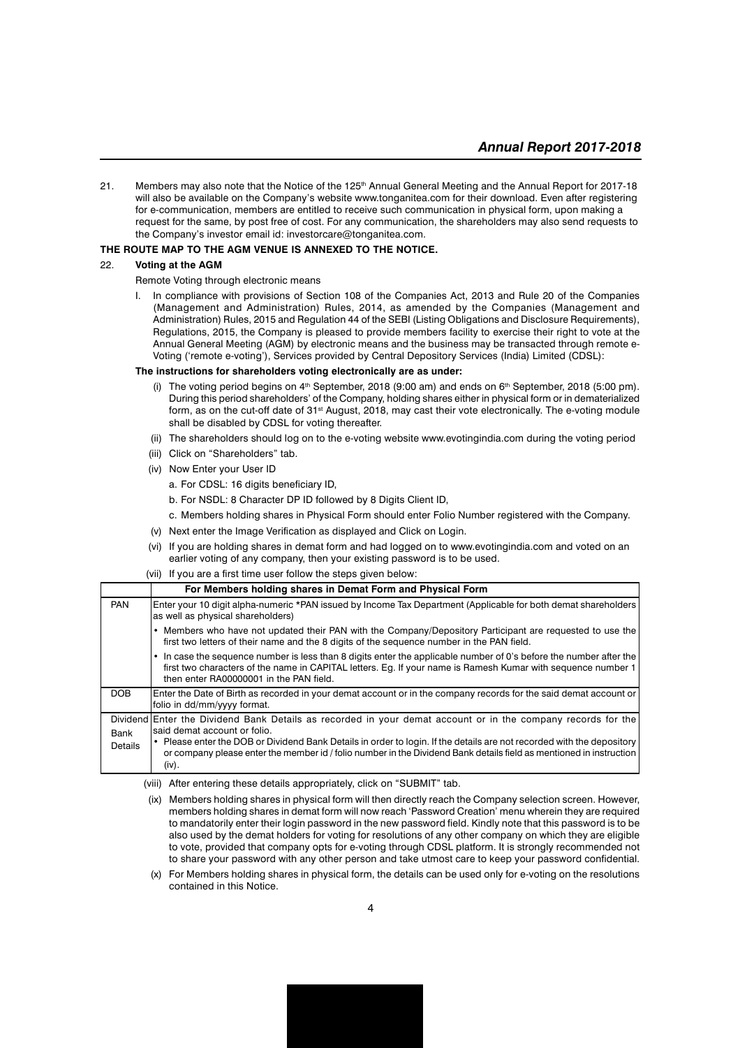21. Members may also note that the Notice of the 125th Annual General Meeting and the Annual Report for 2017-18 will also be available on the Company's website www.tonganitea.com for their download. Even after registering for e-communication, members are entitled to receive such communication in physical form, upon making a request for the same, by post free of cost. For any communication, the shareholders may also send requests to the Company's investor email id: investorcare@tonganitea.com.

**THE ROUTE MAP TO THE AGM VENUE IS ANNEXED TO THE NOTICE.**

22. **Voting at the AGM**

Remote Voting through electronic means

I. In compliance with provisions of Section 108 of the Companies Act, 2013 and Rule 20 of the Companies (Management and Administration) Rules, 2014, as amended by the Companies (Management and Administration) Rules, 2015 and Regulation 44 of the SEBI (Listing Obligations and Disclosure Requirements), Regulations, 2015, the Company is pleased to provide members facility to exercise their right to vote at the Annual General Meeting (AGM) by electronic means and the business may be transacted through remote e-Voting ('remote e-voting'), Services provided by Central Depository Services (India) Limited (CDSL):

**The instructions for shareholders voting electronically are as under:**

(i) The voting period begins on 4th September, 2018 (9:00 am) and ends on 6th September, 2018 (5:00 pm). During this period shareholders' of the Company, holding shares either in physical form or in dematerialized form, as on the cut-off date of 31st August, 2018, may cast their vote electronically. The e-voting module shall be disabled by CDSL for voting thereafter.

(ii) The shareholders should log on to the e-voting website www.evotingindia.com during the voting period

(iii) Click on "Shareholders" tab.

(iv) Now Enter your User ID

a. For CDSL: 16 digits beneficiary ID,

b. For NSDL: 8 Character DP ID followed by 8 Digits Client ID,

c. Members holding shares in Physical Form should enter Folio Number registered with the Company.

(v) Next enter the Image Verification as displayed and Click on Login.

(vi) If you are holding shares in demat form and had logged on to www.evotingindia.com and voted on an earlier voting of any company, then your existing password is to be used.

(vii) If you are a first time user follow the steps given below:

| | For Members holding shares in Demat Form and Physical Form |
|---|---|
| PAN | Enter your 10 digit alpha-numeric *PAN issued by Income Tax Department (Applicable for both demat shareholders as well as physical shareholders)<br>• Members who have not updated their PAN with the Company/Depository Participant are requested to use the first two letters of their name and the 8 digits of the sequence number in the PAN field.<br>• In case the sequence number is less than 8 digits enter the applicable number of 0's before the number after the first two characters of the name in CAPITAL letters. Eg. If your name is Ramesh Kumar with sequence number 1 then enter RA00000001 in the PAN field. |
| DOB | Enter the Date of Birth as recorded in your demat account or in the company records for the said demat account or folio in dd/mm/yyyy format. |
| Dividend Bank Details | Enter the Dividend Bank Details as recorded in your demat account or in the company records for the said demat account or folio.<br>• Please enter the DOB or Dividend Bank Details in order to login. If the details are not recorded with the depository or company please enter the member id / folio number in the Dividend Bank details field as mentioned in instruction (iv). |

(viii) After entering these details appropriately, click on "SUBMIT" tab.

(ix) Members holding shares in physical form will then directly reach the Company selection screen. However, members holding shares in demat form will now reach 'Password Creation' menu wherein they are required to mandatorily enter their login password in the new password field. Kindly note that this password is to be also used by the demat holders for voting for resolutions of any other company on which they are eligible to vote, provided that company opts for e-voting through CDSL platform. It is strongly recommended not to share your password with any other person and take utmost care to keep your password confidential.

(x) For Members holding shares in physical form, the details can be used only for e-voting on the resolutions contained in this Notice.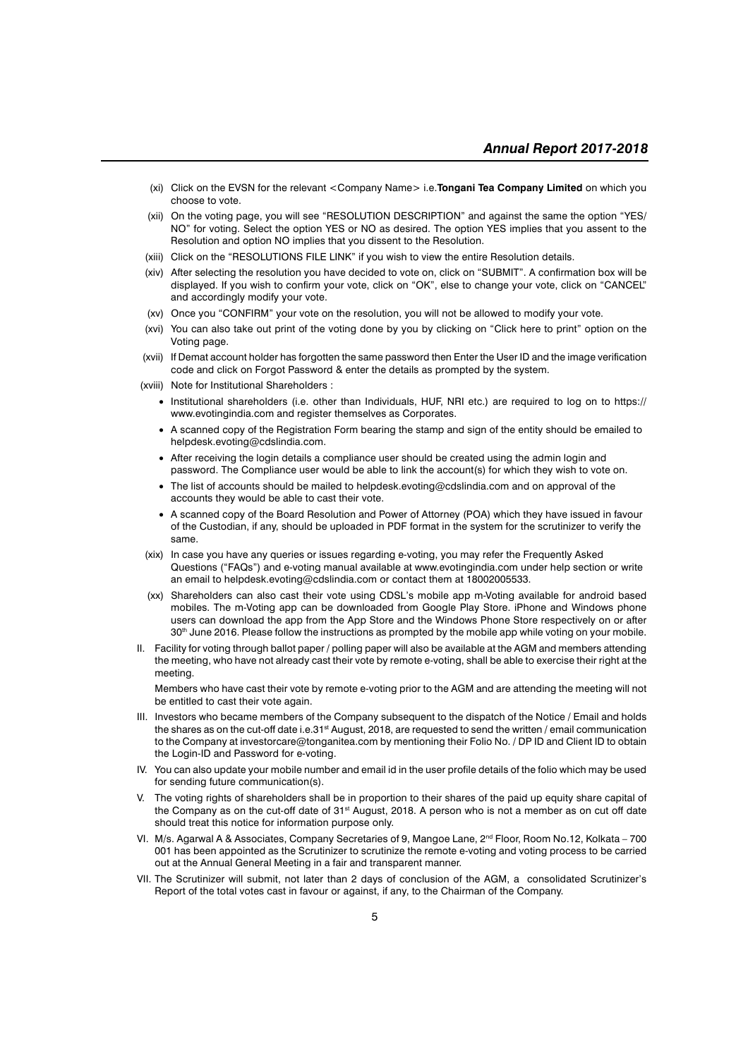(xi) Click on the EVSN for the relevant <Company Name> i.e.**Tongani Tea Company Limited** on which you choose to vote.

(xii) On the voting page, you will see "RESOLUTION DESCRIPTION" and against the same the option "YES/ NO" for voting. Select the option YES or NO as desired. The option YES implies that you assent to the Resolution and option NO implies that you dissent to the Resolution.

(xiii) Click on the "RESOLUTIONS FILE LINK" if you wish to view the entire Resolution details.

(xiv) After selecting the resolution you have decided to vote on, click on "SUBMIT". A confirmation box will be displayed. If you wish to confirm your vote, click on "OK", else to change your vote, click on "CANCEL" and accordingly modify your vote.

(xv) Once you "CONFIRM" your vote on the resolution, you will not be allowed to modify your vote.

(xvi) You can also take out print of the voting done by you by clicking on "Click here to print" option on the Voting page.

(xvii) If Demat account holder has forgotten the same password then Enter the User ID and the image verification code and click on Forgot Password & enter the details as prompted by the system.

(xviii) Note for Institutional Shareholders :

- Institutional shareholders (i.e. other than Individuals, HUF, NRI etc.) are required to log on to https://www.evotingindia.com and register themselves as Corporates.
- A scanned copy of the Registration Form bearing the stamp and sign of the entity should be emailed to helpdesk.evoting@cdslindia.com.
- After receiving the login details a compliance user should be created using the admin login and password. The Compliance user would be able to link the account(s) for which they wish to vote on.
- The list of accounts should be mailed to helpdesk.evoting@cdslindia.com and on approval of the accounts they would be able to cast their vote.
- A scanned copy of the Board Resolution and Power of Attorney (POA) which they have issued in favour of the Custodian, if any, should be uploaded in PDF format in the system for the scrutinizer to verify the same.

(xix) In case you have any queries or issues regarding e-voting, you may refer the Frequently Asked Questions ("FAQs") and e-voting manual available at www.evotingindia.com under help section or write an email to helpdesk.evoting@cdslindia.com or contact them at 18002005533.

(xx) Shareholders can also cast their vote using CDSL's mobile app m-Voting available for android based mobiles. The m-Voting app can be downloaded from Google Play Store. iPhone and Windows phone users can download the app from the App Store and the Windows Phone Store respectively on or after 30th June 2016. Please follow the instructions as prompted by the mobile app while voting on your mobile.

II. Facility for voting through ballot paper / polling paper will also be available at the AGM and members attending the meeting, who have not already cast their vote by remote e-voting, shall be able to exercise their right at the meeting.

Members who have cast their vote by remote e-voting prior to the AGM and are attending the meeting will not be entitled to cast their vote again.

III. Investors who became members of the Company subsequent to the dispatch of the Notice / Email and holds the shares as on the cut-off date i.e.31st August, 2018, are requested to send the written / email communication to the Company at investorcare@tonganitea.com by mentioning their Folio No. / DP ID and Client ID to obtain the Login-ID and Password for e-voting.

IV. You can also update your mobile number and email id in the user profile details of the folio which may be used for sending future communication(s).

V. The voting rights of shareholders shall be in proportion to their shares of the paid up equity share capital of the Company as on the cut-off date of 31st August, 2018. A person who is not a member as on cut off date should treat this notice for information purpose only.

VI. M/s. Agarwal A & Associates, Company Secretaries of 9, Mangoe Lane, 2nd Floor, Room No.12, Kolkata – 700 001 has been appointed as the Scrutinizer to scrutinize the remote e-voting and voting process to be carried out at the Annual General Meeting in a fair and transparent manner.

VII. The Scrutinizer will submit, not later than 2 days of conclusion of the AGM, a consolidated Scrutinizer's Report of the total votes cast in favour or against, if any, to the Chairman of the Company.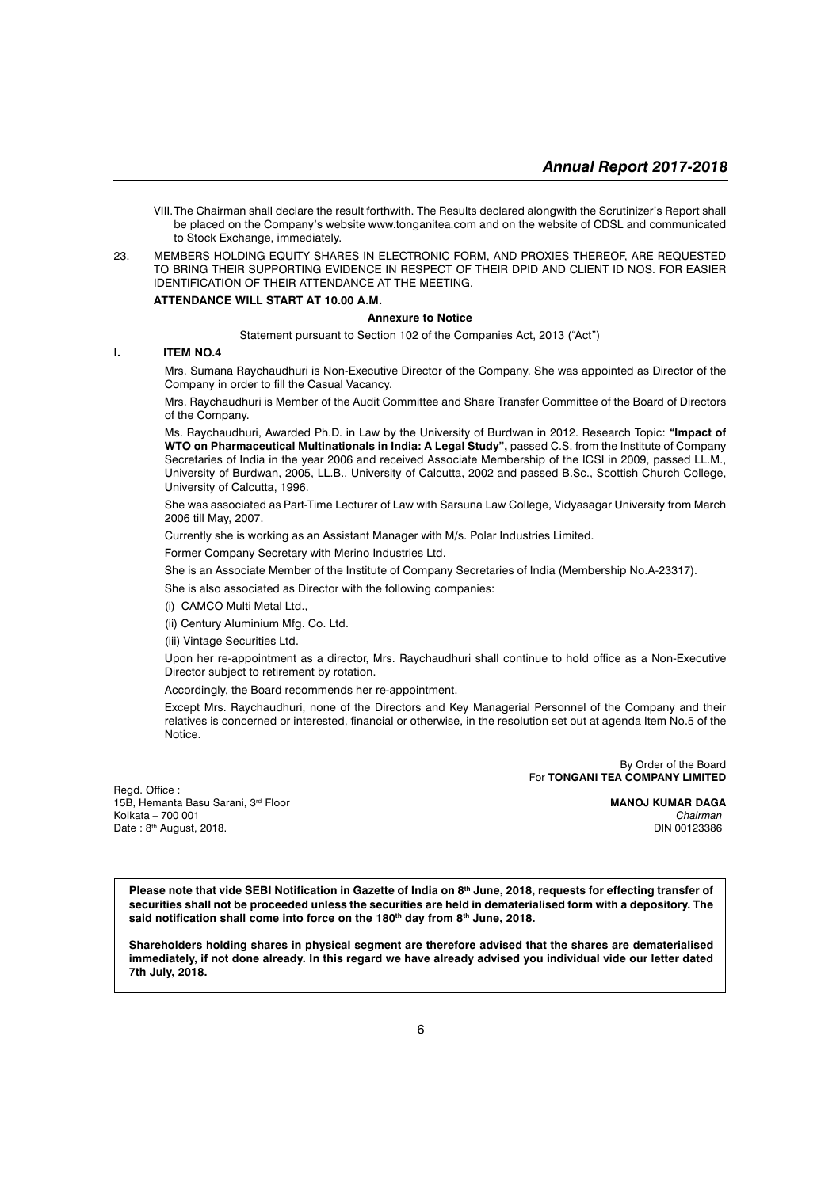VIII. The Chairman shall declare the result forthwith. The Results declared alongwith the Scrutinizer's Report shall be placed on the Company's website www.tonganitea.com and on the website of CDSL and communicated to Stock Exchange, immediately.

23. MEMBERS HOLDING EQUITY SHARES IN ELECTRONIC FORM, AND PROXIES THEREOF, ARE REQUESTED TO BRING THEIR SUPPORTING EVIDENCE IN RESPECT OF THEIR DPID AND CLIENT ID NOS. FOR EASIER IDENTIFICATION OF THEIR ATTENDANCE AT THE MEETING.

**ATTENDANCE WILL START AT 10.00 A.M.**

**Annexure to Notice**

Statement pursuant to Section 102 of the Companies Act, 2013 ("Act")

**I. ITEM NO.4**

Mrs. Sumana Raychaudhuri is Non-Executive Director of the Company. She was appointed as Director of the Company in order to fill the Casual Vacancy.

Mrs. Raychaudhuri is Member of the Audit Committee and Share Transfer Committee of the Board of Directors of the Company.

Ms. Raychaudhuri, Awarded Ph.D. in Law by the University of Burdwan in 2012. Research Topic: ***"Impact of WTO on Pharmaceutical Multinationals in India: A Legal Study",*** passed C.S. from the Institute of Company Secretaries of India in the year 2006 and received Associate Membership of the ICSI in 2009, passed LL.M., University of Burdwan, 2005, LL.B., University of Calcutta, 2002 and passed B.Sc., Scottish Church College, University of Calcutta, 1996.

She was associated as Part-Time Lecturer of Law with Sarsuna Law College, Vidyasagar University from March 2006 till May, 2007.

Currently she is working as an Assistant Manager with M/s. Polar Industries Limited.

Former Company Secretary with Merino Industries Ltd.

She is an Associate Member of the Institute of Company Secretaries of India (Membership No.A-23317).

She is also associated as Director with the following companies:

(i) CAMCO Multi Metal Ltd.,

(ii) Century Aluminium Mfg. Co. Ltd.

(iii) Vintage Securities Ltd.

Upon her re-appointment as a director, Mrs. Raychaudhuri shall continue to hold office as a Non-Executive Director subject to retirement by rotation.

Accordingly, the Board recommends her re-appointment.

Except Mrs. Raychaudhuri, none of the Directors and Key Managerial Personnel of the Company and their relatives is concerned or interested, financial or otherwise, in the resolution set out at agenda Item No.5 of the Notice.

By Order of the Board
For **TONGANI TEA COMPANY LIMITED**

**MANOJ KUMAR DAGA**
*Chairman*
DIN 00123386

Regd. Office :
15B, Hemanta Basu Sarani, 3rd Floor
Kolkata – 700 001
Date : 8th August, 2018.

**Please note that vide SEBI Notification in Gazette of India on 8th June, 2018, requests for effecting transfer of securities shall not be proceeded unless the securities are held in dematerialised form with a depository. The said notification shall come into force on the 180th day from 8th June, 2018.**

**Shareholders holding shares in physical segment are therefore advised that the shares are dematerialised immediately, if not done already. In this regard we have already advised you individual vide our letter dated 7th July, 2018.**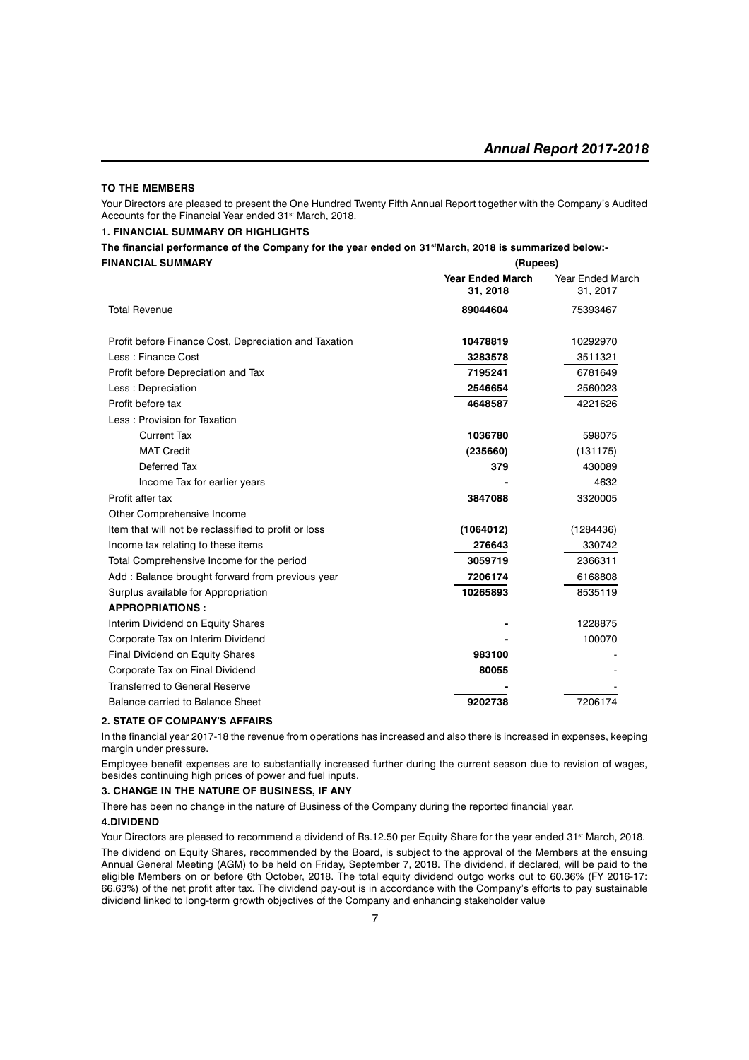**TO THE MEMBERS**

Your Directors are pleased to present the One Hundred Twenty Fifth Annual Report together with the Company's Audited Accounts for the Financial Year ended 31st March, 2018.

### 1. FINANCIAL SUMMARY OR HIGHLIGHTS

**The financial performance of the Company for the year ended on 31st March, 2018 is summarized below:-**

**FINANCIAL SUMMARY** (Rupees)

| | Year Ended March 31, 2018 | Year Ended March 31, 2017 |
|---|---|---|
| Total Revenue | **89044604** | 75393467 |
| Profit before Finance Cost, Depreciation and Taxation | **10478819** | 10292970 |
| Less : Finance Cost | **3283578** | 3511321 |
| Profit before Depreciation and Tax | **7195241** | 6781649 |
| Less : Depreciation | **2546654** | 2560023 |
| Profit before tax | **4648587** | 4221626 |
| Less : Provision for Taxation | | |
| Current Tax | **1036780** | 598075 |
| MAT Credit | **(235660)** | (131175) |
| Deferred Tax | **379** | 430089 |
| Income Tax for earlier years | **-** | 4632 |
| Profit after tax | **3847088** | 3320005 |
| Other Comprehensive Income | | |
| Item that will not be reclassified to profit or loss | **(1064012)** | (1284436) |
| Income tax relating to these items | **276643** | 330742 |
| Total Comprehensive Income for the period | **3059719** | 2366311 |
| Add : Balance brought forward from previous year | **7206174** | 6168808 |
| Surplus available for Appropriation | **10265893** | 8535119 |
| **APPROPRIATIONS :** | | |
| Interim Dividend on Equity Shares | **-** | 1228875 |
| Corporate Tax on Interim Dividend | **-** | 100070 |
| Final Dividend on Equity Shares | **983100** | - |
| Corporate Tax on Final Dividend | **80055** | - |
| Transferred to General Reserve | **-** | - |
| Balance carried to Balance Sheet | **9202738** | 7206174 |

### 2. STATE OF COMPANY'S AFFAIRS

In the financial year 2017-18 the revenue from operations has increased and also there is increased in expenses, keeping margin under pressure.

Employee benefit expenses are to substantially increased further during the current season due to revision of wages, besides continuing high prices of power and fuel inputs.

### 3. CHANGE IN THE NATURE OF BUSINESS, IF ANY

There has been no change in the nature of Business of the Company during the reported financial year.

### 4.DIVIDEND

Your Directors are pleased to recommend a dividend of Rs.12.50 per Equity Share for the year ended 31st March, 2018.

The dividend on Equity Shares, recommended by the Board, is subject to the approval of the Members at the ensuing Annual General Meeting (AGM) to be held on Friday, September 7, 2018. The dividend, if declared, will be paid to the eligible Members on or before 6th October, 2018. The total equity dividend outgo works out to 60.36% (FY 2016-17: 66.63%) of the net profit after tax. The dividend pay-out is in accordance with the Company's efforts to pay sustainable dividend linked to long-term growth objectives of the Company and enhancing stakeholder value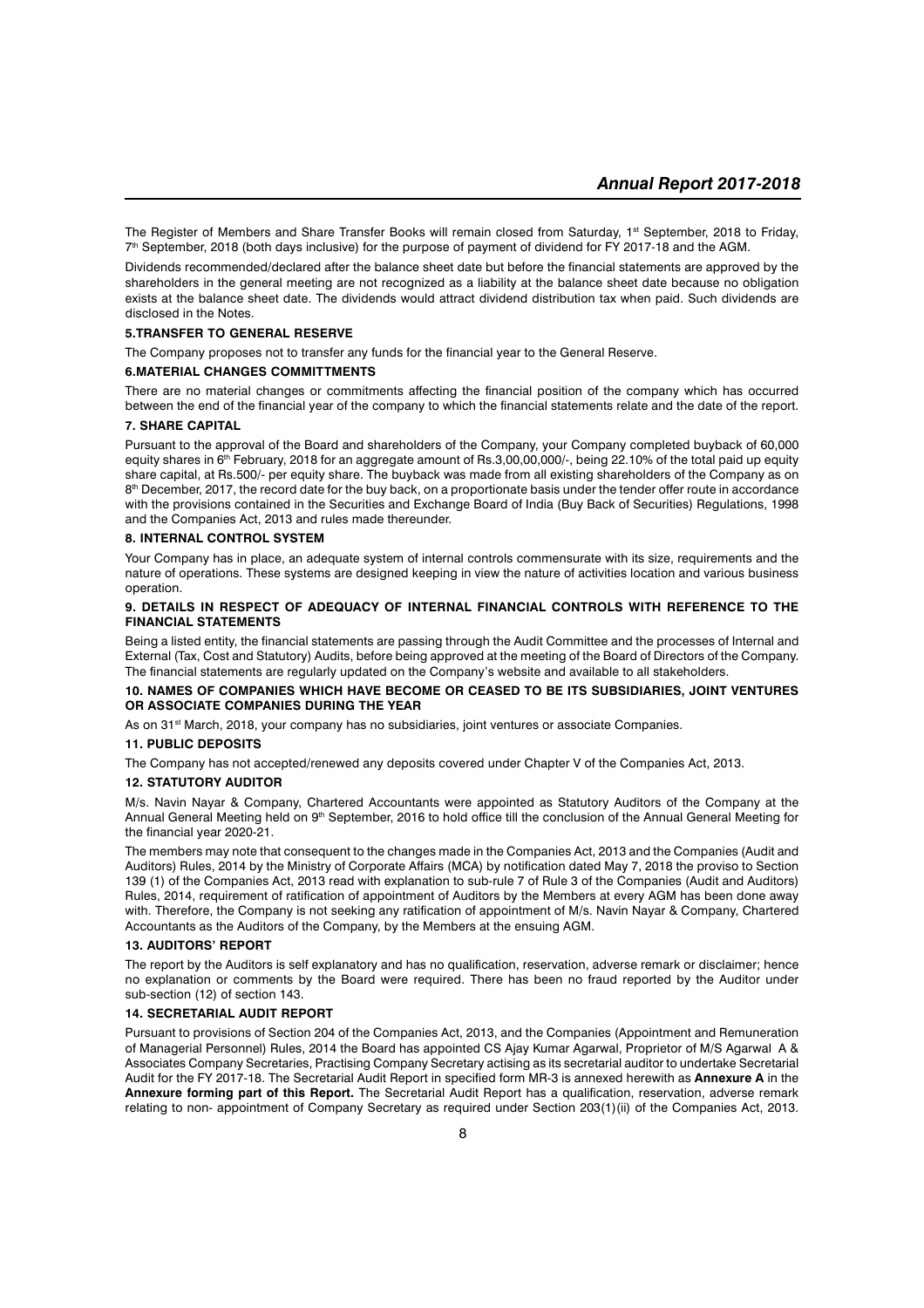The Register of Members and Share Transfer Books will remain closed from Saturday, 1st September, 2018 to Friday, 7th September, 2018 (both days inclusive) for the purpose of payment of dividend for FY 2017-18 and the AGM.

Dividends recommended/declared after the balance sheet date but before the financial statements are approved by the shareholders in the general meeting are not recognized as a liability at the balance sheet date because no obligation exists at the balance sheet date. The dividends would attract dividend distribution tax when paid. Such dividends are disclosed in the Notes.

**5.TRANSFER TO GENERAL RESERVE**

The Company proposes not to transfer any funds for the financial year to the General Reserve.

**6.MATERIAL CHANGES COMMITTMENTS**

There are no material changes or commitments affecting the financial position of the company which has occurred between the end of the financial year of the company to which the financial statements relate and the date of the report.

**7. SHARE CAPITAL**

Pursuant to the approval of the Board and shareholders of the Company, your Company completed buyback of 60,000 equity shares in 6th February, 2018 for an aggregate amount of Rs.3,00,00,000/-, being 22.10% of the total paid up equity share capital, at Rs.500/- per equity share. The buyback was made from all existing shareholders of the Company as on 8th December, 2017, the record date for the buy back, on a proportionate basis under the tender offer route in accordance with the provisions contained in the Securities and Exchange Board of India (Buy Back of Securities) Regulations, 1998 and the Companies Act, 2013 and rules made thereunder.

**8. INTERNAL CONTROL SYSTEM**

Your Company has in place, an adequate system of internal controls commensurate with its size, requirements and the nature of operations. These systems are designed keeping in view the nature of activities location and various business operation.

**9. DETAILS IN RESPECT OF ADEQUACY OF INTERNAL FINANCIAL CONTROLS WITH REFERENCE TO THE FINANCIAL STATEMENTS**

Being a listed entity, the financial statements are passing through the Audit Committee and the processes of Internal and External (Tax, Cost and Statutory) Audits, before being approved at the meeting of the Board of Directors of the Company. The financial statements are regularly updated on the Company's website and available to all stakeholders.

**10. NAMES OF COMPANIES WHICH HAVE BECOME OR CEASED TO BE ITS SUBSIDIARIES, JOINT VENTURES OR ASSOCIATE COMPANIES DURING THE YEAR**

As on 31st March, 2018, your company has no subsidiaries, joint ventures or associate Companies.

**11. PUBLIC DEPOSITS**

The Company has not accepted/renewed any deposits covered under Chapter V of the Companies Act, 2013.

**12. STATUTORY AUDITOR**

M/s. Navin Nayar & Company, Chartered Accountants were appointed as Statutory Auditors of the Company at the Annual General Meeting held on 9th September, 2016 to hold office till the conclusion of the Annual General Meeting for the financial year 2020-21.

The members may note that consequent to the changes made in the Companies Act, 2013 and the Companies (Audit and Auditors) Rules, 2014 by the Ministry of Corporate Affairs (MCA) by notification dated May 7, 2018 the proviso to Section 139 (1) of the Companies Act, 2013 read with explanation to sub-rule 7 of Rule 3 of the Companies (Audit and Auditors) Rules, 2014, requirement of ratification of appointment of Auditors by the Members at every AGM has been done away with. Therefore, the Company is not seeking any ratification of appointment of M/s. Navin Nayar & Company, Chartered Accountants as the Auditors of the Company, by the Members at the ensuing AGM.

**13. AUDITORS' REPORT**

The report by the Auditors is self explanatory and has no qualification, reservation, adverse remark or disclaimer; hence no explanation or comments by the Board were required. There has been no fraud reported by the Auditor under sub-section (12) of section 143.

**14. SECRETARIAL AUDIT REPORT**

Pursuant to provisions of Section 204 of the Companies Act, 2013, and the Companies (Appointment and Remuneration of Managerial Personnel) Rules, 2014 the Board has appointed CS Ajay Kumar Agarwal, Proprietor of M/S Agarwal A & Associates Company Secretaries, Practising Company Secretary actising as its secretarial auditor to undertake Secretarial Audit for the FY 2017-18. The Secretarial Audit Report in specified form MR-3 is annexed herewith as **Annexure A** in the **Annexure forming part of this Report.** The Secretarial Audit Report has a qualification, reservation, adverse remark relating to non- appointment of Company Secretary as required under Section 203(1)(ii) of the Companies Act, 2013.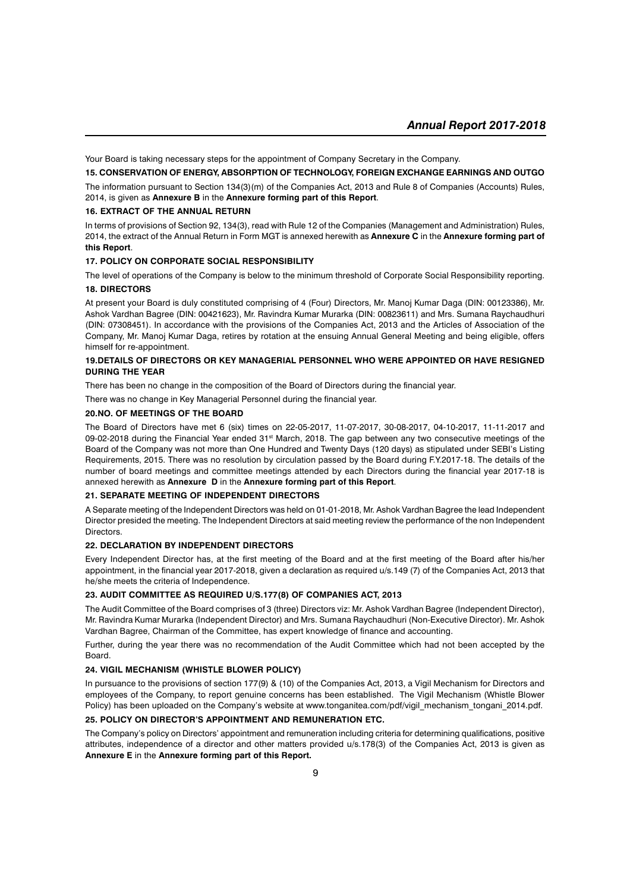Your Board is taking necessary steps for the appointment of Company Secretary in the Company.

### 15. CONSERVATION OF ENERGY, ABSORPTION OF TECHNOLOGY, FOREIGN EXCHANGE EARNINGS AND OUTGO

The information pursuant to Section 134(3)(m) of the Companies Act, 2013 and Rule 8 of Companies (Accounts) Rules, 2014, is given as **Annexure B** in the **Annexure forming part of this Report**.

### 16. EXTRACT OF THE ANNUAL RETURN

In terms of provisions of Section 92, 134(3), read with Rule 12 of the Companies (Management and Administration) Rules, 2014, the extract of the Annual Return in Form MGT is annexed herewith as **Annexure C** in the **Annexure forming part of this Report**.

### 17. POLICY ON CORPORATE SOCIAL RESPONSIBILITY

The level of operations of the Company is below to the minimum threshold of Corporate Social Responsibility reporting.

### 18. DIRECTORS

At present your Board is duly constituted comprising of 4 (Four) Directors, Mr. Manoj Kumar Daga (DIN: 00123386), Mr. Ashok Vardhan Bagree (DIN: 00421623), Mr. Ravindra Kumar Murarka (DIN: 00823611) and Mrs. Sumana Raychaudhuri (DIN: 07308451). In accordance with the provisions of the Companies Act, 2013 and the Articles of Association of the Company, Mr. Manoj Kumar Daga, retires by rotation at the ensuing Annual General Meeting and being eligible, offers himself for re-appointment.

### 19.DETAILS OF DIRECTORS OR KEY MANAGERIAL PERSONNEL WHO WERE APPOINTED OR HAVE RESIGNED DURING THE YEAR

There has been no change in the composition of the Board of Directors during the financial year.

There was no change in Key Managerial Personnel during the financial year.

### 20.NO. OF MEETINGS OF THE BOARD

The Board of Directors have met 6 (six) times on 22-05-2017, 11-07-2017, 30-08-2017, 04-10-2017, 11-11-2017 and 09-02-2018 during the Financial Year ended 31st March, 2018. The gap between any two consecutive meetings of the Board of the Company was not more than One Hundred and Twenty Days (120 days) as stipulated under SEBI's Listing Requirements, 2015. There was no resolution by circulation passed by the Board during F.Y.2017-18. The details of the number of board meetings and committee meetings attended by each Directors during the financial year 2017-18 is annexed herewith as **Annexure D** in the **Annexure forming part of this Report**.

### 21. SEPARATE MEETING OF INDEPENDENT DIRECTORS

A Separate meeting of the Independent Directors was held on 01-01-2018, Mr. Ashok Vardhan Bagree the lead Independent Director presided the meeting. The Independent Directors at said meeting review the performance of the non Independent Directors.

### 22. DECLARATION BY INDEPENDENT DIRECTORS

Every Independent Director has, at the first meeting of the Board and at the first meeting of the Board after his/her appointment, in the financial year 2017-2018, given a declaration as required u/s.149 (7) of the Companies Act, 2013 that he/she meets the criteria of Independence.

### 23. AUDIT COMMITTEE AS REQUIRED U/S.177(8) OF COMPANIES ACT, 2013

The Audit Committee of the Board comprises of 3 (three) Directors viz: Mr. Ashok Vardhan Bagree (Independent Director), Mr. Ravindra Kumar Murarka (Independent Director) and Mrs. Sumana Raychaudhuri (Non-Executive Director). Mr. Ashok Vardhan Bagree, Chairman of the Committee, has expert knowledge of finance and accounting.

Further, during the year there was no recommendation of the Audit Committee which had not been accepted by the Board.

### 24. VIGIL MECHANISM (WHISTLE BLOWER POLICY)

In pursuance to the provisions of section 177(9) & (10) of the Companies Act, 2013, a Vigil Mechanism for Directors and employees of the Company, to report genuine concerns has been established. The Vigil Mechanism (Whistle Blower Policy) has been uploaded on the Company's website at www.tonganitea.com/pdf/vigil_mechanism_tongani_2014.pdf.

### 25. POLICY ON DIRECTOR'S APPOINTMENT AND REMUNERATION ETC.

The Company's policy on Directors' appointment and remuneration including criteria for determining qualifications, positive attributes, independence of a director and other matters provided u/s.178(3) of the Companies Act, 2013 is given as **Annexure E** in the **Annexure forming part of this Report.**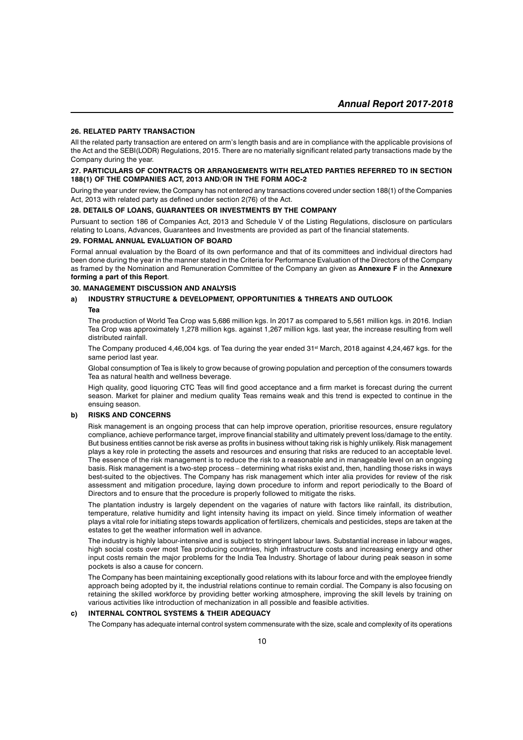## 26. RELATED PARTY TRANSACTION

All the related party transaction are entered on arm's length basis and are in compliance with the applicable provisions of the Act and the SEBI(LODR) Regulations, 2015. There are no materially significant related party transactions made by the Company during the year.

## 27. PARTICULARS OF CONTRACTS OR ARRANGEMENTS WITH RELATED PARTIES REFERRED TO IN SECTION 188(1) OF THE COMPANIES ACT, 2013 AND/OR IN THE FORM AOC-2

During the year under review, the Company has not entered any transactions covered under section 188(1) of the Companies Act, 2013 with related party as defined under section 2(76) of the Act.

## 28. DETAILS OF LOANS, GUARANTEES OR INVESTMENTS BY THE COMPANY

Pursuant to section 186 of Companies Act, 2013 and Schedule V of the Listing Regulations, disclosure on particulars relating to Loans, Advances, Guarantees and Investments are provided as part of the financial statements.

## 29. FORMAL ANNUAL EVALUATION OF BOARD

Formal annual evaluation by the Board of its own performance and that of its committees and individual directors had been done during the year in the manner stated in the Criteria for Performance Evaluation of the Directors of the Company as framed by the Nomination and Remuneration Committee of the Company an given as **Annexure F** in the **Annexure forming a part of this Report**.

## 30. MANAGEMENT DISCUSSION AND ANALYSIS

### a) INDUSTRY STRUCTURE & DEVELOPMENT, OPPORTUNITIES & THREATS AND OUTLOOK

**Tea**

The production of World Tea Crop was 5,686 million kgs. In 2017 as compared to 5,561 million kgs. in 2016. Indian Tea Crop was approximately 1,278 million kgs. against 1,267 million kgs. last year, the increase resulting from well distributed rainfall.

The Company produced 4,46,004 kgs. of Tea during the year ended 31st March, 2018 against 4,24,467 kgs. for the same period last year.

Global consumption of Tea is likely to grow because of growing population and perception of the consumers towards Tea as natural health and wellness beverage.

High quality, good liquoring CTC Teas will find good acceptance and a firm market is forecast during the current season. Market for plainer and medium quality Teas remains weak and this trend is expected to continue in the ensuing season.

### b) RISKS AND CONCERNS

Risk management is an ongoing process that can help improve operation, prioritise resources, ensure regulatory compliance, achieve performance target, improve financial stability and ultimately prevent loss/damage to the entity. But business entities cannot be risk averse as profits in business without taking risk is highly unlikely. Risk management plays a key role in protecting the assets and resources and ensuring that risks are reduced to an acceptable level. The essence of the risk management is to reduce the risk to a reasonable and in manageable level on an ongoing basis. Risk management is a two-step process – determining what risks exist and, then, handling those risks in ways best-suited to the objectives. The Company has risk management which inter alia provides for review of the risk assessment and mitigation procedure, laying down procedure to inform and report periodically to the Board of Directors and to ensure that the procedure is properly followed to mitigate the risks.

The plantation industry is largely dependent on the vagaries of nature with factors like rainfall, its distribution, temperature, relative humidity and light intensity having its impact on yield. Since timely information of weather plays a vital role for initiating steps towards application of fertilizers, chemicals and pesticides, steps are taken at the estates to get the weather information well in advance.

The industry is highly labour-intensive and is subject to stringent labour laws. Substantial increase in labour wages, high social costs over most Tea producing countries, high infrastructure costs and increasing energy and other input costs remain the major problems for the India Tea Industry. Shortage of labour during peak season in some pockets is also a cause for concern.

The Company has been maintaining exceptionally good relations with its labour force and with the employee friendly approach being adopted by it, the industrial relations continue to remain cordial. The Company is also focusing on retaining the skilled workforce by providing better working atmosphere, improving the skill levels by training on various activities like introduction of mechanization in all possible and feasible activities.

### c) INTERNAL CONTROL SYSTEMS & THEIR ADEQUACY

The Company has adequate internal control system commensurate with the size, scale and complexity of its operations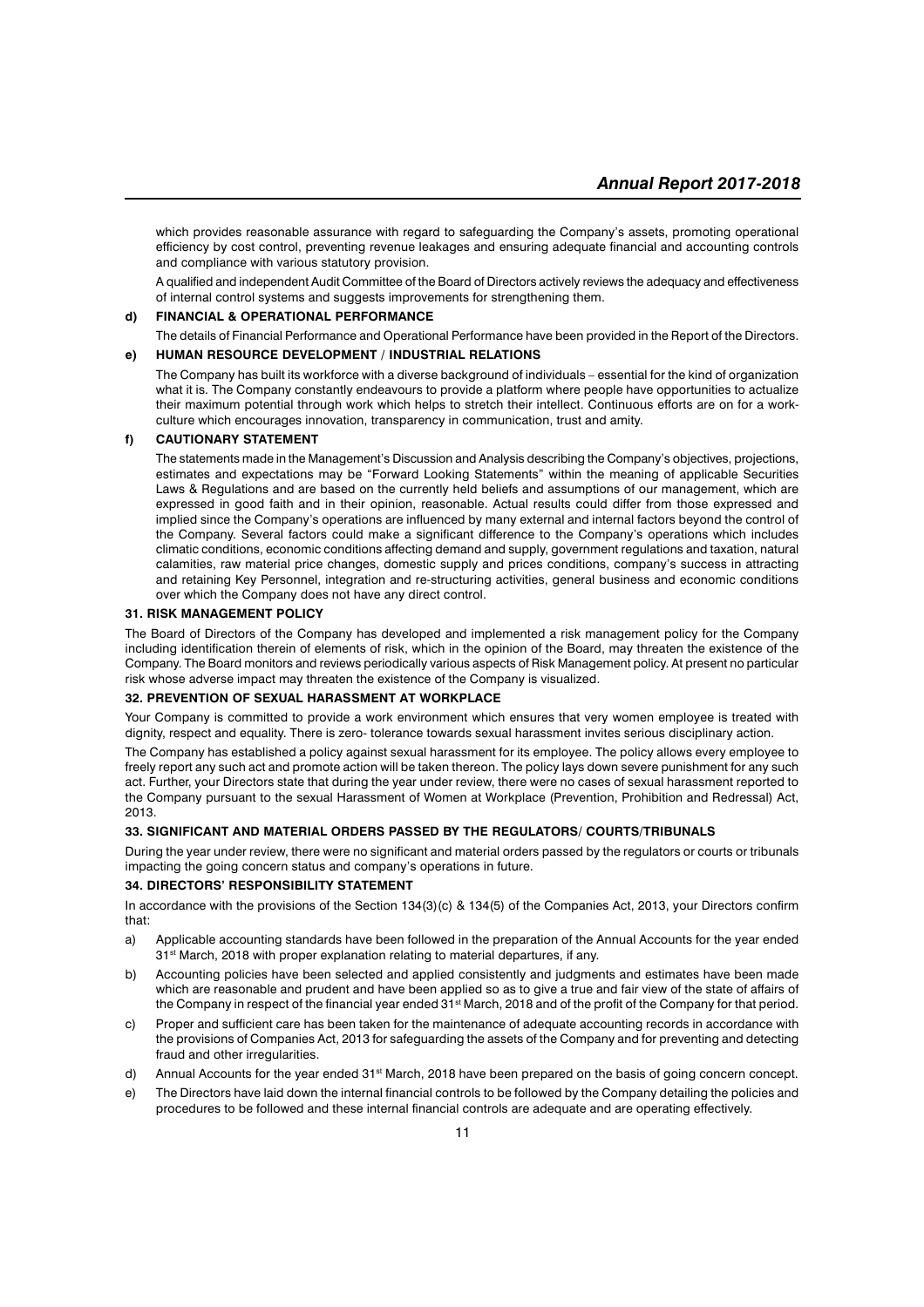which provides reasonable assurance with regard to safeguarding the Company's assets, promoting operational efficiency by cost control, preventing revenue leakages and ensuring adequate financial and accounting controls and compliance with various statutory provision.

A qualified and independent Audit Committee of the Board of Directors actively reviews the adequacy and effectiveness of internal control systems and suggests improvements for strengthening them.

**d) FINANCIAL & OPERATIONAL PERFORMANCE**

The details of Financial Performance and Operational Performance have been provided in the Report of the Directors.

**e) HUMAN RESOURCE DEVELOPMENT / INDUSTRIAL RELATIONS**

The Company has built its workforce with a diverse background of individuals – essential for the kind of organization what it is. The Company constantly endeavours to provide a platform where people have opportunities to actualize their maximum potential through work which helps to stretch their intellect. Continuous efforts are on for a work-culture which encourages innovation, transparency in communication, trust and amity.

**f) CAUTIONARY STATEMENT**

The statements made in the Management's Discussion and Analysis describing the Company's objectives, projections, estimates and expectations may be "Forward Looking Statements" within the meaning of applicable Securities Laws & Regulations and are based on the currently held beliefs and assumptions of our management, which are expressed in good faith and in their opinion, reasonable. Actual results could differ from those expressed and implied since the Company's operations are influenced by many external and internal factors beyond the control of the Company. Several factors could make a significant difference to the Company's operations which includes climatic conditions, economic conditions affecting demand and supply, government regulations and taxation, natural calamities, raw material price changes, domestic supply and prices conditions, company's success in attracting and retaining Key Personnel, integration and re-structuring activities, general business and economic conditions over which the Company does not have any direct control.

### 31. RISK MANAGEMENT POLICY

The Board of Directors of the Company has developed and implemented a risk management policy for the Company including identification therein of elements of risk, which in the opinion of the Board, may threaten the existence of the Company. The Board monitors and reviews periodically various aspects of Risk Management policy. At present no particular risk whose adverse impact may threaten the existence of the Company is visualized.

### 32. PREVENTION OF SEXUAL HARASSMENT AT WORKPLACE

Your Company is committed to provide a work environment which ensures that very women employee is treated with dignity, respect and equality. There is zero- tolerance towards sexual harassment invites serious disciplinary action.

The Company has established a policy against sexual harassment for its employee. The policy allows every employee to freely report any such act and promote action will be taken thereon. The policy lays down severe punishment for any such act. Further, your Directors state that during the year under review, there were no cases of sexual harassment reported to the Company pursuant to the sexual Harassment of Women at Workplace (Prevention, Prohibition and Redressal) Act, 2013.

### 33. SIGNIFICANT AND MATERIAL ORDERS PASSED BY THE REGULATORS/ COURTS/TRIBUNALS

During the year under review, there were no significant and material orders passed by the regulators or courts or tribunals impacting the going concern status and company's operations in future.

### 34. DIRECTORS' RESPONSIBILITY STATEMENT

In accordance with the provisions of the Section 134(3)(c) & 134(5) of the Companies Act, 2013, your Directors confirm that:

a) Applicable accounting standards have been followed in the preparation of the Annual Accounts for the year ended 31st March, 2018 with proper explanation relating to material departures, if any.

b) Accounting policies have been selected and applied consistently and judgments and estimates have been made which are reasonable and prudent and have been applied so as to give a true and fair view of the state of affairs of the Company in respect of the financial year ended 31st March, 2018 and of the profit of the Company for that period.

c) Proper and sufficient care has been taken for the maintenance of adequate accounting records in accordance with the provisions of Companies Act, 2013 for safeguarding the assets of the Company and for preventing and detecting fraud and other irregularities.

d) Annual Accounts for the year ended 31st March, 2018 have been prepared on the basis of going concern concept.

e) The Directors have laid down the internal financial controls to be followed by the Company detailing the policies and procedures to be followed and these internal financial controls are adequate and are operating effectively.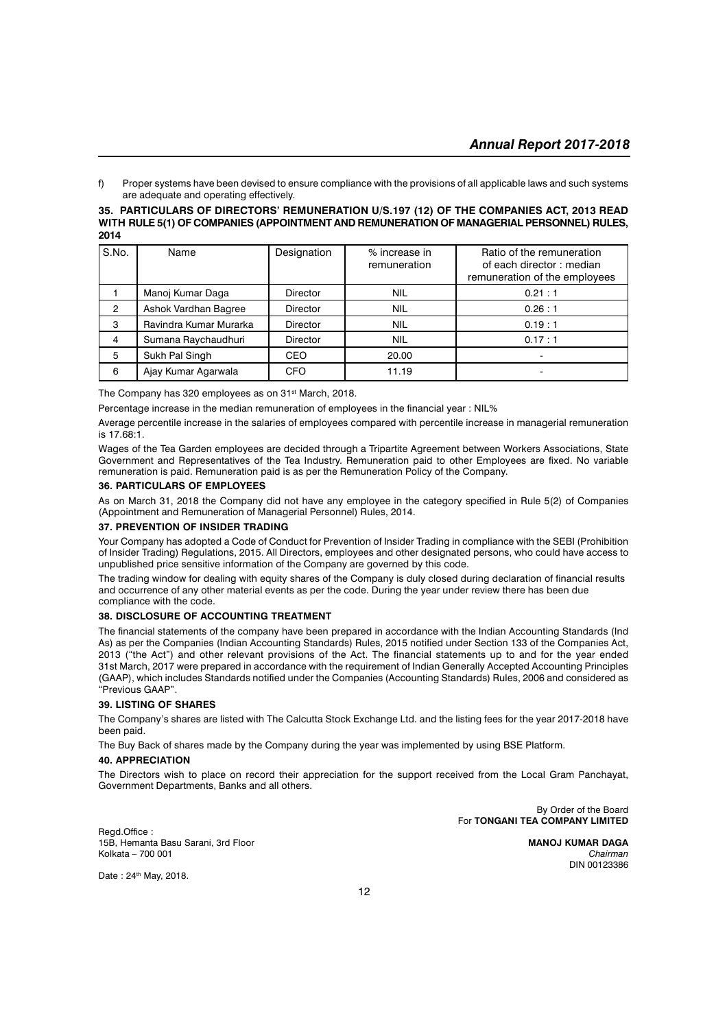f) Proper systems have been devised to ensure compliance with the provisions of all applicable laws and such systems are adequate and operating effectively.

### 35. PARTICULARS OF DIRECTORS' REMUNERATION U/S.197 (12) OF THE COMPANIES ACT, 2013 READ WITH RULE 5(1) OF COMPANIES (APPOINTMENT AND REMUNERATION OF MANAGERIAL PERSONNEL) RULES, 2014

| S.No. | Name | Designation | % increase in remuneration | Ratio of the remuneration of each director : median remuneration of the employees |
|---|---|---|---|---|
| 1 | Manoj Kumar Daga | Director | NIL | 0.21 : 1 |
| 2 | Ashok Vardhan Bagree | Director | NIL | 0.26 : 1 |
| 3 | Ravindra Kumar Murarka | Director | NIL | 0.19 : 1 |
| 4 | Sumana Raychaudhuri | Director | NIL | 0.17 : 1 |
| 5 | Sukh Pal Singh | CEO | 20.00 | - |
| 6 | Ajay Kumar Agarwala | CFO | 11.19 | - |

The Company has 320 employees as on 31st March, 2018.

Percentage increase in the median remuneration of employees in the financial year : NIL%

Average percentile increase in the salaries of employees compared with percentile increase in managerial remuneration is 17.68:1.

Wages of the Tea Garden employees are decided through a Tripartite Agreement between Workers Associations, State Government and Representatives of the Tea Industry. Remuneration paid to other Employees are fixed. No variable remuneration is paid. Remuneration paid is as per the Remuneration Policy of the Company.

### 36. PARTICULARS OF EMPLOYEES

As on March 31, 2018 the Company did not have any employee in the category specified in Rule 5(2) of Companies (Appointment and Remuneration of Managerial Personnel) Rules, 2014.

### 37. PREVENTION OF INSIDER TRADING

Your Company has adopted a Code of Conduct for Prevention of Insider Trading in compliance with the SEBI (Prohibition of Insider Trading) Regulations, 2015. All Directors, employees and other designated persons, who could have access to unpublished price sensitive information of the Company are governed by this code.

The trading window for dealing with equity shares of the Company is duly closed during declaration of financial results and occurrence of any other material events as per the code. During the year under review there has been due compliance with the code.

### 38. DISCLOSURE OF ACCOUNTING TREATMENT

The financial statements of the company have been prepared in accordance with the Indian Accounting Standards (Ind As) as per the Companies (Indian Accounting Standards) Rules, 2015 notified under Section 133 of the Companies Act, 2013 ("the Act") and other relevant provisions of the Act. The financial statements up to and for the year ended 31st March, 2017 were prepared in accordance with the requirement of Indian Generally Accepted Accounting Principles (GAAP), which includes Standards notified under the Companies (Accounting Standards) Rules, 2006 and considered as "Previous GAAP".

### 39. LISTING OF SHARES

The Company's shares are listed with The Calcutta Stock Exchange Ltd. and the listing fees for the year 2017-2018 have been paid.

The Buy Back of shares made by the Company during the year was implemented by using BSE Platform.

### 40. APPRECIATION

The Directors wish to place on record their appreciation for the support received from the Local Gram Panchayat, Government Departments, Banks and all others.

By Order of the Board
For **TONGANI TEA COMPANY LIMITED**

Regd.Office :
15B, Hemanta Basu Sarani, 3rd Floor
Kolkata – 700 001

**MANOJ KUMAR DAGA**
*Chairman*
DIN 00123386

Date : 24th May, 2018.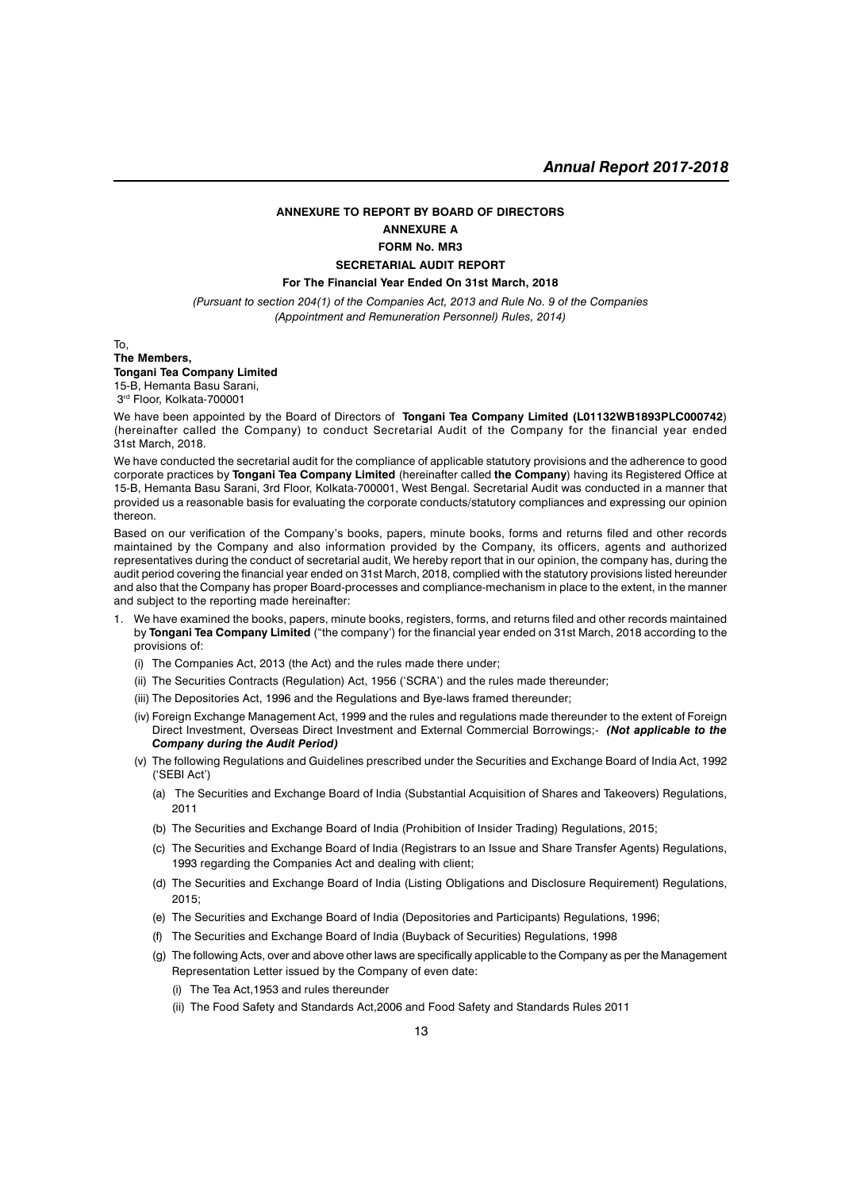**ANNEXURE TO REPORT BY BOARD OF DIRECTORS**

**ANNEXURE A**

**FORM No. MR3**

**SECRETARIAL AUDIT REPORT**

**For The Financial Year Ended On 31st March, 2018**

*(Pursuant to section 204(1) of the Companies Act, 2013 and Rule No. 9 of the Companies (Appointment and Remuneration Personnel) Rules, 2014)*

To,
**The Members,**
**Tongani Tea Company Limited**
15-B, Hemanta Basu Sarani,
3rd Floor, Kolkata-700001

We have been appointed by the Board of Directors of **Tongani Tea Company Limited (L01132WB1893PLC000742**) (hereinafter called the Company) to conduct Secretarial Audit of the Company for the financial year ended 31st March, 2018.

We have conducted the secretarial audit for the compliance of applicable statutory provisions and the adherence to good corporate practices by **Tongani Tea Company Limited** (hereinafter called **the Company**) having its Registered Office at 15-B, Hemanta Basu Sarani, 3rd Floor, Kolkata-700001, West Bengal. Secretarial Audit was conducted in a manner that provided us a reasonable basis for evaluating the corporate conducts/statutory compliances and expressing our opinion thereon.

Based on our verification of the Company's books, papers, minute books, forms and returns filed and other records maintained by the Company and also information provided by the Company, its officers, agents and authorized representatives during the conduct of secretarial audit, We hereby report that in our opinion, the company has, during the audit period covering the financial year ended on 31st March, 2018, complied with the statutory provisions listed hereunder and also that the Company has proper Board-processes and compliance-mechanism in place to the extent, in the manner and subject to the reporting made hereinafter:

1. We have examined the books, papers, minute books, registers, forms, and returns filed and other records maintained by **Tongani Tea Company Limited** ("the company') for the financial year ended on 31st March, 2018 according to the provisions of:
   - (i) The Companies Act, 2013 (the Act) and the rules made there under;
   - (ii) The Securities Contracts (Regulation) Act, 1956 ('SCRA') and the rules made thereunder;
   - (iii) The Depositories Act, 1996 and the Regulations and Bye-laws framed thereunder;
   - (iv) Foreign Exchange Management Act, 1999 and the rules and regulations made thereunder to the extent of Foreign Direct Investment, Overseas Direct Investment and External Commercial Borrowings;- ***(Not applicable to the Company during the Audit Period)***
   - (v) The following Regulations and Guidelines prescribed under the Securities and Exchange Board of India Act, 1992 ('SEBI Act')
     - (a) The Securities and Exchange Board of India (Substantial Acquisition of Shares and Takeovers) Regulations, 2011
     - (b) The Securities and Exchange Board of India (Prohibition of Insider Trading) Regulations, 2015;
     - (c) The Securities and Exchange Board of India (Registrars to an Issue and Share Transfer Agents) Regulations, 1993 regarding the Companies Act and dealing with client;
     - (d) The Securities and Exchange Board of India (Listing Obligations and Disclosure Requirement) Regulations, 2015;
     - (e) The Securities and Exchange Board of India (Depositories and Participants) Regulations, 1996;
     - (f) The Securities and Exchange Board of India (Buyback of Securities) Regulations, 1998
     - (g) The following Acts, over and above other laws are specifically applicable to the Company as per the Management Representation Letter issued by the Company of even date:
       - (i) The Tea Act,1953 and rules thereunder
       - (ii) The Food Safety and Standards Act,2006 and Food Safety and Standards Rules 2011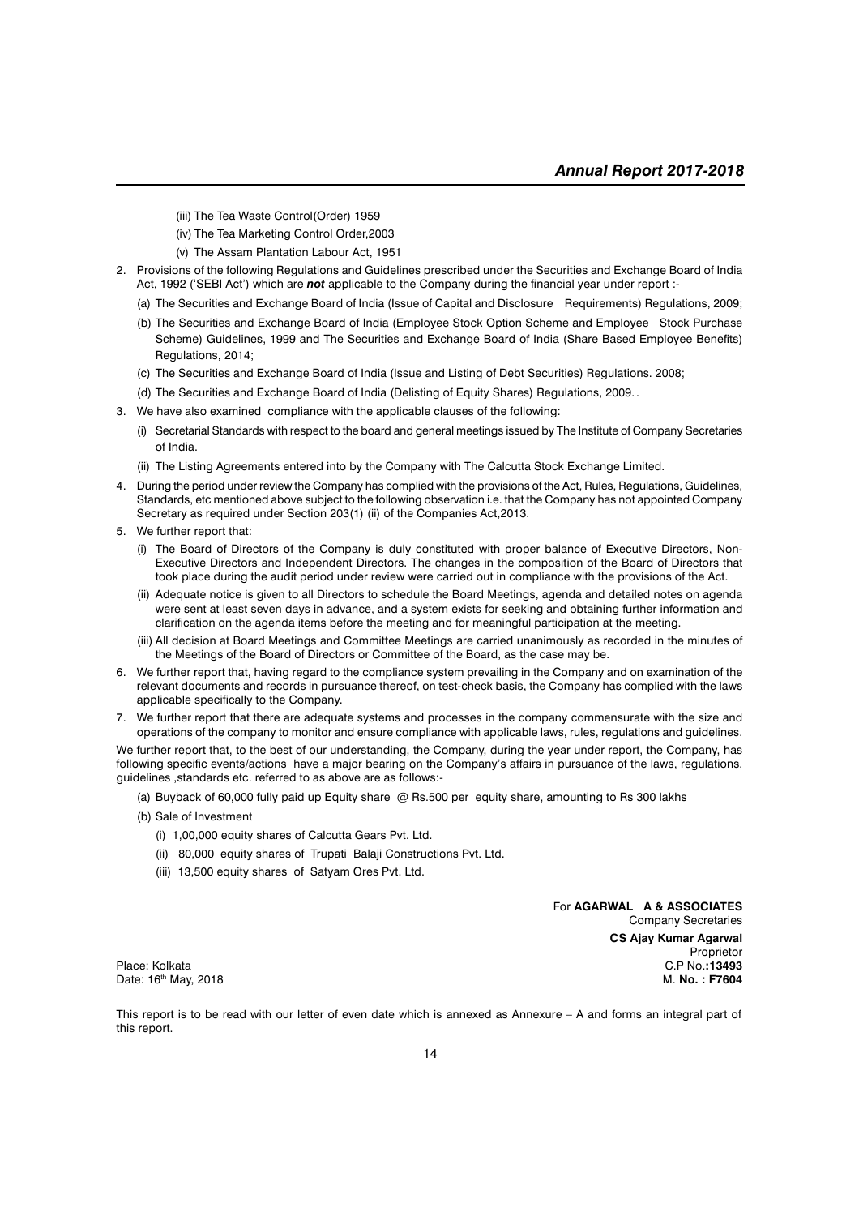(iii) The Tea Waste Control(Order) 1959

(iv) The Tea Marketing Control Order,2003

(v) The Assam Plantation Labour Act, 1951

2. Provisions of the following Regulations and Guidelines prescribed under the Securities and Exchange Board of India Act, 1992 ('SEBI Act') which are ***not*** applicable to the Company during the financial year under report :-

   (a) The Securities and Exchange Board of India (Issue of Capital and Disclosure Requirements) Regulations, 2009;

   (b) The Securities and Exchange Board of India (Employee Stock Option Scheme and Employee Stock Purchase Scheme) Guidelines, 1999 and The Securities and Exchange Board of India (Share Based Employee Benefits) Regulations, 2014;

   (c) The Securities and Exchange Board of India (Issue and Listing of Debt Securities) Regulations. 2008;

   (d) The Securities and Exchange Board of India (Delisting of Equity Shares) Regulations, 2009. .

3. We have also examined compliance with the applicable clauses of the following:

   (i) Secretarial Standards with respect to the board and general meetings issued by The Institute of Company Secretaries of India.

   (ii) The Listing Agreements entered into by the Company with The Calcutta Stock Exchange Limited.

4. During the period under review the Company has complied with the provisions of the Act, Rules, Regulations, Guidelines, Standards, etc mentioned above subject to the following observation i.e. that the Company has not appointed Company Secretary as required under Section 203(1) (ii) of the Companies Act,2013.

5. We further report that:

   (i) The Board of Directors of the Company is duly constituted with proper balance of Executive Directors, Non-Executive Directors and Independent Directors. The changes in the composition of the Board of Directors that took place during the audit period under review were carried out in compliance with the provisions of the Act.

   (ii) Adequate notice is given to all Directors to schedule the Board Meetings, agenda and detailed notes on agenda were sent at least seven days in advance, and a system exists for seeking and obtaining further information and clarification on the agenda items before the meeting and for meaningful participation at the meeting.

   (iii) All decision at Board Meetings and Committee Meetings are carried unanimously as recorded in the minutes of the Meetings of the Board of Directors or Committee of the Board, as the case may be.

6. We further report that, having regard to the compliance system prevailing in the Company and on examination of the relevant documents and records in pursuance thereof, on test-check basis, the Company has complied with the laws applicable specifically to the Company.

7. We further report that there are adequate systems and processes in the company commensurate with the size and operations of the company to monitor and ensure compliance with applicable laws, rules, regulations and guidelines.

We further report that, to the best of our understanding, the Company, during the year under report, the Company, has following specific events/actions have a major bearing on the Company's affairs in pursuance of the laws, regulations, guidelines ,standards etc. referred to as above are as follows:-

(a) Buyback of 60,000 fully paid up Equity share @ Rs.500 per equity share, amounting to Rs 300 lakhs

(b) Sale of Investment

   (i) 1,00,000 equity shares of Calcutta Gears Pvt. Ltd.

   (ii) 80,000 equity shares of Trupati Balaji Constructions Pvt. Ltd.

   (iii) 13,500 equity shares of Satyam Ores Pvt. Ltd.

For **AGARWAL A & ASSOCIATES**
Company Secretaries
**CS Ajay Kumar Agarwal**
Proprietor
C.P No.**:13493**
M. **No. : F7604**

Place: Kolkata
Date: 16th May, 2018

This report is to be read with our letter of even date which is annexed as Annexure – A and forms an integral part of this report.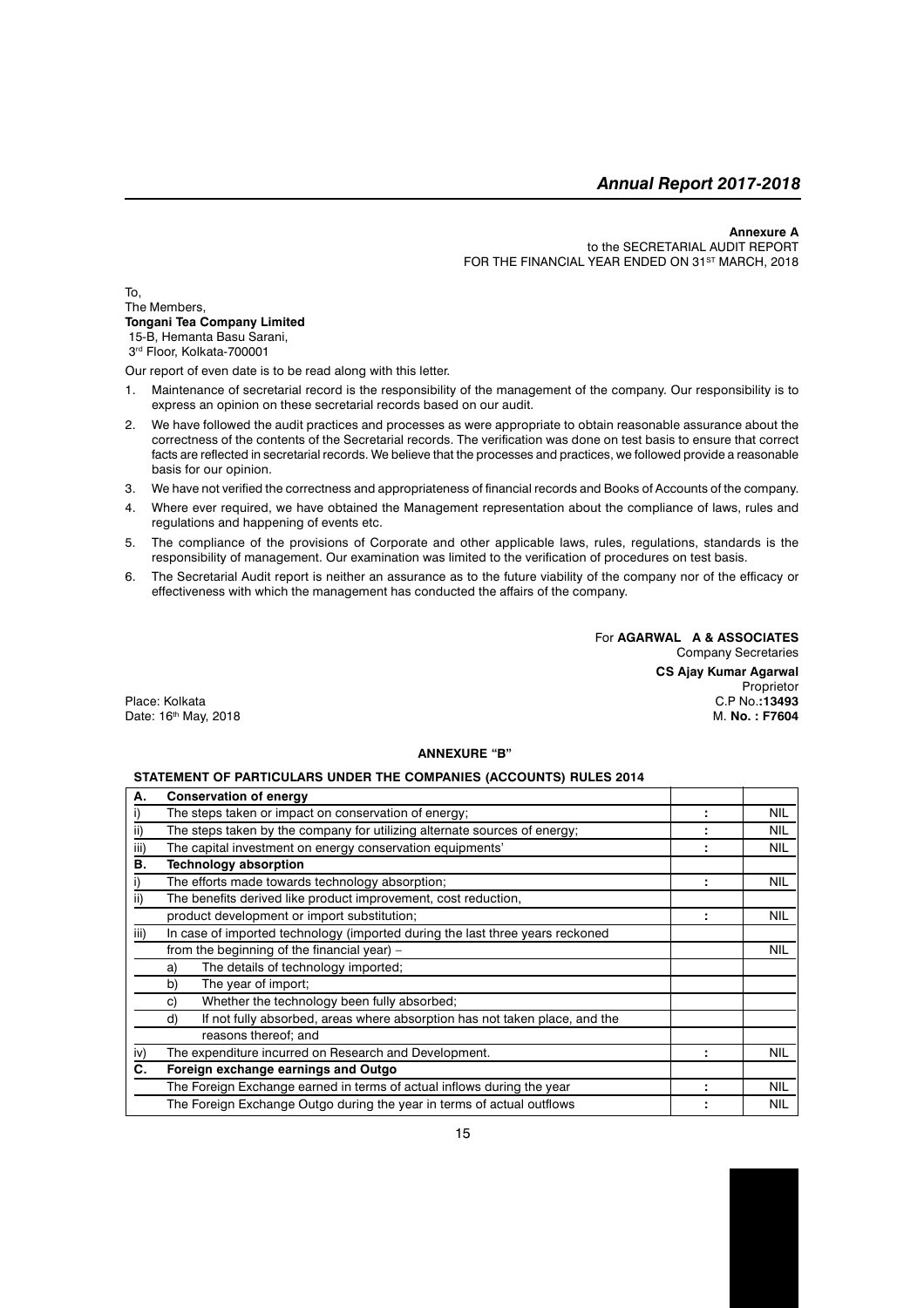**Annexure A**
to the SECRETARIAL AUDIT REPORT
FOR THE FINANCIAL YEAR ENDED ON 31ST MARCH, 2018

To,
The Members,
**Tongani Tea Company Limited**
15-B, Hemanta Basu Sarani,
3rd Floor, Kolkata-700001

Our report of even date is to be read along with this letter.

1. Maintenance of secretarial record is the responsibility of the management of the company. Our responsibility is to express an opinion on these secretarial records based on our audit.
2. We have followed the audit practices and processes as were appropriate to obtain reasonable assurance about the correctness of the contents of the Secretarial records. The verification was done on test basis to ensure that correct facts are reflected in secretarial records. We believe that the processes and practices, we followed provide a reasonable basis for our opinion.
3. We have not verified the correctness and appropriateness of financial records and Books of Accounts of the company.
4. Where ever required, we have obtained the Management representation about the compliance of laws, rules and regulations and happening of events etc.
5. The compliance of the provisions of Corporate and other applicable laws, rules, regulations, standards is the responsibility of management. Our examination was limited to the verification of procedures on test basis.
6. The Secretarial Audit report is neither an assurance as to the future viability of the company nor of the efficacy or effectiveness with which the management has conducted the affairs of the company.

For **AGARWAL A & ASSOCIATES**
Company Secretaries
**CS Ajay Kumar Agarwal**
Proprietor
C.P No.:**13493**
M. **No. : F7604**

Place: Kolkata
Date: 16th May, 2018

## ANNEXURE "B"

### STATEMENT OF PARTICULARS UNDER THE COMPANIES (ACCOUNTS) RULES 2014

| | | | |
|---|---|---|---|
| **A.** | **Conservation of energy** | | |
| i) | The steps taken or impact on conservation of energy; | : | NIL |
| ii) | The steps taken by the company for utilizing alternate sources of energy; | : | NIL |
| iii) | The capital investment on energy conservation equipments' | : | NIL |
| **B.** | **Technology absorption** | | |
| i) | The efforts made towards technology absorption; | : | NIL |
| ii) | The benefits derived like product improvement, cost reduction, product development or import substitution; | : | NIL |
| iii) | In case of imported technology (imported during the last three years reckoned from the beginning of the financial year) – | | NIL |
| | a) The details of technology imported; | | |
| | b) The year of import; | | |
| | c) Whether the technology been fully absorbed; | | |
| | d) If not fully absorbed, areas where absorption has not taken place, and the reasons thereof; and | | |
| iv) | The expenditure incurred on Research and Development. | : | NIL |
| **C.** | **Foreign exchange earnings and Outgo** | | |
| | The Foreign Exchange earned in terms of actual inflows during the year | : | NIL |
| | The Foreign Exchange Outgo during the year in terms of actual outflows | : | NIL |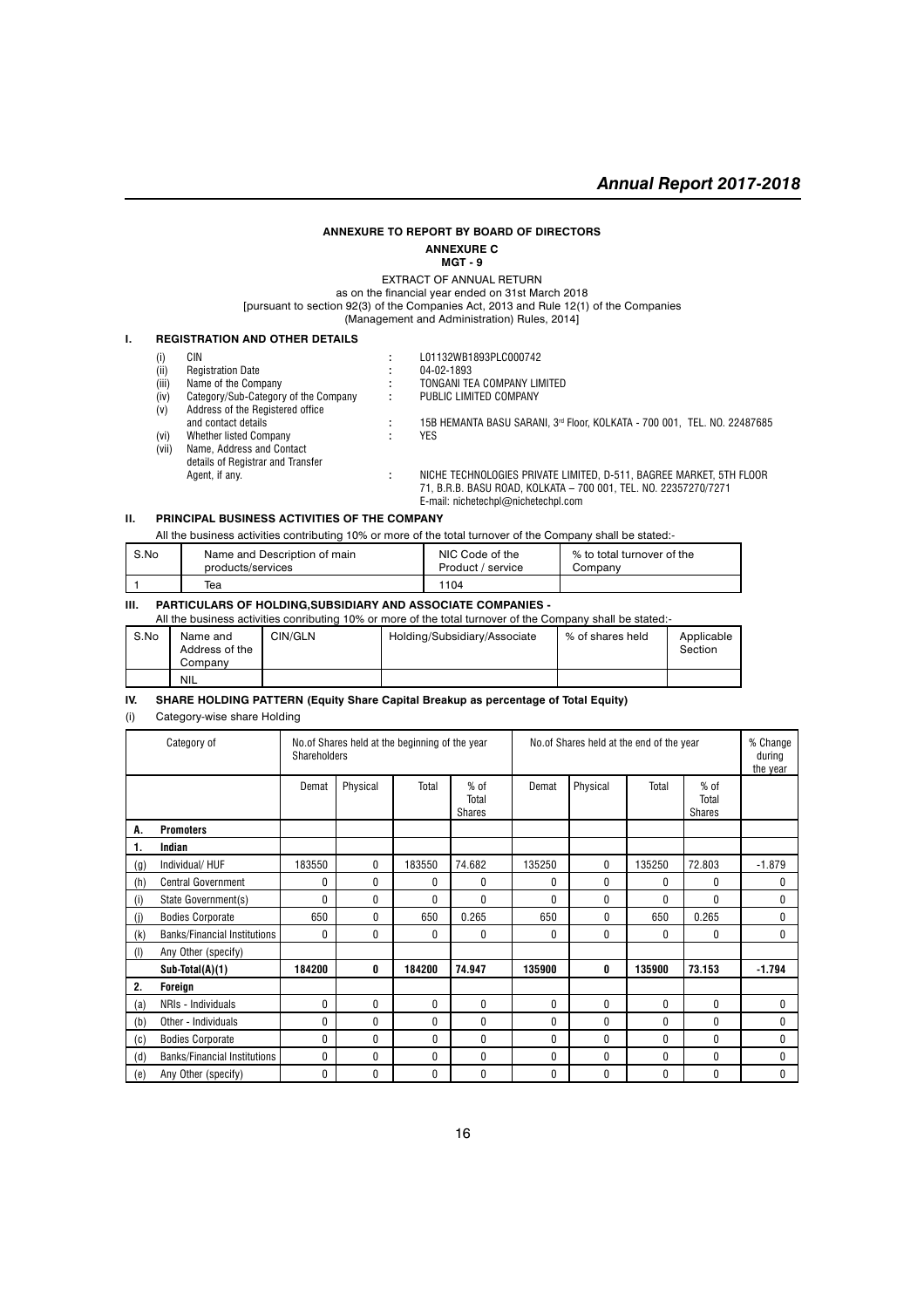## ANNEXURE TO REPORT BY BOARD OF DIRECTORS

### ANNEXURE C

### MGT - 9

EXTRACT OF ANNUAL RETURN

as on the financial year ended on 31st March 2018

[pursuant to section 92(3) of the Companies Act, 2013 and Rule 12(1) of the Companies (Management and Administration) Rules, 2014]

## I. REGISTRATION AND OTHER DETAILS

| | | | |
|---|---|---|---|
| (i) | CIN | : | L01132WB1893PLC000742 |
| (ii) | Registration Date | : | 04-02-1893 |
| (iii) | Name of the Company | : | TONGANI TEA COMPANY LIMITED |
| (iv) | Category/Sub-Category of the Company | : | PUBLIC LIMITED COMPANY |
| (v) | Address of the Registered office and contact details | : | 15B HEMANTA BASU SARANI, 3rd Floor, KOLKATA - 700 001, TEL. NO. 22487685 |
| (vi) | Whether listed Company | : | YES |
| (vii) | Name, Address and Contact details of Registrar and Transfer Agent, if any. | : | NICHE TECHNOLOGIES PRIVATE LIMITED, D-511, BAGREE MARKET, 5TH FLOOR 71, B.R.B. BASU ROAD, KOLKATA – 700 001, TEL. NO. 22357270/7271 E-mail: nichetechpl@nichetechpl.com |

## II. PRINCIPAL BUSINESS ACTIVITIES OF THE COMPANY

All the business activities contributing 10% or more of the total turnover of the Company shall be stated:-

| S.No | Name and Description of main products/services | NIC Code of the Product / service | % to total turnover of the Company |
|---|---|---|---|
| 1 | Tea | 1104 | |

## III. PARTICULARS OF HOLDING,SUBSIDIARY AND ASSOCIATE COMPANIES -

All the business activities conributing 10% or more of the total turnover of the Company shall be stated:-

| S.No | Name and Address of the Company | CIN/GLN | Holding/Subsidiary/Associate | % of shares held | Applicable Section |
|---|---|---|---|---|---|
| | NIL | | | | |

## IV. SHARE HOLDING PATTERN (Equity Share Capital Breakup as percentage of Total Equity)

(i) Category-wise share Holding

| | Category of Shareholders | No.of Shares held at the beginning of the year | | | | No.of Shares held at the end of the year | | | | % Change during the year |
|---|---|---|---|---|---|---|---|---|---|---|
| | | Demat | Physical | Total | % of Total Shares | Demat | Physical | Total | % of Total Shares | |
| **A.** | **Promoters** | | | | | | | | | |
| **1.** | **Indian** | | | | | | | | | |
| (g) | Individual/ HUF | 183550 | 0 | 183550 | 74.682 | 135250 | 0 | 135250 | 72.803 | -1.879 |
| (h) | Central Government | 0 | 0 | 0 | 0 | 0 | 0 | 0 | 0 | 0 |
| (i) | State Government(s) | 0 | 0 | 0 | 0 | 0 | 0 | 0 | 0 | 0 |
| (j) | Bodies Corporate | 650 | 0 | 650 | 0.265 | 650 | 0 | 650 | 0.265 | 0 |
| (k) | Banks/Financial Institutions | 0 | 0 | 0 | 0 | 0 | 0 | 0 | 0 | 0 |
| (l) | Any Other (specify) | | | | | | | | | |
| | **Sub-Total(A)(1)** | **184200** | **0** | **184200** | **74.947** | **135900** | **0** | **135900** | **73.153** | **-1.794** |
| **2.** | **Foreign** | | | | | | | | | |
| (a) | NRIs - Individuals | 0 | 0 | 0 | 0 | 0 | 0 | 0 | 0 | 0 |
| (b) | Other - Individuals | 0 | 0 | 0 | 0 | 0 | 0 | 0 | 0 | 0 |
| (c) | Bodies Corporate | 0 | 0 | 0 | 0 | 0 | 0 | 0 | 0 | 0 |
| (d) | Banks/Financial Institutions | 0 | 0 | 0 | 0 | 0 | 0 | 0 | 0 | 0 |
| (e) | Any Other (specify) | 0 | 0 | 0 | 0 | 0 | 0 | 0 | 0 | 0 |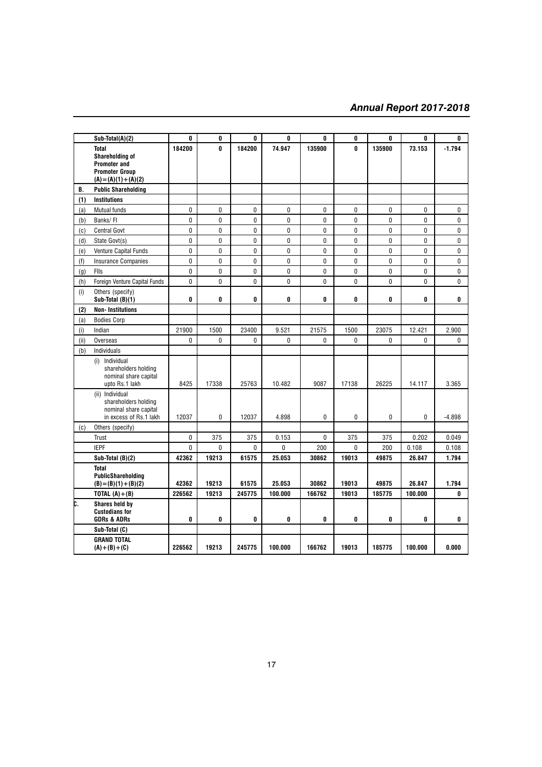| | | | | | | | | | | |
|---|---|---|---|---|---|---|---|---|---|---|
| | **Sub-Total(A)(2)** | **0** | **0** | **0** | **0** | **0** | **0** | **0** | **0** | **0** |
| | **Total Shareholding of Promoter and Promoter Group (A)=(A)(1)+(A)(2)** | **184200** | **0** | **184200** | **74.947** | **135900** | **0** | **135900** | **73.153** | **-1.794** |
| **B.** | **Public Shareholding** | | | | | | | | | |
| **(1)** | **Institutions** | | | | | | | | | |
| (a) | Mutual funds | 0 | 0 | 0 | 0 | 0 | 0 | 0 | 0 | 0 |
| (b) | Banks/ FI | 0 | 0 | 0 | 0 | 0 | 0 | 0 | 0 | 0 |
| (c) | Central Govt | 0 | 0 | 0 | 0 | 0 | 0 | 0 | 0 | 0 |
| (d) | State Govt(s) | 0 | 0 | 0 | 0 | 0 | 0 | 0 | 0 | 0 |
| (e) | Venture Capital Funds | 0 | 0 | 0 | 0 | 0 | 0 | 0 | 0 | 0 |
| (f) | Insurance Companies | 0 | 0 | 0 | 0 | 0 | 0 | 0 | 0 | 0 |
| (g) | FIIs | 0 | 0 | 0 | 0 | 0 | 0 | 0 | 0 | 0 |
| (h) | Foreign Venture Capital Funds | 0 | 0 | 0 | 0 | 0 | 0 | 0 | 0 | 0 |
| (i) | Others (specify) **Sub-Total (B)(1)** | **0** | **0** | **0** | **0** | **0** | **0** | **0** | **0** | **0** |
| **(2)** | **Non- Institutions** | | | | | | | | | |
| (a) | Bodies Corp | | | | | | | | | |
| (i) | Indian | 21900 | 1500 | 23400 | 9.521 | 21575 | 1500 | 23075 | 12.421 | 2.900 |
| (ii) | Overseas | 0 | 0 | 0 | 0 | 0 | 0 | 0 | 0 | 0 |
| (b) | Individuals | | | | | | | | | |
| | (i) Individual shareholders holding nominal share capital upto Rs.1 lakh | 8425 | 17338 | 25763 | 10.482 | 9087 | 17138 | 26225 | 14.117 | 3.365 |
| | (ii) Individual shareholders holding nominal share capital in excess of Rs.1 lakh | 12037 | 0 | 12037 | 4.898 | 0 | 0 | 0 | 0 | -4.898 |
| (c) | Others (specify) | | | | | | | | | |
| | Trust | 0 | 375 | 375 | 0.153 | 0 | 375 | 375 | 0.202 | 0.049 |
| | IEPF | 0 | 0 | 0 | 0 | 200 | 0 | 200 | 0.108 | 0.108 |
| | **Sub-Total (B)(2)** | **42362** | **19213** | **61575** | **25.053** | **30862** | **19013** | **49875** | **26.847** | **1.794** |
| | **Total PublicShareholding (B)=(B)(1)+(B)(2)** | **42362** | **19213** | **61575** | **25.053** | **30862** | **19013** | **49875** | **26.847** | **1.794** |
| | **TOTAL (A)+(B)** | **226562** | **19213** | **245775** | **100.000** | **166762** | **19013** | **185775** | **100.000** | **0** |
| **C.** | **Shares held by Custodians for GDRs & ADRs** | **0** | **0** | **0** | **0** | **0** | **0** | **0** | **0** | **0** |
| | **Sub-Total (C)** | | | | | | | | | |
| | **GRAND TOTAL (A)+(B)+(C)** | **226562** | **19213** | **245775** | **100.000** | **166762** | **19013** | **185775** | **100.000** | **0.000** |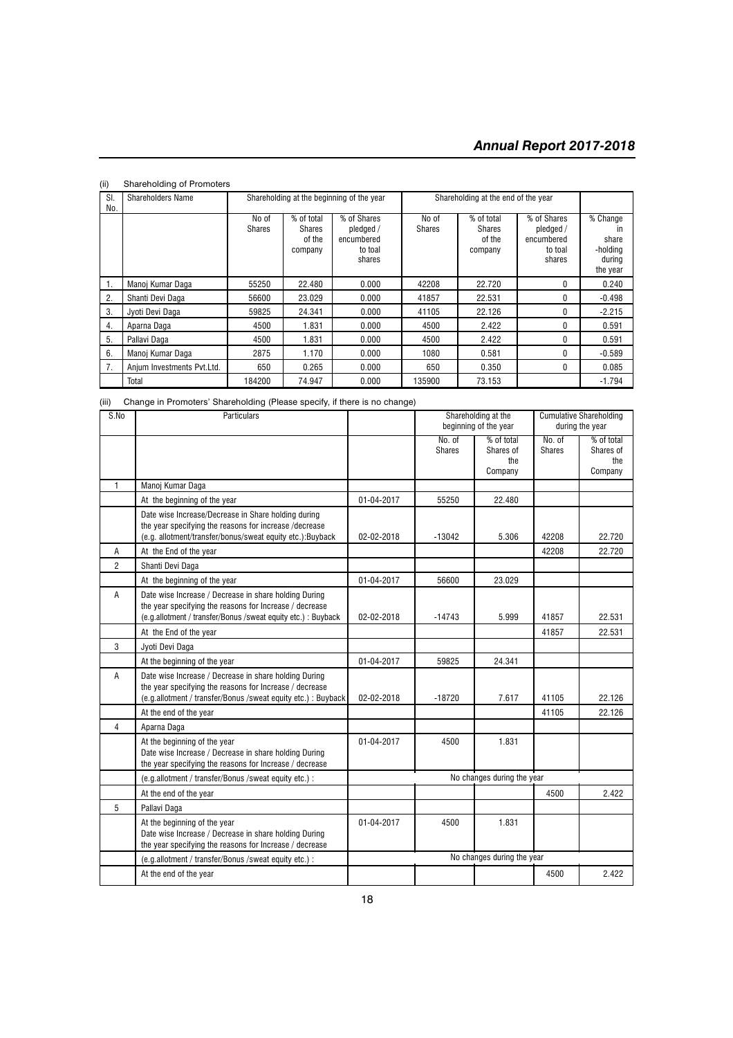(ii) Shareholding of Promoters

| Sl. No. | Shareholders Name | Shareholding at the beginning of the year | | | Shareholding at the end of the year | | | |
|---|---|---|---|---|---|---|---|---|
| | | No of Shares | % of total Shares of the company | % of Shares pledged / encumbered to toal shares | No of Shares | % of total Shares of the company | % of Shares pledged / encumbered to toal shares | % Change in share -holding during the year |
| 1. | Manoj Kumar Daga | 55250 | 22.480 | 0.000 | 42208 | 22.720 | 0 | 0.240 |
| 2. | Shanti Devi Daga | 56600 | 23.029 | 0.000 | 41857 | 22.531 | 0 | -0.498 |
| 3. | Jyoti Devi Daga | 59825 | 24.341 | 0.000 | 41105 | 22.126 | 0 | -2.215 |
| 4. | Aparna Daga | 4500 | 1.831 | 0.000 | 4500 | 2.422 | 0 | 0.591 |
| 5. | Pallavi Daga | 4500 | 1.831 | 0.000 | 4500 | 2.422 | 0 | 0.591 |
| 6. | Manoj Kumar Daga | 2875 | 1.170 | 0.000 | 1080 | 0.581 | 0 | -0.589 |
| 7. | Anjum Investments Pvt.Ltd. | 650 | 0.265 | 0.000 | 650 | 0.350 | 0 | 0.085 |
| | Total | 184200 | 74.947 | 0.000 | 135900 | 73.153 | | -1.794 |

(iii) Change in Promoters' Shareholding (Please specify, if there is no change)

| S.No | Particulars | | Shareholding at the beginning of the year | | Cumulative Shareholding during the year | |
|---|---|---|---|---|---|---|
| | | | No. of Shares | % of total Shares of the Company | No. of Shares | % of total Shares of the Company |
| 1 | Manoj Kumar Daga | | | | | |
| | At the beginning of the year | 01-04-2017 | 55250 | 22.480 | | |
| | Date wise Increase/Decrease in Share holding during the year specifying the reasons for increase /decrease (e.g. allotment/transfer/bonus/sweat equity etc.):Buyback | 02-02-2018 | -13042 | 5.306 | 42208 | 22.720 |
| A | At the End of the year | | | | 42208 | 22.720 |
| 2 | Shanti Devi Daga | | | | | |
| | At the beginning of the year | 01-04-2017 | 56600 | 23.029 | | |
| A | Date wise Increase / Decrease in share holding During the year specifying the reasons for Increase / decrease (e.g.allotment / transfer/Bonus /sweat equity etc.) : Buyback | 02-02-2018 | -14743 | 5.999 | 41857 | 22.531 |
| | At the End of the year | | | | 41857 | 22.531 |
| 3 | Jyoti Devi Daga | | | | | |
| | At the beginning of the year | 01-04-2017 | 59825 | 24.341 | | |
| A | Date wise Increase / Decrease in share holding During the year specifying the reasons for Increase / decrease (e.g.allotment / transfer/Bonus /sweat equity etc.) : Buyback | 02-02-2018 | -18720 | 7.617 | 41105 | 22.126 |
| | At the end of the year | | | | 41105 | 22.126 |
| 4 | Aparna Daga | | | | | |
| | At the beginning of the year Date wise Increase / Decrease in share holding During the year specifying the reasons for Increase / decrease | 01-04-2017 | 4500 | 1.831 | | |
| | (e.g.allotment / transfer/Bonus /sweat equity etc.) : | No changes during the year | | | | |
| | At the end of the year | | | | 4500 | 2.422 |
| 5 | Pallavi Daga | | | | | |
| | At the beginning of the year Date wise Increase / Decrease in share holding During the year specifying the reasons for Increase / decrease | 01-04-2017 | 4500 | 1.831 | | |
| | (e.g.allotment / transfer/Bonus /sweat equity etc.) : | No changes during the year | | | | |
| | At the end of the year | | | | 4500 | 2.422 |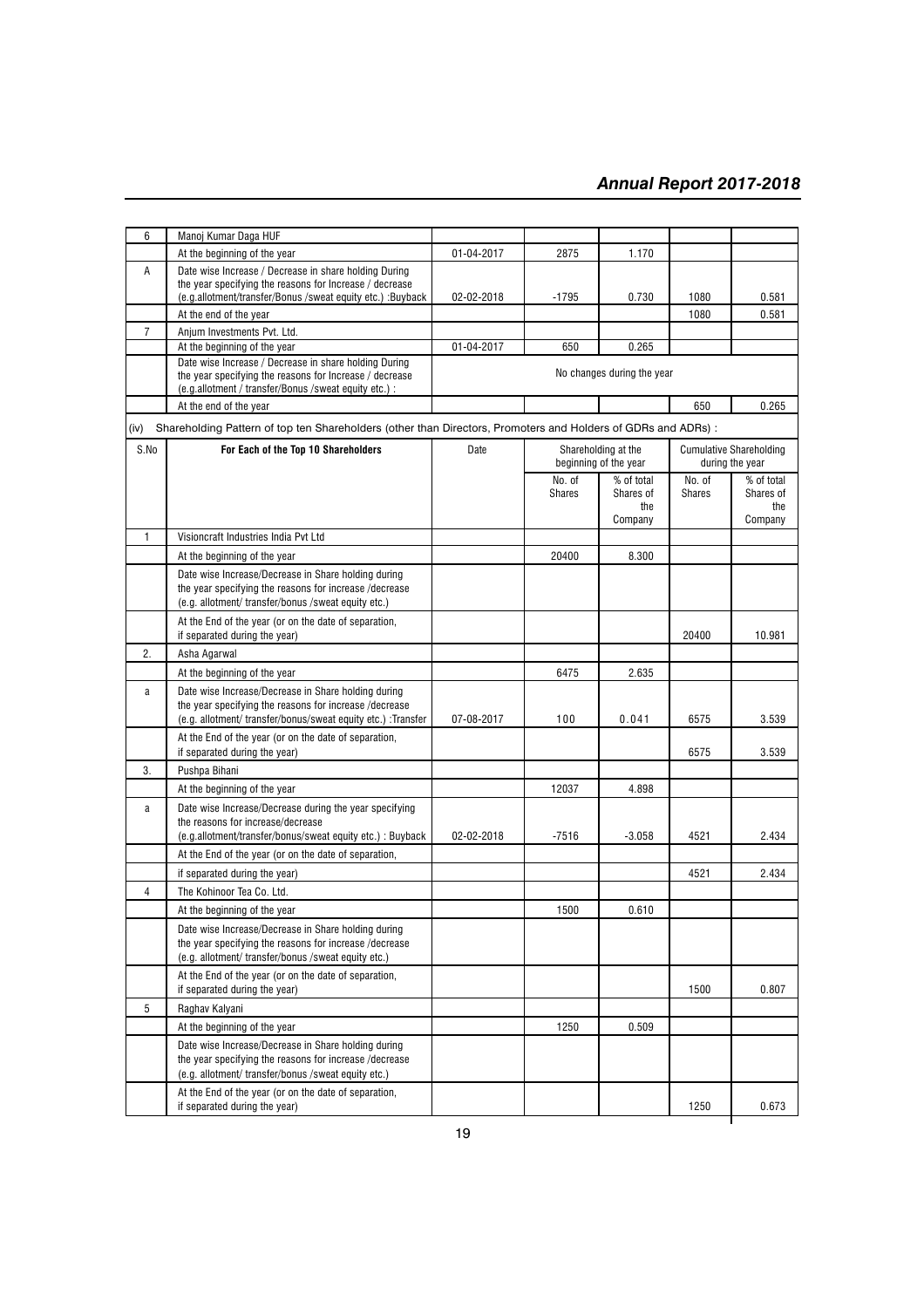| 6 | Manoj Kumar Daga HUF | | | | | |
|---|---|---|---|---|---|---|
| | At the beginning of the year | 01-04-2017 | 2875 | 1.170 | | |
| A | Date wise Increase / Decrease in share holding During the year specifying the reasons for Increase / decrease (e.g.allotment/transfer/Bonus /sweat equity etc.) :Buyback | 02-02-2018 | -1795 | 0.730 | 1080 | 0.581 |
| | At the end of the year | | | | 1080 | 0.581 |
| 7 | Anjum Investments Pvt. Ltd. | | | | | |
| | At the beginning of the year | 01-04-2017 | 650 | 0.265 | | |
| | Date wise Increase / Decrease in share holding During the year specifying the reasons for Increase / decrease (e.g.allotment / transfer/Bonus /sweat equity etc.) : | No changes during the year | | | | |
| | At the end of the year | | | | 650 | 0.265 |

(iv) Shareholding Pattern of top ten Shareholders (other than Directors, Promoters and Holders of GDRs and ADRs) :

| S.No | For Each of the Top 10 Shareholders | Date | Shareholding at the beginning of the year | | Cumulative Shareholding during the year | |
|---|---|---|---|---|---|---|
| | | | No. of Shares | % of total Shares of the Company | No. of Shares | % of total Shares of the Company |
| 1 | Visioncraft Industries India Pvt Ltd | | | | | |
| | At the beginning of the year | | 20400 | 8.300 | | |
| | Date wise Increase/Decrease in Share holding during the year specifying the reasons for increase /decrease (e.g. allotment/ transfer/bonus /sweat equity etc.) | | | | | |
| | At the End of the year (or on the date of separation, if separated during the year) | | | | 20400 | 10.981 |
| 2. | Asha Agarwal | | | | | |
| | At the beginning of the year | | 6475 | 2.635 | | |
| a | Date wise Increase/Decrease in Share holding during the year specifying the reasons for increase /decrease (e.g. allotment/ transfer/bonus/sweat equity etc.) :Transfer | 07-08-2017 | 100 | 0.041 | 6575 | 3.539 |
| | At the End of the year (or on the date of separation, if separated during the year) | | | | 6575 | 3.539 |
| 3. | Pushpa Bihani | | | | | |
| | At the beginning of the year | | 12037 | 4.898 | | |
| a | Date wise Increase/Decrease during the year specifying the reasons for increase/decrease (e.g.allotment/transfer/bonus/sweat equity etc.) : Buyback | 02-02-2018 | -7516 | -3.058 | 4521 | 2.434 |
| | At the End of the year (or on the date of separation, | | | | | |
| | if separated during the year) | | | | 4521 | 2.434 |
| 4 | The Kohinoor Tea Co. Ltd. | | | | | |
| | At the beginning of the year | | 1500 | 0.610 | | |
| | Date wise Increase/Decrease in Share holding during the year specifying the reasons for increase /decrease (e.g. allotment/ transfer/bonus /sweat equity etc.) | | | | | |
| | At the End of the year (or on the date of separation, if separated during the year) | | | | 1500 | 0.807 |
| 5 | Raghav Kalyani | | | | | |
| | At the beginning of the year | | 1250 | 0.509 | | |
| | Date wise Increase/Decrease in Share holding during the year specifying the reasons for increase /decrease (e.g. allotment/ transfer/bonus /sweat equity etc.) | | | | | |
| | At the End of the year (or on the date of separation, if separated during the year) | | | | 1250 | 0.673 |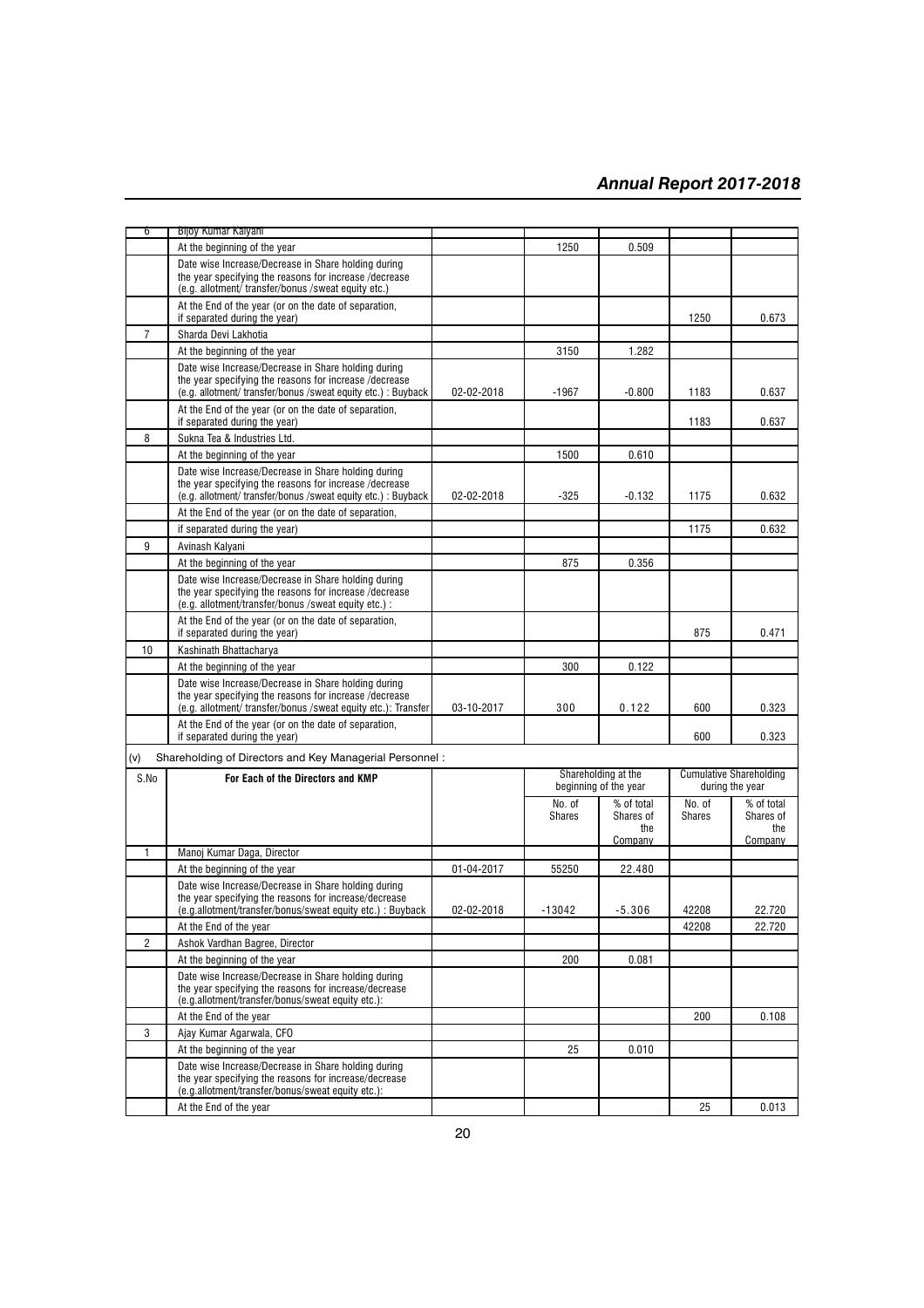| 6 | Bijoy Kumar Kalyani | | | | | |
|---|---|---|---|---|---|---|
| | At the beginning of the year | | 1250 | 0.509 | | |
| | Date wise Increase/Decrease in Share holding during the year specifying the reasons for increase /decrease (e.g. allotment/ transfer/bonus /sweat equity etc.) | | | | | |
| | At the End of the year (or on the date of separation, if separated during the year) | | | | 1250 | 0.673 |
| 7 | Sharda Devi Lakhotia | | | | | |
| | At the beginning of the year | | 3150 | 1.282 | | |
| | Date wise Increase/Decrease in Share holding during the year specifying the reasons for increase /decrease (e.g. allotment/ transfer/bonus /sweat equity etc.) : Buyback | 02-02-2018 | -1967 | -0.800 | 1183 | 0.637 |
| | At the End of the year (or on the date of separation, if separated during the year) | | | | 1183 | 0.637 |
| 8 | Sukna Tea & Industries Ltd. | | | | | |
| | At the beginning of the year | | 1500 | 0.610 | | |
| | Date wise Increase/Decrease in Share holding during the year specifying the reasons for increase /decrease (e.g. allotment/ transfer/bonus /sweat equity etc.) : Buyback | 02-02-2018 | -325 | -0.132 | 1175 | 0.632 |
| | At the End of the year (or on the date of separation, | | | | | |
| | if separated during the year) | | | | 1175 | 0.632 |
| 9 | Avinash Kalyani | | | | | |
| | At the beginning of the year | | 875 | 0.356 | | |
| | Date wise Increase/Decrease in Share holding during the year specifying the reasons for increase /decrease (e.g. allotment/transfer/bonus /sweat equity etc.) : | | | | | |
| | At the End of the year (or on the date of separation, if separated during the year) | | | | 875 | 0.471 |
| 10 | Kashinath Bhattacharya | | | | | |
| | At the beginning of the year | | 300 | 0.122 | | |
| | Date wise Increase/Decrease in Share holding during the year specifying the reasons for increase /decrease (e.g. allotment/ transfer/bonus /sweat equity etc.): Transfer | 03-10-2017 | 300 | 0.122 | 600 | 0.323 |
| | At the End of the year (or on the date of separation, if separated during the year) | | | | 600 | 0.323 |

(v) Shareholding of Directors and Key Managerial Personnel :

| S.No | For Each of the Directors and KMP | | Shareholding at the beginning of the year | | Cumulative Shareholding during the year | |
|---|---|---|---|---|---|---|
| | | | No. of Shares | % of total Shares of the Company | No. of Shares | % of total Shares of the Company |
| 1 | Manoj Kumar Daga, Director | | | | | |
| | At the beginning of the year | 01-04-2017 | 55250 | 22.480 | | |
| | Date wise Increase/Decrease in Share holding during the year specifying the reasons for increase/decrease (e.g.allotment/transfer/bonus/sweat equity etc.) : Buyback | 02-02-2018 | -13042 | -5.306 | 42208 | 22.720 |
| | At the End of the year | | | | 42208 | 22.720 |
| 2 | Ashok Vardhan Bagree, Director | | | | | |
| | At the beginning of the year | | 200 | 0.081 | | |
| | Date wise Increase/Decrease in Share holding during the year specifying the reasons for increase/decrease (e.g.allotment/transfer/bonus/sweat equity etc.): | | | | | |
| | At the End of the year | | | | 200 | 0.108 |
| 3 | Ajay Kumar Agarwala, CFO | | | | | |
| | At the beginning of the year | | 25 | 0.010 | | |
| | Date wise Increase/Decrease in Share holding during the year specifying the reasons for increase/decrease (e.g.allotment/transfer/bonus/sweat equity etc.): | | | | | |
| | At the End of the year | | | | 25 | 0.013 |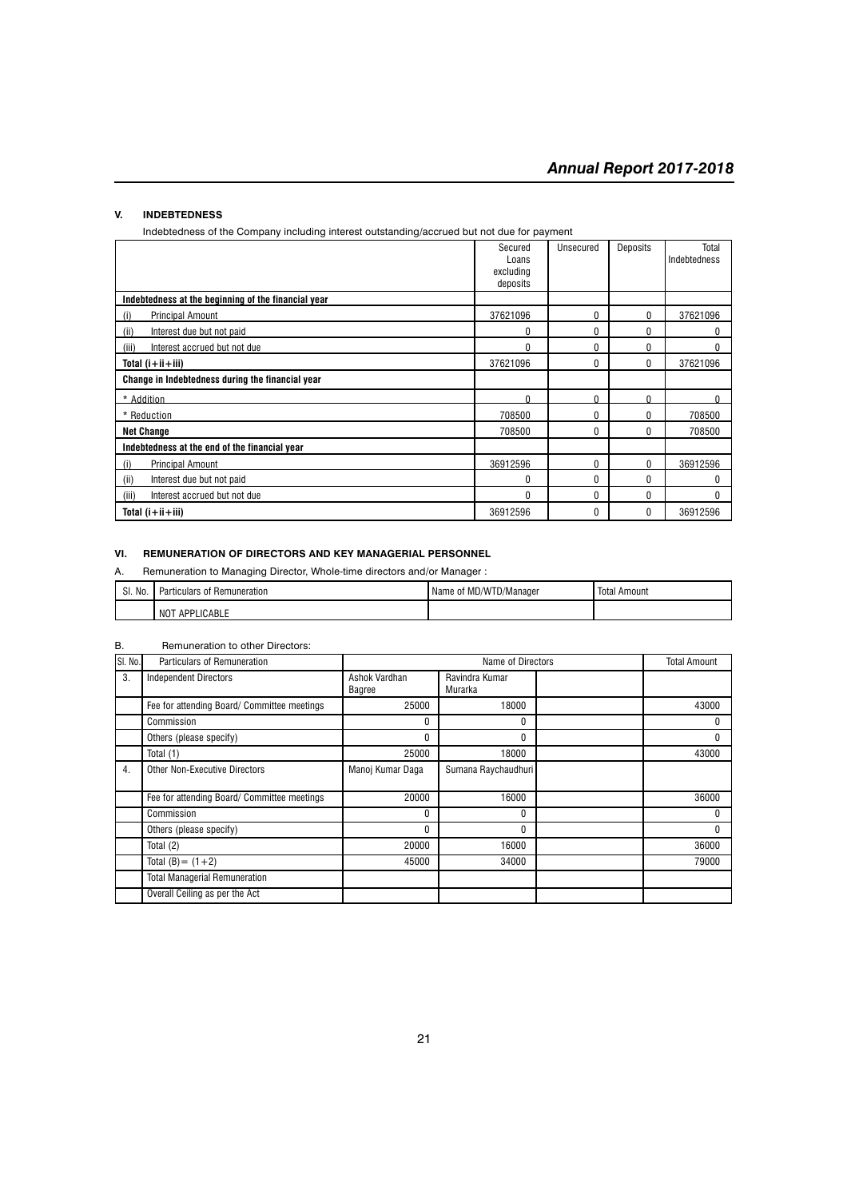## V. INDEBTEDNESS

Indebtedness of the Company including interest outstanding/accrued but not due for payment

| | Secured Loans excluding deposits | Unsecured | Deposits | Total Indebtedness |
|---|---|---|---|---|
| **Indebtedness at the beginning of the financial year** | | | | |
| (i) Principal Amount | 37621096 | 0 | 0 | 37621096 |
| (ii) Interest due but not paid | 0 | 0 | 0 | 0 |
| (iii) Interest accrued but not due | 0 | 0 | 0 | 0 |
| **Total (i+ii+iii)** | 37621096 | 0 | 0 | 37621096 |
| **Change in Indebtedness during the financial year** | | | | |
| * Addition | 0 | 0 | 0 | 0 |
| * Reduction | 708500 | 0 | 0 | 708500 |
| **Net Change** | 708500 | 0 | 0 | 708500 |
| **Indebtedness at the end of the financial year** | | | | |
| (i) Principal Amount | 36912596 | 0 | 0 | 36912596 |
| (ii) Interest due but not paid | 0 | 0 | 0 | 0 |
| (iii) Interest accrued but not due | 0 | 0 | 0 | 0 |
| **Total (i+ii+iii)** | 36912596 | 0 | 0 | 36912596 |

## VI. REMUNERATION OF DIRECTORS AND KEY MANAGERIAL PERSONNEL

A. Remuneration to Managing Director, Whole-time directors and/or Manager :

| Sl. No. | Particulars of Remuneration | Name of MD/WTD/Manager | Total Amount |
|---|---|---|---|
| | NOT APPLICABLE | | |

B. Remuneration to other Directors:

| Sl. No. | Particulars of Remuneration | Name of Directors | | | Total Amount |
|---|---|---|---|---|---|
| 3. | Independent Directors | Ashok Vardhan Bagree | Ravindra Kumar Murarka | | |
| | Fee for attending Board/ Committee meetings | 25000 | 18000 | | 43000 |
| | Commission | 0 | 0 | | 0 |
| | Others (please specify) | 0 | 0 | | 0 |
| | Total (1) | 25000 | 18000 | | 43000 |
| 4. | Other Non-Executive Directors | Manoj Kumar Daga | Sumana Raychaudhuri | | |
| | Fee for attending Board/ Committee meetings | 20000 | 16000 | | 36000 |
| | Commission | 0 | 0 | | 0 |
| | Others (please specify) | 0 | 0 | | 0 |
| | Total (2) | 20000 | 16000 | | 36000 |
| | Total (B)= (1+2) | 45000 | 34000 | | 79000 |
| | Total Managerial Remuneration | | | | |
| | Overall Ceiling as per the Act | | | | |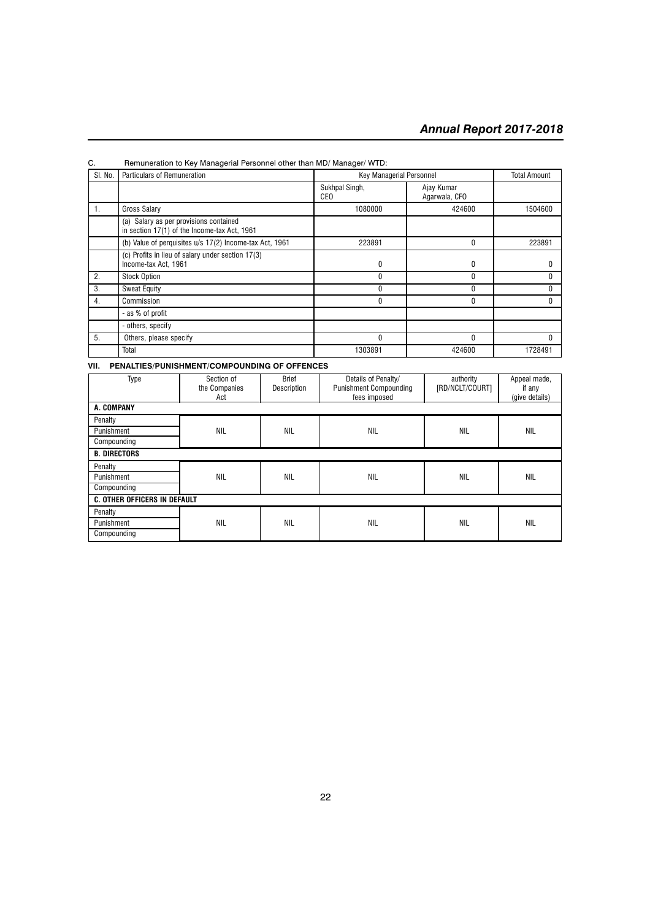C. Remuneration to Key Managerial Personnel other than MD/ Manager/ WTD:

| Sl. No. | Particulars of Remuneration | Key Managerial Personnel | | Total Amount |
|---|---|---|---|---|
| | | Sukhpal Singh, CEO | Ajay Kumar Agarwala, CFO | |
| 1. | Gross Salary | 1080000 | 424600 | 1504600 |
| | (a) Salary as per provisions contained in section 17(1) of the Income-tax Act, 1961 | | | |
| | (b) Value of perquisites u/s 17(2) Income-tax Act, 1961 | 223891 | 0 | 223891 |
| | (c) Profits in lieu of salary under section 17(3) Income-tax Act, 1961 | 0 | 0 | 0 |
| 2. | Stock Option | 0 | 0 | 0 |
| 3. | Sweat Equity | 0 | 0 | 0 |
| 4. | Commission | 0 | 0 | 0 |
| | - as % of profit | | | |
| | - others, specify | | | |
| 5. | Others, please specify | 0 | 0 | 0 |
| | Total | 1303891 | 424600 | 1728491 |

## VII. PENALTIES/PUNISHMENT/COMPOUNDING OF OFFENCES

| Type | Section of the Companies Act | Brief Description | Details of Penalty/ Punishment Compounding fees imposed | authority [RD/NCLT/COURT] | Appeal made, if any (give details) |
|---|---|---|---|---|---|
| **A. COMPANY** | | | | | |
| Penalty | NIL | NIL | NIL | NIL | NIL |
| Punishment | | | | | |
| Compounding | | | | | |
| **B. DIRECTORS** | | | | | |
| Penalty | NIL | NIL | NIL | NIL | NIL |
| Punishment | | | | | |
| Compounding | | | | | |
| **C. OTHER OFFICERS IN DEFAULT** | | | | | |
| Penalty | NIL | NIL | NIL | NIL | NIL |
| Punishment | | | | | |
| Compounding | | | | | |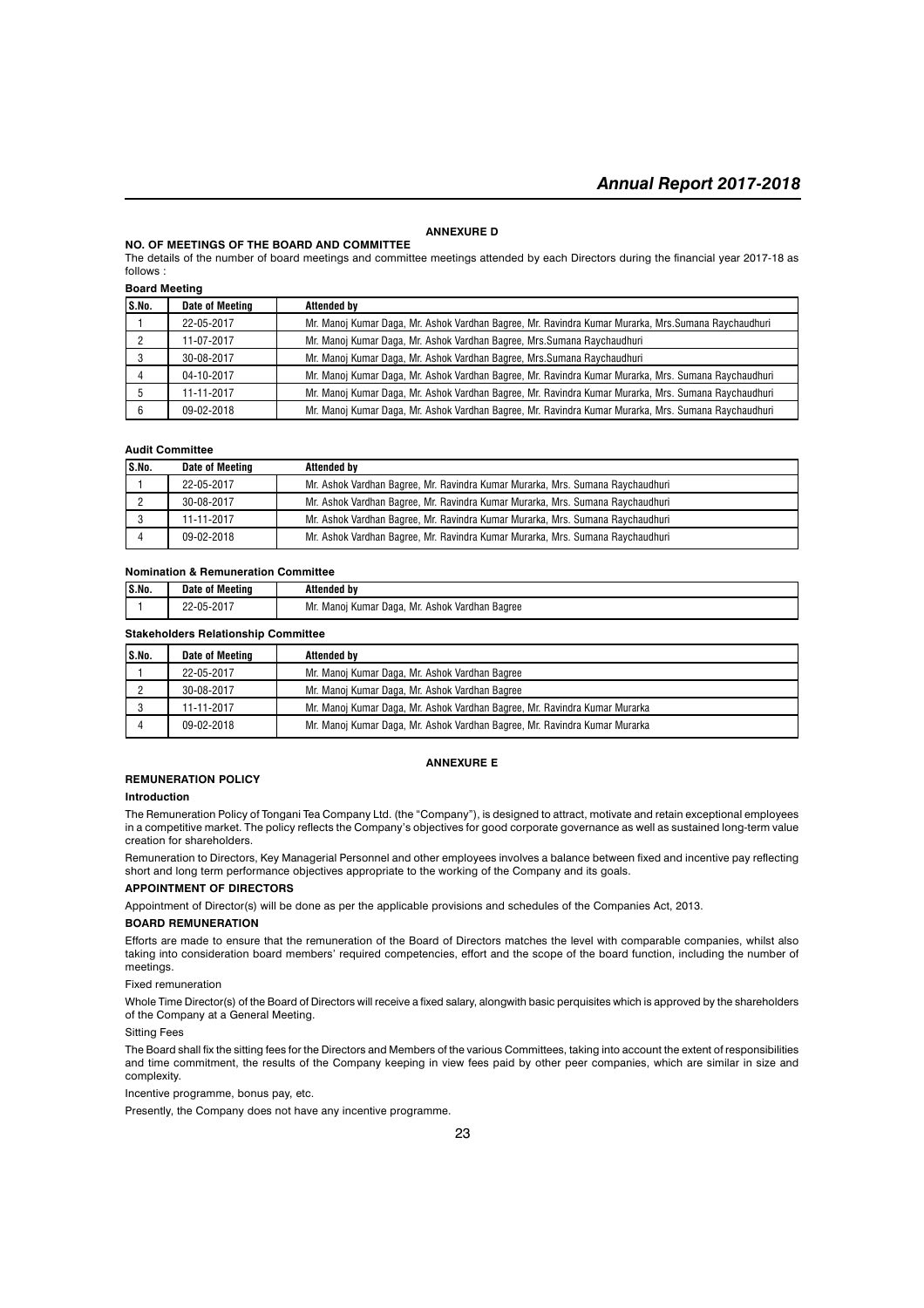## ANNEXURE D

### NO. OF MEETINGS OF THE BOARD AND COMMITTEE

The details of the number of board meetings and committee meetings attended by each Directors during the financial year 2017-18 as follows :

**Board Meeting**

| S.No. | Date of Meeting | Attended by |
|---|---|---|
| 1 | 22-05-2017 | Mr. Manoj Kumar Daga, Mr. Ashok Vardhan Bagree, Mr. Ravindra Kumar Murarka, Mrs.Sumana Raychaudhuri |
| 2 | 11-07-2017 | Mr. Manoj Kumar Daga, Mr. Ashok Vardhan Bagree, Mrs.Sumana Raychaudhuri |
| 3 | 30-08-2017 | Mr. Manoj Kumar Daga, Mr. Ashok Vardhan Bagree, Mrs.Sumana Raychaudhuri |
| 4 | 04-10-2017 | Mr. Manoj Kumar Daga, Mr. Ashok Vardhan Bagree, Mr. Ravindra Kumar Murarka, Mrs. Sumana Raychaudhuri |
| 5 | 11-11-2017 | Mr. Manoj Kumar Daga, Mr. Ashok Vardhan Bagree, Mr. Ravindra Kumar Murarka, Mrs. Sumana Raychaudhuri |
| 6 | 09-02-2018 | Mr. Manoj Kumar Daga, Mr. Ashok Vardhan Bagree, Mr. Ravindra Kumar Murarka, Mrs. Sumana Raychaudhuri |

**Audit Committee**

| S.No. | Date of Meeting | Attended by |
|---|---|---|
| 1 | 22-05-2017 | Mr. Ashok Vardhan Bagree, Mr. Ravindra Kumar Murarka, Mrs. Sumana Raychaudhuri |
| 2 | 30-08-2017 | Mr. Ashok Vardhan Bagree, Mr. Ravindra Kumar Murarka, Mrs. Sumana Raychaudhuri |
| 3 | 11-11-2017 | Mr. Ashok Vardhan Bagree, Mr. Ravindra Kumar Murarka, Mrs. Sumana Raychaudhuri |
| 4 | 09-02-2018 | Mr. Ashok Vardhan Bagree, Mr. Ravindra Kumar Murarka, Mrs. Sumana Raychaudhuri |

**Nomination & Remuneration Committee**

| S.No. | Date of Meeting | Attended by |
|---|---|---|
| 1 | 22-05-2017 | Mr. Manoj Kumar Daga, Mr. Ashok Vardhan Bagree |

**Stakeholders Relationship Committee**

| S.No. | Date of Meeting | Attended by |
|---|---|---|
| 1 | 22-05-2017 | Mr. Manoj Kumar Daga, Mr. Ashok Vardhan Bagree |
| 2 | 30-08-2017 | Mr. Manoj Kumar Daga, Mr. Ashok Vardhan Bagree |
| 3 | 11-11-2017 | Mr. Manoj Kumar Daga, Mr. Ashok Vardhan Bagree, Mr. Ravindra Kumar Murarka |
| 4 | 09-02-2018 | Mr. Manoj Kumar Daga, Mr. Ashok Vardhan Bagree, Mr. Ravindra Kumar Murarka |

## ANNEXURE E

### REMUNERATION POLICY

**Introduction**

The Remuneration Policy of Tongani Tea Company Ltd. (the "Company"), is designed to attract, motivate and retain exceptional employees in a competitive market. The policy reflects the Company's objectives for good corporate governance as well as sustained long-term value creation for shareholders.

Remuneration to Directors, Key Managerial Personnel and other employees involves a balance between fixed and incentive pay reflecting short and long term performance objectives appropriate to the working of the Company and its goals.

### APPOINTMENT OF DIRECTORS

Appointment of Director(s) will be done as per the applicable provisions and schedules of the Companies Act, 2013.

### BOARD REMUNERATION

Efforts are made to ensure that the remuneration of the Board of Directors matches the level with comparable companies, whilst also taking into consideration board members' required competencies, effort and the scope of the board function, including the number of meetings.

Fixed remuneration

Whole Time Director(s) of the Board of Directors will receive a fixed salary, alongwith basic perquisites which is approved by the shareholders of the Company at a General Meeting.

Sitting Fees

The Board shall fix the sitting fees for the Directors and Members of the various Committees, taking into account the extent of responsibilities and time commitment, the results of the Company keeping in view fees paid by other peer companies, which are similar in size and complexity.

Incentive programme, bonus pay, etc.

Presently, the Company does not have any incentive programme.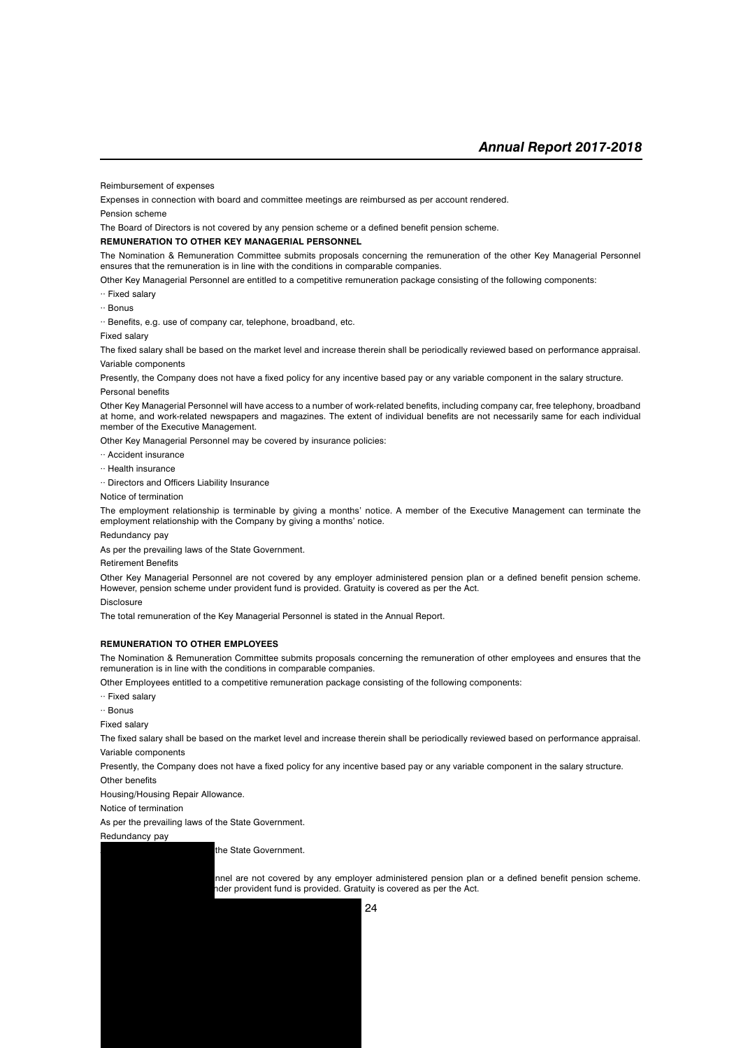Reimbursement of expenses

Expenses in connection with board and committee meetings are reimbursed as per account rendered.

Pension scheme

The Board of Directors is not covered by any pension scheme or a defined benefit pension scheme.

**REMUNERATION TO OTHER KEY MANAGERIAL PERSONNEL**

The Nomination & Remuneration Committee submits proposals concerning the remuneration of the other Key Managerial Personnel ensures that the remuneration is in line with the conditions in comparable companies.

Other Key Managerial Personnel are entitled to a competitive remuneration package consisting of the following components:

- Fixed salary
- Bonus
- Benefits, e.g. use of company car, telephone, broadband, etc.

Fixed salary

The fixed salary shall be based on the market level and increase therein shall be periodically reviewed based on performance appraisal.

Variable components

Presently, the Company does not have a fixed policy for any incentive based pay or any variable component in the salary structure.

Personal benefits

Other Key Managerial Personnel will have access to a number of work-related benefits, including company car, free telephony, broadband at home, and work-related newspapers and magazines. The extent of individual benefits are not necessarily same for each individual member of the Executive Management.

Other Key Managerial Personnel may be covered by insurance policies:

- Accident insurance
- Health insurance
- Directors and Officers Liability Insurance

Notice of termination

The employment relationship is terminable by giving a months' notice. A member of the Executive Management can terminate the employment relationship with the Company by giving a months' notice.

Redundancy pay

As per the prevailing laws of the State Government.

Retirement Benefits

Other Key Managerial Personnel are not covered by any employer administered pension plan or a defined benefit pension scheme. However, pension scheme under provident fund is provided. Gratuity is covered as per the Act.

Disclosure

The total remuneration of the Key Managerial Personnel is stated in the Annual Report.

**REMUNERATION TO OTHER EMPLOYEES**

The Nomination & Remuneration Committee submits proposals concerning the remuneration of other employees and ensures that the remuneration is in line with the conditions in comparable companies.

Other Employees entitled to a competitive remuneration package consisting of the following components:

- Fixed salary
- Bonus

Fixed salary

The fixed salary shall be based on the market level and increase therein shall be periodically reviewed based on performance appraisal.

Variable components

Presently, the Company does not have a fixed policy for any incentive based pay or any variable component in the salary structure.

Other benefits

Housing/Housing Repair Allowance.

Notice of termination

As per the prevailing laws of the State Government.

Redundancy pay

the State Government.

nnel are not covered by any employer administered pension plan or a defined benefit pension scheme. nder provident fund is provided. Gratuity is covered as per the Act.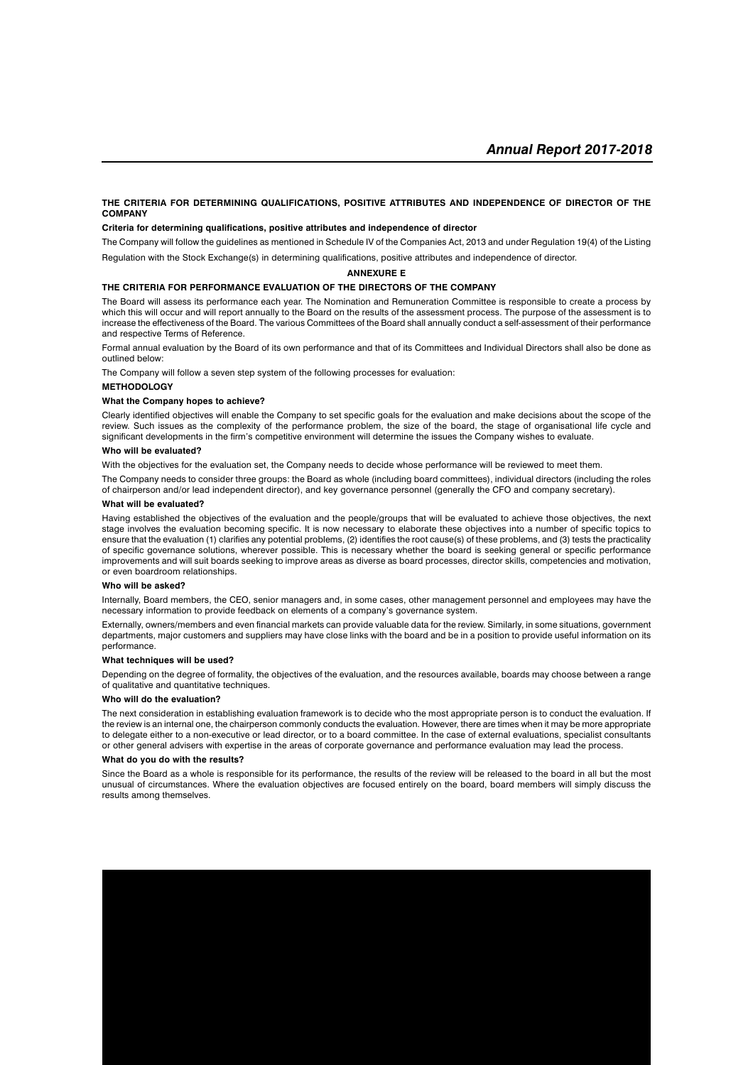## THE CRITERIA FOR DETERMINING QUALIFICATIONS, POSITIVE ATTRIBUTES AND INDEPENDENCE OF DIRECTOR OF THE COMPANY

**Criteria for determining qualifications, positive attributes and independence of director**

The Company will follow the guidelines as mentioned in Schedule IV of the Companies Act, 2013 and under Regulation 19(4) of the Listing Regulation with the Stock Exchange(s) in determining qualifications, positive attributes and independence of director.

### ANNEXURE E

## THE CRITERIA FOR PERFORMANCE EVALUATION OF THE DIRECTORS OF THE COMPANY

The Board will assess its performance each year. The Nomination and Remuneration Committee is responsible to create a process by which this will occur and will report annually to the Board on the results of the assessment process. The purpose of the assessment is to increase the effectiveness of the Board. The various Committees of the Board shall annually conduct a self-assessment of their performance and respective Terms of Reference.

Formal annual evaluation by the Board of its own performance and that of its Committees and Individual Directors shall also be done as outlined below:

The Company will follow a seven step system of the following processes for evaluation:

### METHODOLOGY

**What the Company hopes to achieve?**

Clearly identified objectives will enable the Company to set specific goals for the evaluation and make decisions about the scope of the review. Such issues as the complexity of the performance problem, the size of the board, the stage of organisational life cycle and significant developments in the firm's competitive environment will determine the issues the Company wishes to evaluate.

**Who will be evaluated?**

With the objectives for the evaluation set, the Company needs to decide whose performance will be reviewed to meet them.

The Company needs to consider three groups: the Board as whole (including board committees), individual directors (including the roles of chairperson and/or lead independent director), and key governance personnel (generally the CFO and company secretary).

**What will be evaluated?**

Having established the objectives of the evaluation and the people/groups that will be evaluated to achieve those objectives, the next stage involves the evaluation becoming specific. It is now necessary to elaborate these objectives into a number of specific topics to ensure that the evaluation (1) clarifies any potential problems, (2) identifies the root cause(s) of these problems, and (3) tests the practicality of specific governance solutions, wherever possible. This is necessary whether the board is seeking general or specific performance improvements and will suit boards seeking to improve areas as diverse as board processes, director skills, competencies and motivation, or even boardroom relationships.

**Who will be asked?**

Internally, Board members, the CEO, senior managers and, in some cases, other management personnel and employees may have the necessary information to provide feedback on elements of a company's governance system.

Externally, owners/members and even financial markets can provide valuable data for the review. Similarly, in some situations, government departments, major customers and suppliers may have close links with the board and be in a position to provide useful information on its performance.

**What techniques will be used?**

Depending on the degree of formality, the objectives of the evaluation, and the resources available, boards may choose between a range of qualitative and quantitative techniques.

**Who will do the evaluation?**

The next consideration in establishing evaluation framework is to decide who the most appropriate person is to conduct the evaluation. If the review is an internal one, the chairperson commonly conducts the evaluation. However, there are times when it may be more appropriate to delegate either to a non-executive or lead director, or to a board committee. In the case of external evaluations, specialist consultants or other general advisers with expertise in the areas of corporate governance and performance evaluation may lead the process.

**What do you do with the results?**

Since the Board as a whole is responsible for its performance, the results of the review will be released to the board in all but the most unusual of circumstances. Where the evaluation objectives are focused entirely on the board, board members will simply discuss the results among themselves.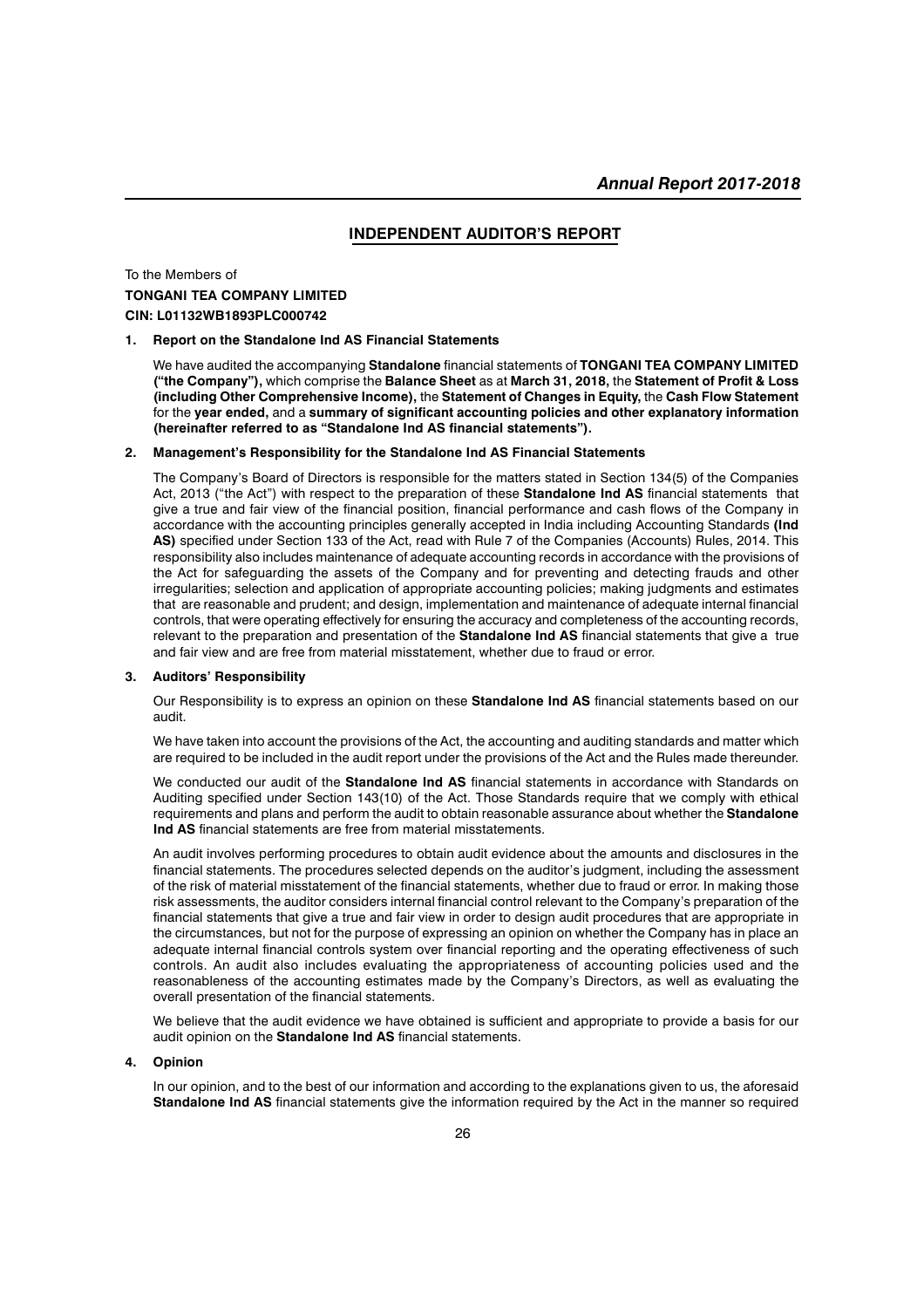## INDEPENDENT AUDITOR'S REPORT

To the Members of

**TONGANI TEA COMPANY LIMITED**

**CIN: L01132WB1893PLC000742**

### 1. Report on the Standalone Ind AS Financial Statements

We have audited the accompanying **Standalone** financial statements of **TONGANI TEA COMPANY LIMITED ("the Company"),** which comprise the **Balance Sheet** as at **March 31, 2018,** the **Statement of Profit & Loss (including Other Comprehensive Income),** the **Statement of Changes in Equity,** the **Cash Flow Statement** for the **year ended,** and a **summary of significant accounting policies and other explanatory information (hereinafter referred to as "Standalone Ind AS financial statements").**

### 2. Management's Responsibility for the Standalone Ind AS Financial Statements

The Company's Board of Directors is responsible for the matters stated in Section 134(5) of the Companies Act, 2013 ("the Act") with respect to the preparation of these **Standalone Ind AS** financial statements that give a true and fair view of the financial position, financial performance and cash flows of the Company in accordance with the accounting principles generally accepted in India including Accounting Standards **(Ind AS)** specified under Section 133 of the Act, read with Rule 7 of the Companies (Accounts) Rules, 2014. This responsibility also includes maintenance of adequate accounting records in accordance with the provisions of the Act for safeguarding the assets of the Company and for preventing and detecting frauds and other irregularities; selection and application of appropriate accounting policies; making judgments and estimates that are reasonable and prudent; and design, implementation and maintenance of adequate internal financial controls, that were operating effectively for ensuring the accuracy and completeness of the accounting records, relevant to the preparation and presentation of the **Standalone Ind AS** financial statements that give a true and fair view and are free from material misstatement, whether due to fraud or error.

### 3. Auditors' Responsibility

Our Responsibility is to express an opinion on these **Standalone Ind AS** financial statements based on our audit.

We have taken into account the provisions of the Act, the accounting and auditing standards and matter which are required to be included in the audit report under the provisions of the Act and the Rules made thereunder.

We conducted our audit of the **Standalone Ind AS** financial statements in accordance with Standards on Auditing specified under Section 143(10) of the Act. Those Standards require that we comply with ethical requirements and plans and perform the audit to obtain reasonable assurance about whether the **Standalone Ind AS** financial statements are free from material misstatements.

An audit involves performing procedures to obtain audit evidence about the amounts and disclosures in the financial statements. The procedures selected depends on the auditor's judgment, including the assessment of the risk of material misstatement of the financial statements, whether due to fraud or error. In making those risk assessments, the auditor considers internal financial control relevant to the Company's preparation of the financial statements that give a true and fair view in order to design audit procedures that are appropriate in the circumstances, but not for the purpose of expressing an opinion on whether the Company has in place an adequate internal financial controls system over financial reporting and the operating effectiveness of such controls. An audit also includes evaluating the appropriateness of accounting policies used and the reasonableness of the accounting estimates made by the Company's Directors, as well as evaluating the overall presentation of the financial statements.

We believe that the audit evidence we have obtained is sufficient and appropriate to provide a basis for our audit opinion on the **Standalone Ind AS** financial statements.

### 4. Opinion

In our opinion, and to the best of our information and according to the explanations given to us, the aforesaid **Standalone Ind AS** financial statements give the information required by the Act in the manner so required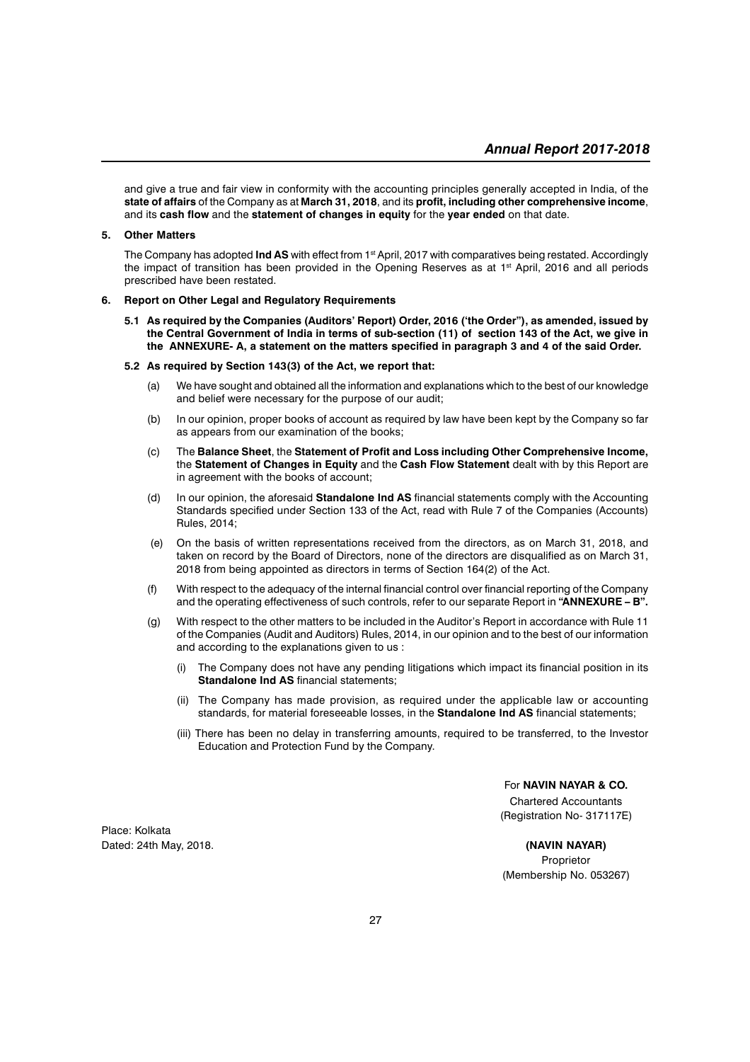and give a true and fair view in conformity with the accounting principles generally accepted in India, of the **state of affairs** of the Company as at **March 31, 2018**, and its **profit, including other comprehensive income**, and its **cash flow** and the **statement of changes in equity** for the **year ended** on that date.

**5. Other Matters**

The Company has adopted **Ind AS** with effect from 1st April, 2017 with comparatives being restated. Accordingly the impact of transition has been provided in the Opening Reserves as at 1st April, 2016 and all periods prescribed have been restated.

**6. Report on Other Legal and Regulatory Requirements**

**5.1 As required by the Companies (Auditors' Report) Order, 2016 ('the Order"), as amended, issued by the Central Government of India in terms of sub-section (11) of section 143 of the Act, we give in the ANNEXURE- A, a statement on the matters specified in paragraph 3 and 4 of the said Order.**

**5.2 As required by Section 143(3) of the Act, we report that:**

(a) We have sought and obtained all the information and explanations which to the best of our knowledge and belief were necessary for the purpose of our audit;

(b) In our opinion, proper books of account as required by law have been kept by the Company so far as appears from our examination of the books;

(c) The **Balance Sheet**, the **Statement of Profit and Loss including Other Comprehensive Income,** the **Statement of Changes in Equity** and the **Cash Flow Statement** dealt with by this Report are in agreement with the books of account;

(d) In our opinion, the aforesaid **Standalone Ind AS** financial statements comply with the Accounting Standards specified under Section 133 of the Act, read with Rule 7 of the Companies (Accounts) Rules, 2014;

(e) On the basis of written representations received from the directors, as on March 31, 2018, and taken on record by the Board of Directors, none of the directors are disqualified as on March 31, 2018 from being appointed as directors in terms of Section 164(2) of the Act.

(f) With respect to the adequacy of the internal financial control over financial reporting of the Company and the operating effectiveness of such controls, refer to our separate Report in **"ANNEXURE – B".**

(g) With respect to the other matters to be included in the Auditor's Report in accordance with Rule 11 of the Companies (Audit and Auditors) Rules, 2014, in our opinion and to the best of our information and according to the explanations given to us :

(i) The Company does not have any pending litigations which impact its financial position in its **Standalone Ind AS** financial statements;

(ii) The Company has made provision, as required under the applicable law or accounting standards, for material foreseeable losses, in the **Standalone Ind AS** financial statements;

(iii) There has been no delay in transferring amounts, required to be transferred, to the Investor Education and Protection Fund by the Company.

For **NAVIN NAYAR & CO.**
Chartered Accountants
(Registration No- 317117E)

Place: Kolkata
Dated: 24th May, 2018.

**(NAVIN NAYAR)**
Proprietor
(Membership No. 053267)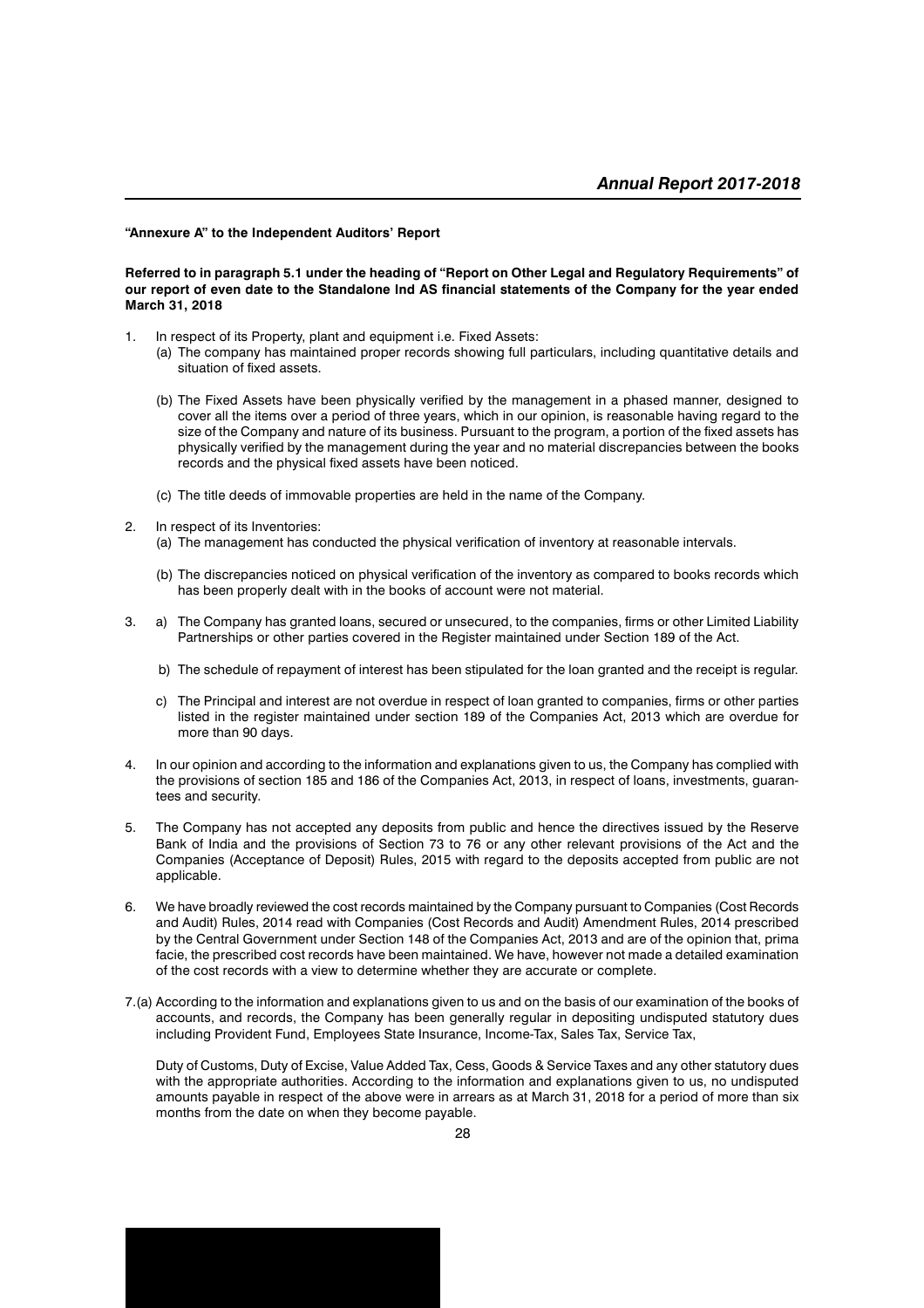**"Annexure A" to the Independent Auditors' Report**

**Referred to in paragraph 5.1 under the heading of "Report on Other Legal and Regulatory Requirements" of our report of even date to the Standalone Ind AS financial statements of the Company for the year ended March 31, 2018**

1. In respect of its Property, plant and equipment i.e. Fixed Assets:
   (a) The company has maintained proper records showing full particulars, including quantitative details and situation of fixed assets.

   (b) The Fixed Assets have been physically verified by the management in a phased manner, designed to cover all the items over a period of three years, which in our opinion, is reasonable having regard to the size of the Company and nature of its business. Pursuant to the program, a portion of the fixed assets has physically verified by the management during the year and no material discrepancies between the books records and the physical fixed assets have been noticed.

   (c) The title deeds of immovable properties are held in the name of the Company.

2. In respect of its Inventories:
   (a) The management has conducted the physical verification of inventory at reasonable intervals.

   (b) The discrepancies noticed on physical verification of the inventory as compared to books records which has been properly dealt with in the books of account were not material.

3. a) The Company has granted loans, secured or unsecured, to the companies, firms or other Limited Liability Partnerships or other parties covered in the Register maintained under Section 189 of the Act.

   b) The schedule of repayment of interest has been stipulated for the loan granted and the receipt is regular.

   c) The Principal and interest are not overdue in respect of loan granted to companies, firms or other parties listed in the register maintained under section 189 of the Companies Act, 2013 which are overdue for more than 90 days.

4. In our opinion and according to the information and explanations given to us, the Company has complied with the provisions of section 185 and 186 of the Companies Act, 2013, in respect of loans, investments, guarantees and security.

5. The Company has not accepted any deposits from public and hence the directives issued by the Reserve Bank of India and the provisions of Section 73 to 76 or any other relevant provisions of the Act and the Companies (Acceptance of Deposit) Rules, 2015 with regard to the deposits accepted from public are not applicable.

6. We have broadly reviewed the cost records maintained by the Company pursuant to Companies (Cost Records and Audit) Rules, 2014 read with Companies (Cost Records and Audit) Amendment Rules, 2014 prescribed by the Central Government under Section 148 of the Companies Act, 2013 and are of the opinion that, prima facie, the prescribed cost records have been maintained. We have, however not made a detailed examination of the cost records with a view to determine whether they are accurate or complete.

7.(a) According to the information and explanations given to us and on the basis of our examination of the books of accounts, and records, the Company has been generally regular in depositing undisputed statutory dues including Provident Fund, Employees State Insurance, Income-Tax, Sales Tax, Service Tax,

Duty of Customs, Duty of Excise, Value Added Tax, Cess, Goods & Service Taxes and any other statutory dues with the appropriate authorities. According to the information and explanations given to us, no undisputed amounts payable in respect of the above were in arrears as at March 31, 2018 for a period of more than six months from the date on when they become payable.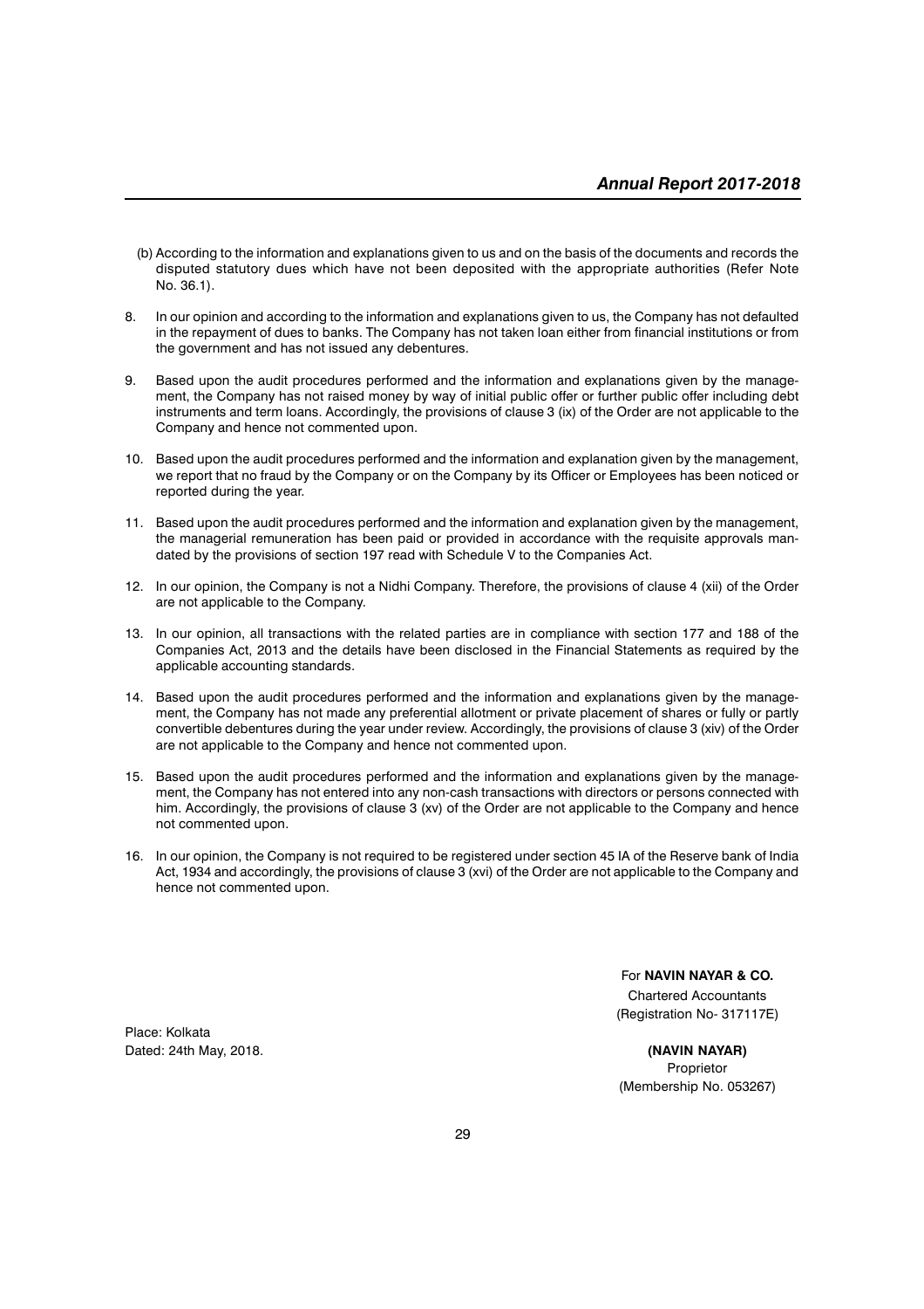(b) According to the information and explanations given to us and on the basis of the documents and records the disputed statutory dues which have not been deposited with the appropriate authorities (Refer Note No. 36.1).

8. In our opinion and according to the information and explanations given to us, the Company has not defaulted in the repayment of dues to banks. The Company has not taken loan either from financial institutions or from the government and has not issued any debentures.

9. Based upon the audit procedures performed and the information and explanations given by the management, the Company has not raised money by way of initial public offer or further public offer including debt instruments and term loans. Accordingly, the provisions of clause 3 (ix) of the Order are not applicable to the Company and hence not commented upon.

10. Based upon the audit procedures performed and the information and explanation given by the management, we report that no fraud by the Company or on the Company by its Officer or Employees has been noticed or reported during the year.

11. Based upon the audit procedures performed and the information and explanation given by the management, the managerial remuneration has been paid or provided in accordance with the requisite approvals mandated by the provisions of section 197 read with Schedule V to the Companies Act.

12. In our opinion, the Company is not a Nidhi Company. Therefore, the provisions of clause 4 (xii) of the Order are not applicable to the Company.

13. In our opinion, all transactions with the related parties are in compliance with section 177 and 188 of the Companies Act, 2013 and the details have been disclosed in the Financial Statements as required by the applicable accounting standards.

14. Based upon the audit procedures performed and the information and explanations given by the management, the Company has not made any preferential allotment or private placement of shares or fully or partly convertible debentures during the year under review. Accordingly, the provisions of clause 3 (xiv) of the Order are not applicable to the Company and hence not commented upon.

15. Based upon the audit procedures performed and the information and explanations given by the management, the Company has not entered into any non-cash transactions with directors or persons connected with him. Accordingly, the provisions of clause 3 (xv) of the Order are not applicable to the Company and hence not commented upon.

16. In our opinion, the Company is not required to be registered under section 45 IA of the Reserve bank of India Act, 1934 and accordingly, the provisions of clause 3 (xvi) of the Order are not applicable to the Company and hence not commented upon.

For **NAVIN NAYAR & CO.**
Chartered Accountants
(Registration No- 317117E)

Place: Kolkata
Dated: 24th May, 2018.

**(NAVIN NAYAR)**
Proprietor
(Membership No. 053267)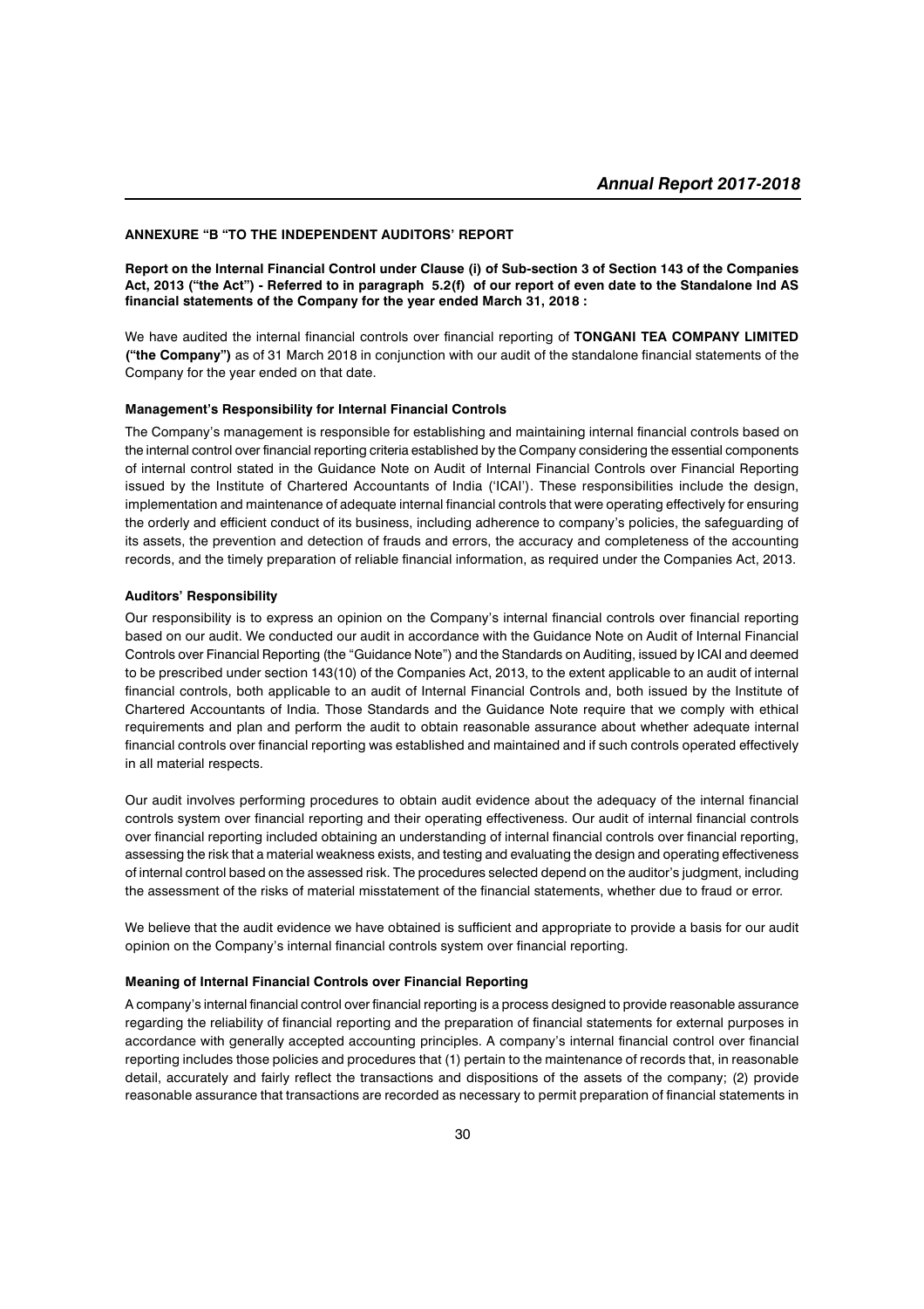## ANNEXURE "B "TO THE INDEPENDENT AUDITORS' REPORT

**Report on the Internal Financial Control under Clause (i) of Sub-section 3 of Section 143 of the Companies Act, 2013 ("the Act") - Referred to in paragraph 5.2(f) of our report of even date to the Standalone Ind AS financial statements of the Company for the year ended March 31, 2018 :**

We have audited the internal financial controls over financial reporting of **TONGANI TEA COMPANY LIMITED ("the Company")** as of 31 March 2018 in conjunction with our audit of the standalone financial statements of the Company for the year ended on that date.

### Management's Responsibility for Internal Financial Controls

The Company's management is responsible for establishing and maintaining internal financial controls based on the internal control over financial reporting criteria established by the Company considering the essential components of internal control stated in the Guidance Note on Audit of Internal Financial Controls over Financial Reporting issued by the Institute of Chartered Accountants of India ('ICAI'). These responsibilities include the design, implementation and maintenance of adequate internal financial controls that were operating effectively for ensuring the orderly and efficient conduct of its business, including adherence to company's policies, the safeguarding of its assets, the prevention and detection of frauds and errors, the accuracy and completeness of the accounting records, and the timely preparation of reliable financial information, as required under the Companies Act, 2013.

### Auditors' Responsibility

Our responsibility is to express an opinion on the Company's internal financial controls over financial reporting based on our audit. We conducted our audit in accordance with the Guidance Note on Audit of Internal Financial Controls over Financial Reporting (the "Guidance Note") and the Standards on Auditing, issued by ICAI and deemed to be prescribed under section 143(10) of the Companies Act, 2013, to the extent applicable to an audit of internal financial controls, both applicable to an audit of Internal Financial Controls and, both issued by the Institute of Chartered Accountants of India. Those Standards and the Guidance Note require that we comply with ethical requirements and plan and perform the audit to obtain reasonable assurance about whether adequate internal financial controls over financial reporting was established and maintained and if such controls operated effectively in all material respects.

Our audit involves performing procedures to obtain audit evidence about the adequacy of the internal financial controls system over financial reporting and their operating effectiveness. Our audit of internal financial controls over financial reporting included obtaining an understanding of internal financial controls over financial reporting, assessing the risk that a material weakness exists, and testing and evaluating the design and operating effectiveness of internal control based on the assessed risk. The procedures selected depend on the auditor's judgment, including the assessment of the risks of material misstatement of the financial statements, whether due to fraud or error.

We believe that the audit evidence we have obtained is sufficient and appropriate to provide a basis for our audit opinion on the Company's internal financial controls system over financial reporting.

### Meaning of Internal Financial Controls over Financial Reporting

A company's internal financial control over financial reporting is a process designed to provide reasonable assurance regarding the reliability of financial reporting and the preparation of financial statements for external purposes in accordance with generally accepted accounting principles. A company's internal financial control over financial reporting includes those policies and procedures that (1) pertain to the maintenance of records that, in reasonable detail, accurately and fairly reflect the transactions and dispositions of the assets of the company; (2) provide reasonable assurance that transactions are recorded as necessary to permit preparation of financial statements in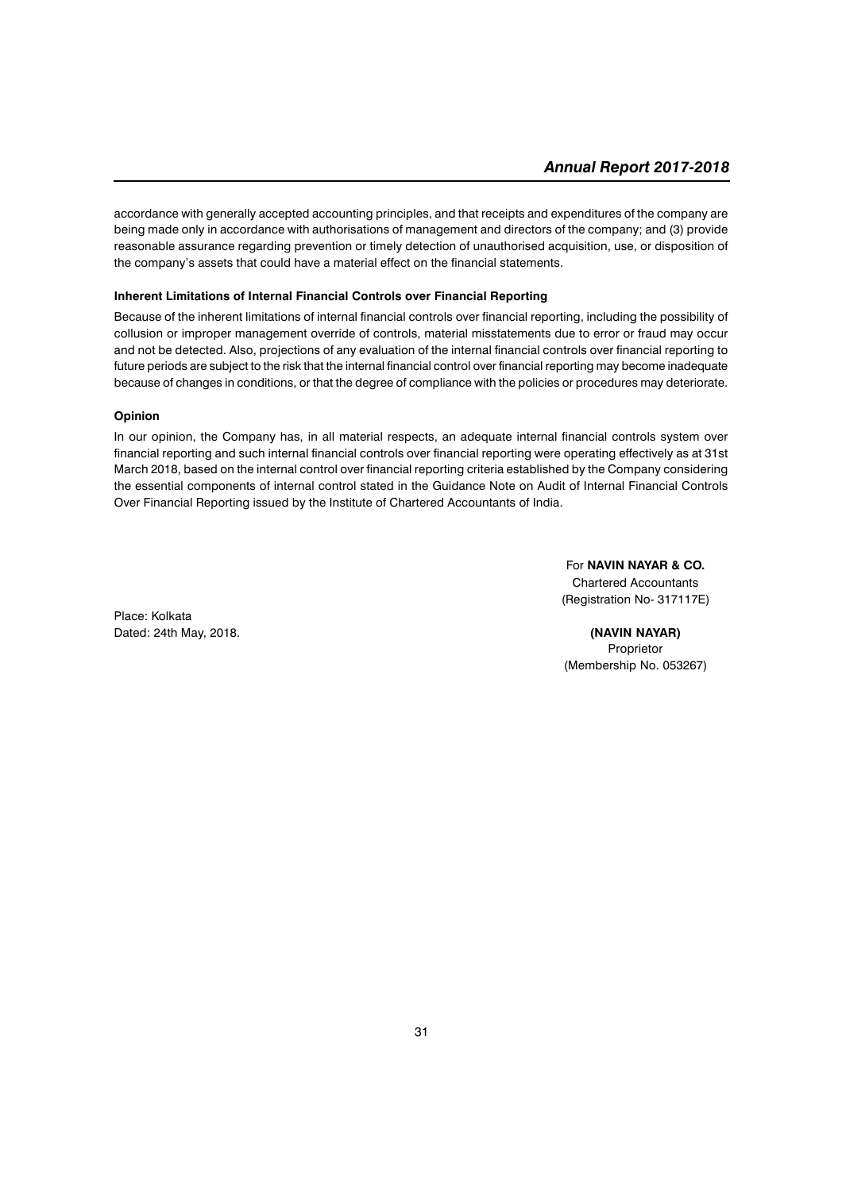accordance with generally accepted accounting principles, and that receipts and expenditures of the company are being made only in accordance with authorisations of management and directors of the company; and (3) provide reasonable assurance regarding prevention or timely detection of unauthorised acquisition, use, or disposition of the company's assets that could have a material effect on the financial statements.

**Inherent Limitations of Internal Financial Controls over Financial Reporting**

Because of the inherent limitations of internal financial controls over financial reporting, including the possibility of collusion or improper management override of controls, material misstatements due to error or fraud may occur and not be detected. Also, projections of any evaluation of the internal financial controls over financial reporting to future periods are subject to the risk that the internal financial control over financial reporting may become inadequate because of changes in conditions, or that the degree of compliance with the policies or procedures may deteriorate.

**Opinion**

In our opinion, the Company has, in all material respects, an adequate internal financial controls system over financial reporting and such internal financial controls over financial reporting were operating effectively as at 31st March 2018, based on the internal control over financial reporting criteria established by the Company considering the essential components of internal control stated in the Guidance Note on Audit of Internal Financial Controls Over Financial Reporting issued by the Institute of Chartered Accountants of India.

For **NAVIN NAYAR & CO.**
Chartered Accountants
(Registration No- 317117E)

Place: Kolkata
Dated: 24th May, 2018.

**(NAVIN NAYAR)**
Proprietor
(Membership No. 053267)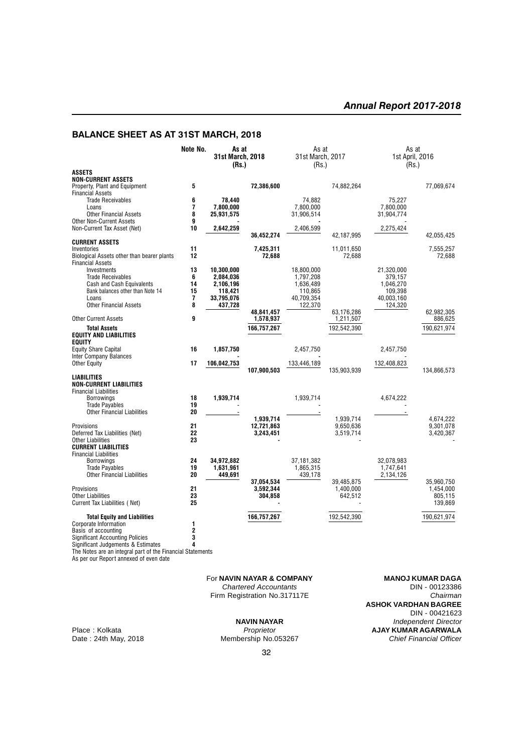## BALANCE SHEET AS AT 31ST MARCH, 2018

| | Note No. | As at 31st March, 2018 (Rs.) | | As at 31st March, 2017 (Rs.) | | As at 1st April, 2016 (Rs.) | |
|---|---|---|---|---|---|---|---|
| **ASSETS** | | | | | | | |
| **NON-CURRENT ASSETS** | | | | | | | |
| Property, Plant and Equipment | 5 | | 72,386,600 | | 74,882,264 | | 77,069,674 |
| Financial Assets | | | | | | | |
| Trade Receivables | 6 | 78,440 | | 74,882 | | 75,227 | |
| Loans | 7 | 7,800,000 | | 7,800,000 | | 7,800,000 | |
| Other Financial Assets | 8 | 25,931,575 | | 31,906,514 | | 31,904,774 | |
| Other Non-Current Assets | 9 | - | | - | | - | |
| Non-Current Tax Asset (Net) | 10 | 2,642,259 | | 2,406,599 | | 2,275,424 | |
| | | | 36,452,274 | | 42,187,995 | | 42,055,425 |
| **CURRENT ASSETS** | | | | | | | |
| Inventories | 11 | | 7,425,311 | | 11,011,650 | | 7,555,257 |
| Biological Assets other than bearer plants | 12 | | 72,688 | | 72,688 | | 72,688 |
| Financial Assets | | | | | | | |
| Investments | 13 | 10,300,000 | | 18,800,000 | | 21,320,000 | |
| Trade Receivables | 6 | 2,084,036 | | 1,797,208 | | 379,157 | |
| Cash and Cash Equivalents | 14 | 2,106,196 | | 1,636,489 | | 1,046,270 | |
| Bank balances other than Note 14 | 15 | 118,421 | | 110,865 | | 109,398 | |
| Loans | 7 | 33,795,076 | | 40,709,354 | | 40,003,160 | |
| Other Financial Assets | 8 | 437,728 | | 122,370 | | 124,320 | |
| | | | 48,841,457 | | 63,176,286 | | 62,982,305 |
| Other Current Assets | 9 | | 1,578,937 | | 1,211,507 | | 886,625 |
| **Total Assets** | | | 166,757,267 | | 192,542,390 | | 190,621,974 |
| **EQUITY AND LIABILITIES** | | | | | | | |
| **EQUITY** | | | | | | | |
| Equity Share Capital | 16 | 1,857,750 | | 2,457,750 | | 2,457,750 | |
| Inter Company Balances | | - | | - | | - | |
| Other Equity | 17 | 106,042,753 | | 133,446,189 | | 132,408,823 | |
| | | | 107,900,503 | | 135,903,939 | | 134,866,573 |
| **LIABILITIES** | | | | | | | |
| **NON-CURRENT LIABILITIES** | | | | | | | |
| Financial Liabilities | | | | | | | |
| Borrowings | 18 | 1,939,714 | | 1,939,714 | | 4,674,222 | |
| Trade Payables | 19 | - | | - | | - | |
| Other Financial Liabilities | 20 | - | | - | | - | |
| | | | 1,939,714 | | 1,939,714 | | 4,674,222 |
| Provisions | 21 | | 12,721,863 | | 9,650,636 | | 9,301,078 |
| Deferred Tax Liabilities (Net) | 22 | | 3,243,451 | | 3,519,714 | | 3,420,367 |
| Other Liabilities | 23 | | - | | - | | - |
| **CURRENT LIABILITIES** | | | | | | | |
| Financial Liabilities | | | | | | | |
| Borrowings | 24 | 34,972,882 | | 37,181,382 | | 32,078,983 | |
| Trade Payables | 19 | 1,631,961 | | 1,865,315 | | 1,747,641 | |
| Other Financial Liabilities | 20 | 449,691 | | 439,178 | | 2,134,126 | |
| | | | 37,054,534 | | 39,485,875 | | 35,960,750 |
| Provisions | 21 | | 3,592,344 | | 1,400,000 | | 1,454,000 |
| Other Liabilities | 23 | | 304,858 | | 642,512 | | 805,115 |
| Current Tax Liabilities ( Net) | 25 | | - | | - | | 139,869 |
| **Total Equity and Liabilities** | | | 166,757,267 | | 192,542,390 | | 190,621,974 |
| Corporate Information | 1 | | | | | | |
| Basis of accounting | 2 | | | | | | |
| Significant Accounting Policies | 3 | | | | | | |
| Significant Judgements & Estimates | 4 | | | | | | |

The Notes are an integral part of the Financial Statements

As per our Report annexed of even date

For **NAVIN NAYAR & COMPANY**
*Chartered Accountants*
Firm Registration No.317117E

**NAVIN NAYAR**
*Proprietor*
Membership No.053267

Place : Kolkata
Date : 24th May, 2018

**MANOJ KUMAR DAGA**
DIN - 00123386
*Chairman*

**ASHOK VARDHAN BAGREE**
DIN - 00421623
*Independent Director*

**AJAY KUMAR AGARWALA**
*Chief Financial Officer*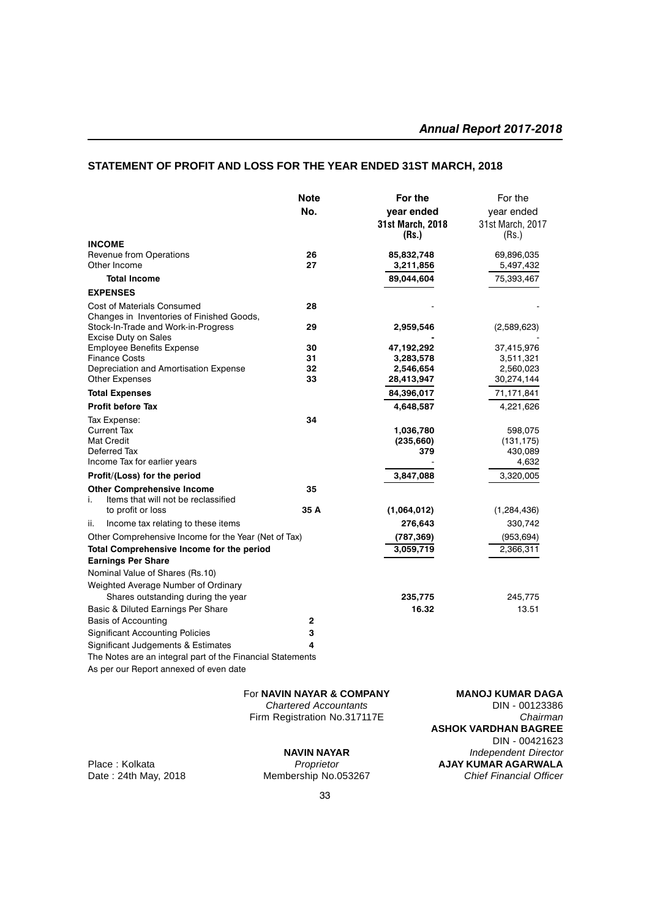## STATEMENT OF PROFIT AND LOSS FOR THE YEAR ENDED 31ST MARCH, 2018

| | Note No. | For the year ended 31st March, 2018 (Rs.) | For the year ended 31st March, 2017 (Rs.) |
|---|---|---|---|
| **INCOME** | | | |
| Revenue from Operations | 26 | 85,832,748 | 69,896,035 |
| Other Income | 27 | 3,211,856 | 5,497,432 |
| **Total Income** | | 89,044,604 | 75,393,467 |
| **EXPENSES** | | | |
| Cost of Materials Consumed | 28 | - | - |
| Changes in Inventories of Finished Goods, Stock-In-Trade and Work-in-Progress | 29 | 2,959,546 | (2,589,623) |
| Excise Duty on Sales | | - | - |
| Employee Benefits Expense | 30 | 47,192,292 | 37,415,976 |
| Finance Costs | 31 | 3,283,578 | 3,511,321 |
| Depreciation and Amortisation Expense | 32 | 2,546,654 | 2,560,023 |
| Other Expenses | 33 | 28,413,947 | 30,274,144 |
| **Total Expenses** | | 84,396,017 | 71,171,841 |
| **Profit before Tax** | | 4,648,587 | 4,221,626 |
| Tax Expense: | 34 | | |
| Current Tax | | 1,036,780 | 598,075 |
| Mat Credit | | (235,660) | (131,175) |
| Deferred Tax | | 379 | 430,089 |
| Income Tax for earlier years | | - | 4,632 |
| **Profit/(Loss) for the period** | | 3,847,088 | 3,320,005 |
| **Other Comprehensive Income** | 35 | | |
| i. Items that will not be reclassified to profit or loss | 35 A | (1,064,012) | (1,284,436) |
| ii. Income tax relating to these items | | 276,643 | 330,742 |
| Other Comprehensive Income for the Year (Net of Tax) | | (787,369) | (953,694) |
| **Total Comprehensive Income for the period** | | 3,059,719 | 2,366,311 |
| **Earnings Per Share** | | | |
| Nominal Value of Shares (Rs.10) | | | |
| Weighted Average Number of Ordinary Shares outstanding during the year | | 235,775 | 245,775 |
| Basic & Diluted Earnings Per Share | | 16.32 | 13.51 |
| Basis of Accounting | 2 | | |
| Significant Accounting Policies | 3 | | |
| Significant Judgements & Estimates | 4 | | |

The Notes are an integral part of the Financial Statements

As per our Report annexed of even date

For **NAVIN NAYAR & COMPANY**
*Chartered Accountants*
Firm Registration No.317117E

**NAVIN NAYAR**
*Proprietor*
Membership No.053267

Place : Kolkata
Date : 24th May, 2018

**MANOJ KUMAR DAGA**
DIN - 00123386
*Chairman*

**ASHOK VARDHAN BAGREE**
DIN - 00421623
*Independent Director*

**AJAY KUMAR AGARWALA**
*Chief Financial Officer*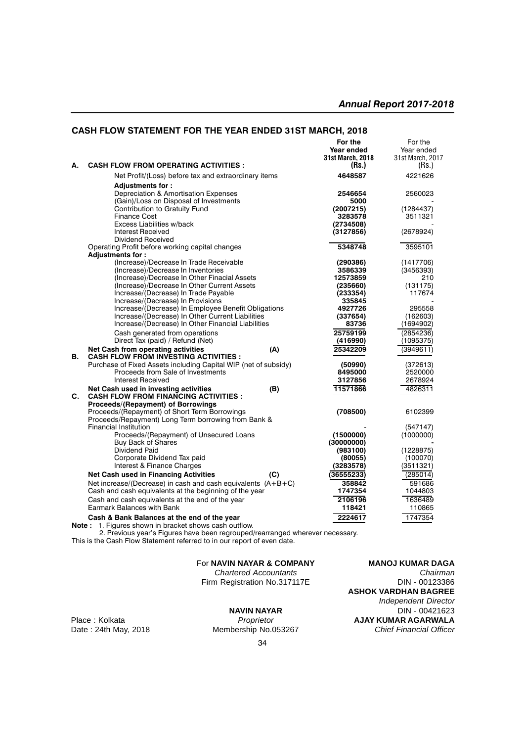## CASH FLOW STATEMENT FOR THE YEAR ENDED 31ST MARCH, 2018

| | | For the Year ended 31st March, 2018 (Rs.) | For the Year ended 31st March, 2017 (Rs.) |
|---|---|---|---|
| **A.** | **CASH FLOW FROM OPERATING ACTIVITIES :** | | |
| | Net Profit/(Loss) before tax and extraordinary items | **4648587** | 4221626 |
| | **Adjustments for :** | | |
| | Depreciation & Amortisation Expenses | **2546654** | 2560023 |
| | (Gain)/Loss on Disposal of Investments | **5000** | - |
| | Contribution to Gratuity Fund | **(2007215)** | (1284437) |
| | Finance Cost | **3283578** | 3511321 |
| | Excess Liabilities w/back | **(2734508)** | - |
| | Interest Received | **(3127856)** | (2678924) |
| | Dividend Received | | |
| | Operating Profit before working capital changes | **5348748** | 3595101 |
| | **Adjustments for :** | | |
| | (Increase)/Decrease In Trade Receivable | **(290386)** | (1417706) |
| | (Increase)/Decrease In Inventories | **3586339** | (3456393) |
| | (Increase)/Decrease In Other Finacial Assets | **12573859** | 210 |
| | (Increase)/Decrease In Other Current Assets | **(235660)** | (131175) |
| | Increase/(Decrease) In Trade Payable | **(233354)** | 117674 |
| | Increase/(Decrease) In Provisions | **335845** | - |
| | Increase/(Decrease) In Employee Benefit Obligations | **4927726** | 295558 |
| | Increase/(Decrease) In Other Current Liabilities | **(337654)** | (162603) |
| | Increase/(Decrease) In Other Financial Liabilities | **83736** | (1694902) |
| | Cash generated from operations | **25759199** | (2854236) |
| | Direct Tax (paid) / Refund (Net) | **(416990)** | (1095375) |
| | **Net Cash from operating activities (A)** | **25342209** | (3949611) |
| **B.** | **CASH FLOW FROM INVESTING ACTIVITIES :** | | |
| | Purchase of Fixed Assets including Capital WIP (net of subsidy) | **(50990)** | (372613) |
| | Proceeds from Sale of Investments | **8495000** | 2520000 |
| | Interest Received | **3127856** | 2678924 |
| | **Net Cash used in investing activities (B)** | **11571866** | 4826311 |
| **C.** | **CASH FLOW FROM FINANCING ACTIVITIES :** | | |
| | **Proceeds/(Repayment) of Borrowings** | | |
| | Proceeds/(Repayment) of Short Term Borrowings | **(708500)** | 6102399 |
| | Proceeds/Repayment) Long Term borrowing from Bank & Financial Institution | - | (547147) |
| | Proceeds/(Repayment) of Unsecured Loans | **(1500000)** | (1000000) |
| | Buy Back of Shares | **(30000000)** | **-** |
| | Dividend Paid | **(983100)** | (1228875) |
| | Corporate Dividend Tax paid | **(80055)** | (100070) |
| | Interest & Finance Charges | **(3283578)** | (3511321) |
| | **Net Cash used in Financing Activities (C)** | **(36555233)** | (285014) |
| | Net increase/(Decrease) in cash and cash equivalents (A+B+C) | **358842** | 591686 |
| | Cash and cash equivalents at the beginning of the year | **1747354** | 1044803 |
| | Cash and cash equivalents at the end of the year | **2106196** | 1636489 |
| | Earmark Balances with Bank | **118421** | 110865 |
| | **Cash & Bank Balances at the end of the year** | **2224617** | 1747354 |

**Note :** 1. Figures shown in bracket shows cash outflow.
2. Previous year's Figures have been regrouped/rearranged wherever necessary.

This is the Cash Flow Statement referred to in our report of even date.

For **NAVIN NAYAR & COMPANY**
*Chartered Accountants*
Firm Registration No.317117E

**NAVIN NAYAR**
*Proprietor*
Membership No.053267

Place : Kolkata
Date : 24th May, 2018

**MANOJ KUMAR DAGA**
*Chairman*
DIN - 00123386

**ASHOK VARDHAN BAGREE**
*Independent Director*
DIN - 00421623

**AJAY KUMAR AGARWALA**
*Chief Financial Officer*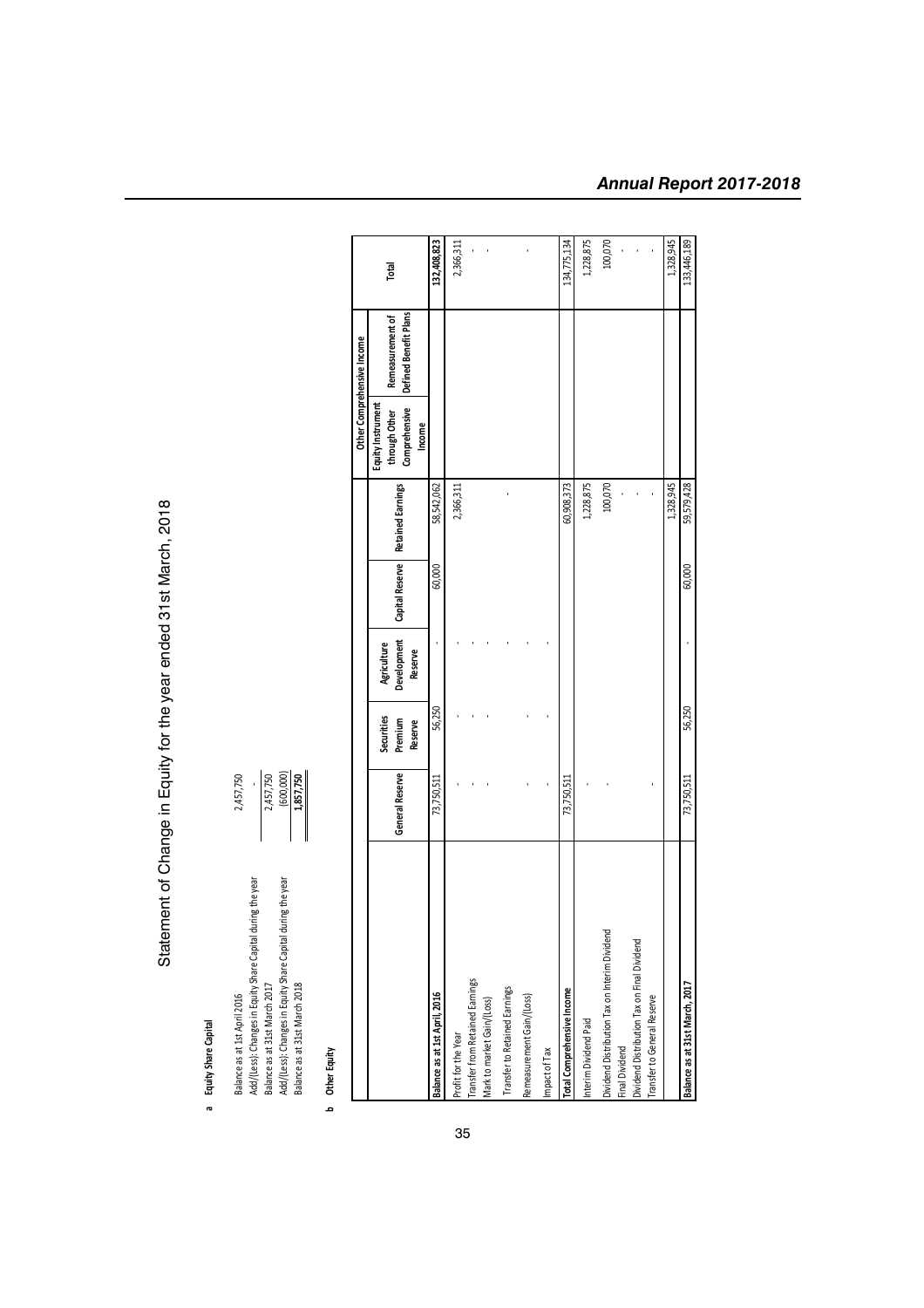# Statement of Change in Equity for the year ended 31st March, 2018

**a Equity Share Capital**

| | |
|---|---|
| Balance as at 1st April 2016 | 2,457,750 |
| Add/(Less): Changes in Equity Share Capital during the year | - |
| Balance as at 31st March 2017 | 2,457,750 |
| Add/(Less): Changes in Equity Share Capital during the year | (600,000) |
| Balance as at 31st March 2018 | **1,857,750** |

**b Other Equity**

| | General Reserve | Securities Premium Reserve | Agriculture Development Reserve | Capital Reserve | Retained Earnings | Other Comprehensive Income | | Total |
|---|---|---|---|---|---|---|---|---|
| | | | | | | Equity Instrument through Other Comprehensive Income | Remeasurement of Defined Benefit Plans | |
| **Balance as at 1st April, 2016** | 73,750,511 | 56,250 | - | 60,000 | 58,542,062 | | | **132,408,823** |
| Profit for the Year | - | - | - | | 2,366,311 | | | 2,366,311 |
| Transfer from Retained Earnings | - | - | - | | | | | - |
| Mark to market Gain/(Loss) | - | - | - | | | | | - |
| Transfer to Retained Earnings | | | - | | - | | | |
| Remeasurement Gain/(Loss) | - | - | - | | | | | - |
| Impact of Tax | - | - | - | | | | | |
| **Total Comprehensive Income** | 73,750,511 | | | | 60,908,373 | | | 134,775,134 |
| Interim Dividend Paid | - | | | | 1,228,875 | | | 1,228,875 |
| Dividend Distribution Tax on Interim Dividend | - | | | | 100,070 | | | 100,070 |
| Final Dividend | | | | | - | | | - |
| Dividend Distribution Tax on Final Dividend | | | | | - | | | - |
| Transfer to General Reserve | - | | | | - | | | - |
| | | | | | 1,328,945 | | | 1,328,945 |
| **Balance as at 31st March, 2017** | 73,750,511 | 56,250 | - | 60,000 | 59,579,428 | | | 133,446,189 |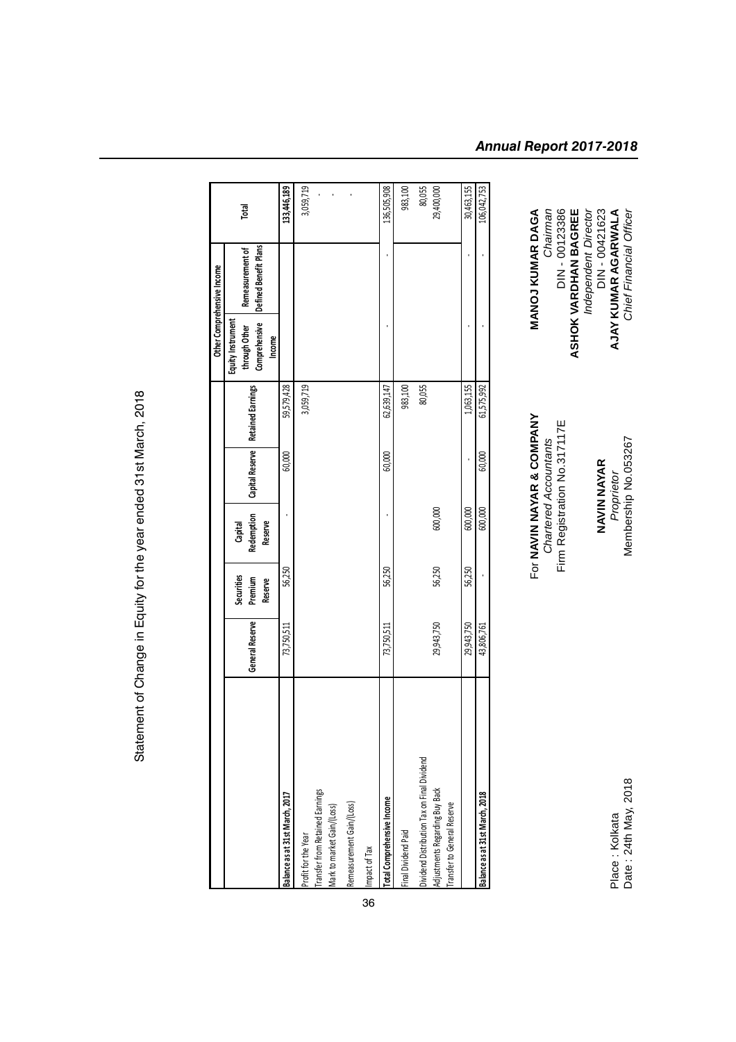# Statement of Change in Equity for the year ended 31st March, 2018

| | General Reserve | Securities Premium Reserve | Capital Redemption Reserve | Capital Reserve | Retained Earnings | Other Comprehensive Income | | Total |
|---|---|---|---|---|---|---|---|---|
| | | | | | | Equity Instrument through Other Comprehensive Income | Remeasurement of Defined Benefit Plans | |
| **Balance as at 31st March, 2017** | 73,750,511 | 56,250 | - | 60,000 | 59,579,428 | | | 133,446,189 |
| Profit for the Year | | | | | 3,059,719 | | | 3,059,719 |
| Transfer from Retained Earnings | | | | | | | | - |
| Mark to market Gain/(Loss) | | | | | | | | - |
| Remeasurement Gain/(Loss) | | | | | | | | - |
| Impact of Tax | | | | | | | | |
| **Total Comprehensive Income** | 73,750,511 | 56,250 | - | 60,000 | 62,639,147 | - | - | 136,505,908 |
| Final Dividend Paid | | | | | 983,100 | | | 983,100 |
| Dividend Distribution Tax on Final Dividend | | | | | 80,055 | | | 80,055 |
| Adjustments Regarding Buy Back | 29,943,750 | 56,250 | 600,000 | | | | | 29,400,000 |
| Transfer to General Reserve | | | | | | | | |
| | 29,943,750 | 56,250 | 600,000 | - | 1,063,155 | - | - | 30,463,155 |
| **Balance as at 31st March, 2018** | 43,806,761 | - | 600,000 | 60,000 | 61,575,992 | - | - | 106,042,753 |

Place : Kolkata
Date : 24th May, 2018

For **NAVIN NAYAR & COMPANY**
*Chartered Accountants*
Firm Registration No.317117E

**NAVIN NAYAR**
*Proprietor*
Membership No.053267

**MANOJ KUMAR DAGA**
*Chairman*
DIN - 00123386

**ASHOK VARDHAN BAGREE**
*Independent Director*
DIN - 00421623

**AJAY KUMAR AGARWALA**
*Chief Financial Officer*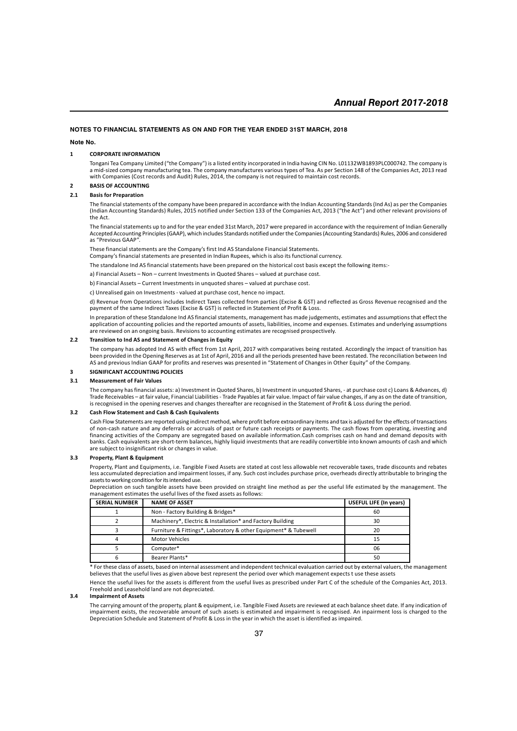## NOTES TO FINANCIAL STATEMENTS AS ON AND FOR THE YEAR ENDED 31ST MARCH, 2018

**Note No.**

### 1 CORPORATE INFORMATION

Tongani Tea Company Limited ("the Company") is a listed entity incorporated in India having CIN No. L01132WB1893PLC000742. The company is a mid-sized company manufacturing tea. The company manufactures various types of Tea. As per Section 148 of the Companies Act, 2013 read with Companies (Cost records and Audit) Rules, 2014, the company is not required to maintain cost records.

### 2 BASIS OF ACCOUNTING

#### 2.1 Basis for Preparation

The financial statements of the company have been prepared in accordance with the Indian Accounting Standards (Ind As) as per the Companies (Indian Accounting Standards) Rules, 2015 notified under Section 133 of the Companies Act, 2013 ("the Act") and other relevant provisions of the Act.

The financial statements up to and for the year ended 31st March, 2017 were prepared in accordance with the requirement of Indian Generally Accepted Accounting Principles (GAAP), which includes Standards notified under the Companies (Accounting Standards) Rules, 2006 and considered as "Previous GAAP".

These financial statements are the Company's first Ind AS Standalone Financial Statements.
Company's financial statements are presented in Indian Rupees, which is also its functional currency.

The standalone Ind AS financial statements have been prepared on the historical cost basis except the following items:-

a) Financial Assets – Non – current Investments in Quoted Shares – valued at purchase cost.

b) Financial Assets – Current Investments in unquoted shares – valued at purchase cost.

c) Unrealised gain on Investments - valued at purchase cost, hence no impact.

d) Revenue from Operations includes Indirect Taxes collected from parties (Excise & GST) and reflected as Gross Revenue recognised and the payment of the same Indirect Taxes (Excise & GST) is reflected in Statement of Profit & Loss.

In preparation of these Standalone Ind AS financial statements, management has made judgements, estimates and assumptions that effect the application of accounting policies and the reported amounts of assets, liabilities, income and expenses. Estimates and underlying assumptions are reviewed on an ongoing basis. Revisions to accounting estimates are recognised prospectively.

#### 2.2 Transition to Ind AS and Statement of Changes in Equity

The company has adopted Ind AS with effect from 1st April, 2017 with comparatives being restated. Accordingly the impact of transition has been provided in the Opening Reserves as at 1st of April, 2016 and all the periods presented have been restated. The reconciliation between Ind AS and previous Indian GAAP for profits and reserves was presented in "Statement of Changes in Other Equity" of the Company.

### 3 SIGNIFICANT ACCOUNTING POLICIES

#### 3.1 Measurement of Fair Values

The company has financial assets: a) Investment in Quoted Shares, b) Investment in unquoted Shares, - at purchase cost c) Loans & Advances, d) Trade Receivables – at fair value, Financial Liabilities - Trade Payables at fair value. Impact of fair value changes, if any as on the date of transition, is recognised in the opening reserves and changes thereafter are recognised in the Statement of Profit & Loss during the period.

#### 3.2 Cash Flow Statement and Cash & Cash Equivalents

Cash Flow Statements are reported using indirect method, where profit before extraordinary items and tax is adjusted for the effects of transactions of non-cash nature and any deferrals or accruals of past or future cash receipts or payments. The cash flows from operating, investing and financing activities of the Company are segregated based on available information.Cash comprises cash on hand and demand deposits with banks. Cash equivalents are short-term balances, highly liquid investments that are readily convertible into known amounts of cash and which are subject to insignificant risk or changes in value.

#### 3.3 Property, Plant & Equipment

Property, Plant and Equipments, i.e. Tangible Fixed Assets are stated at cost less allowable net recoverable taxes, trade discounts and rebates less accumulated depreciation and impairment losses, if any. Such cost includes purchase price, overheads directly attributable to bringing the assets to working condition for its intended use.

Depreciation on such tangible assets have been provided on straight line method as per the useful life estimated by the management. The management estimates the useful lives of the fixed assets as follows:

| SERIAL NUMBER | NAME OF ASSET | USEFUL LIFE (In years) |
|---|---|---|
| 1 | Non - Factory Building & Bridges* | 60 |
| 2 | Machinery*, Electric & Installation* and Factory Building | 30 |
| 3 | Furniture & Fittings*, Laboratory & other Equipment* & Tubewell | 20 |
| 4 | Motor Vehicles | 15 |
| 5 | Computer* | 06 |
| 6 | Bearer Plants* | 50 |

* For these class of assets, based on internal assessment and independent technical evaluation carried out by external valuers, the management believes that the useful lives as given above best represent the period over which management expects t use these assets

Hence the useful lives for the assets is different from the useful lives as prescribed under Part C of the schedule of the Companies Act, 2013. Freehold and Leasehold land are not depreciated.

#### 3.4 Impairment of Assets

The carrying amount of the property, plant & equipment, i.e. Tangible Fixed Assets are reviewed at each balance sheet date. If any indication of impairment exists, the recoverable amount of such assets is estimated and impairment is recognised. An inpairment loss is charged to the Depreciation Schedule and Statement of Profit & Loss in the year in which the asset is identified as impaired.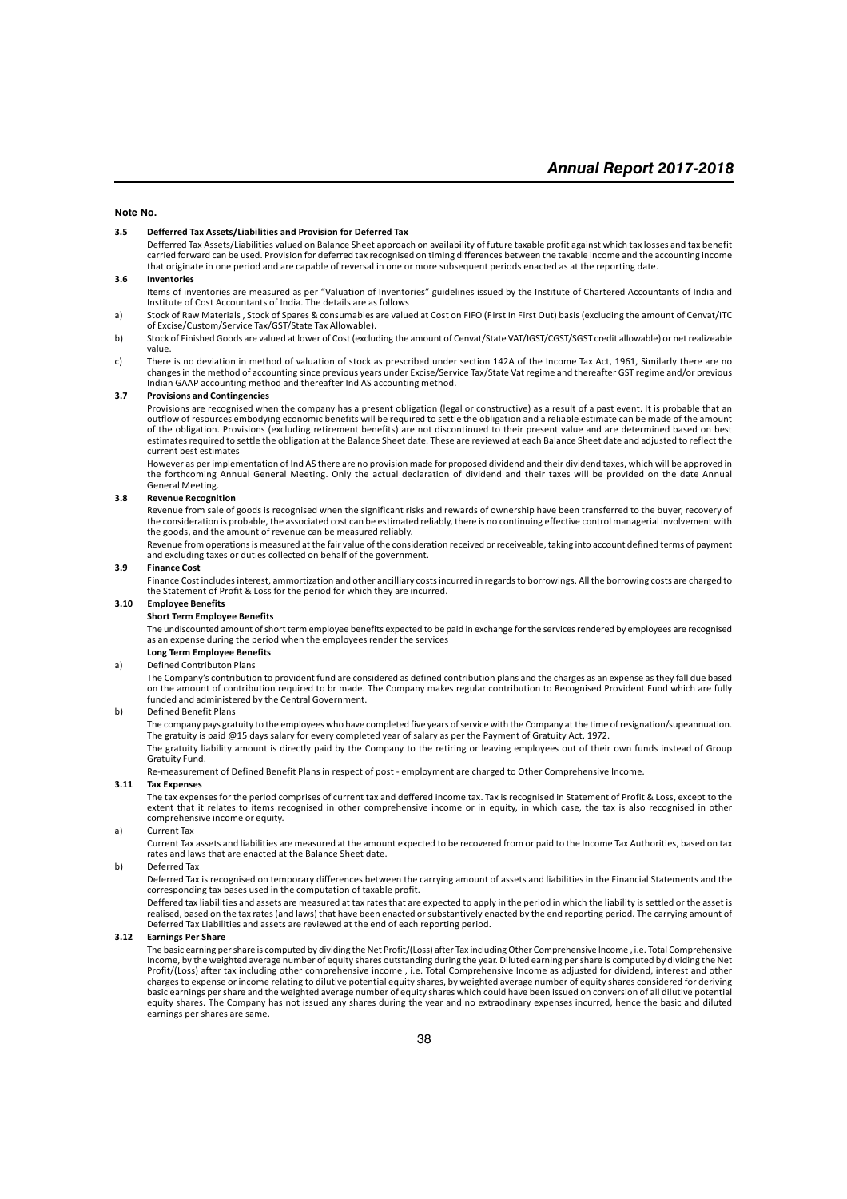**Note No.**

### 3.5 Defferred Tax Assets/Liabilities and Provision for Deferred Tax

Defferred Tax Assets/Liabilities valued on Balance Sheet approach on availability of future taxable profit against which tax losses and tax benefit carried forward can be used. Provision for deferred tax recognised on timing differences between the taxable income and the accounting income that originate in one period and are capable of reversal in one or more subsequent periods enacted as at the reporting date.

### 3.6 Inventories

Items of inventories are measured as per "Valuation of Inventories" guidelines issued by the Institute of Chartered Accountants of India and Institute of Cost Accountants of India. The details are as follows

a) Stock of Raw Materials , Stock of Spares & consumables are valued at Cost on FIFO (First In First Out) basis (excluding the amount of Cenvat/ITC of Excise/Custom/Service Tax/GST/State Tax Allowable).

b) Stock of Finished Goods are valued at lower of Cost (excluding the amount of Cenvat/State VAT/IGST/CGST/SGST credit allowable) or net realizeable value.

c) There is no deviation in method of valuation of stock as prescribed under section 142A of the Income Tax Act, 1961, Similarly there are no changes in the method of accounting since previous years under Excise/Service Tax/State Vat regime and thereafter GST regime and/or previous Indian GAAP accounting method and thereafter Ind AS accounting method.

### 3.7 Provisions and Contingencies

Provisions are recognised when the company has a present obligation (legal or constructive) as a result of a past event. It is probable that an outflow of resources embodying economic benefits will be required to settle the obligation and a reliable estimate can be made of the amount of the obligation. Provisions (excluding retirement benefits) are not discontinued to their present value and are determined based on best estimates required to settle the obligation at the Balance Sheet date. These are reviewed at each Balance Sheet date and adjusted to reflect the current best estimates

However as per implementation of Ind AS there are no provision made for proposed dividend and their dividend taxes, which will be approved in the forthcoming Annual General Meeting. Only the actual declaration of dividend and their taxes will be provided on the date Annual General Meeting.

### 3.8 Revenue Recognition

Revenue from sale of goods is recognised when the significant risks and rewards of ownership have been transferred to the buyer, recovery of the consideration is probable, the associated cost can be estimated reliably, there is no continuing effective control managerial involvement with the goods, and the amount of revenue can be measured reliably.

Revenue from operations is measured at the fair value of the consideration received or receiveable, taking into account defined terms of payment and excluding taxes or duties collected on behalf of the government.

### 3.9 Finance Cost

Finance Cost includes interest, ammortization and other ancilliary costs incurred in regards to borrowings. All the borrowing costs are charged to the Statement of Profit & Loss for the period for which they are incurred.

### 3.10 Employee Benefits

**Short Term Employee Benefits**

The undiscounted amount of short term employee benefits expected to be paid in exchange for the services rendered by employees are recognised as an expense during the period when the employees render the services

**Long Term Employee Benefits**

a) Defined Contributon Plans

The Company's contribution to provident fund are considered as defined contribution plans and the charges as an expense as they fall due based on the amount of contribution required to br made. The Company makes regular contribution to Recognised Provident Fund which are fully funded and administered by the Central Government.

b) Defined Benefit Plans

The company pays gratuity to the employees who have completed five years of service with the Company at the time of resignation/supeannuation. The gratuity is paid @15 days salary for every completed year of salary as per the Payment of Gratuity Act, 1972.

The gratuity liability amount is directly paid by the Company to the retiring or leaving employees out of their own funds instead of Group Gratuity Fund.

Re-measurement of Defined Benefit Plans in respect of post - employment are charged to Other Comprehensive Income.

### 3.11 Tax Expenses

The tax expenses for the period comprises of current tax and deffered income tax. Tax is recognised in Statement of Profit & Loss, except to the extent that it relates to items recognised in other comprehensive income or in equity, in which case, the tax is also recognised in other comprehensive income or equity.

a) Current Tax

Current Tax assets and liabilities are measured at the amount expected to be recovered from or paid to the Income Tax Authorities, based on tax rates and laws that are enacted at the Balance Sheet date.

b) Deferred Tax

Deferred Tax is recognised on temporary differences between the carrying amount of assets and liabilities in the Financial Statements and the corresponding tax bases used in the computation of taxable profit.

Deffered tax liabilities and assets are measured at tax rates that are expected to apply in the period in which the liability is settled or the asset is realised, based on the tax rates (and laws) that have been enacted or substantively enacted by the end reporting period. The carrying amount of Deferred Tax Liabilities and assets are reviewed at the end of each reporting period.

### 3.12 Earnings Per Share

The basic earning per share is computed by dividing the Net Profit/(Loss) after Tax including Other Comprehensive Income , i.e. Total Comprehensive Income, by the weighted average number of equity shares outstanding during the year. Diluted earning per share is computed by dividing the Net Profit/(Loss) after tax including other comprehensive income , i.e. Total Comprehensive Income as adjusted for dividend, interest and other charges to expense or income relating to dilutive potential equity shares, by weighted average number of equity shares considered for deriving basic earnings per share and the weighted average number of equity shares which could have been issued on conversion of all dilutive potential equity shares. The Company has not issued any shares during the year and no extraordinary expenses incurred, hence the basic and diluted earnings per shares are same.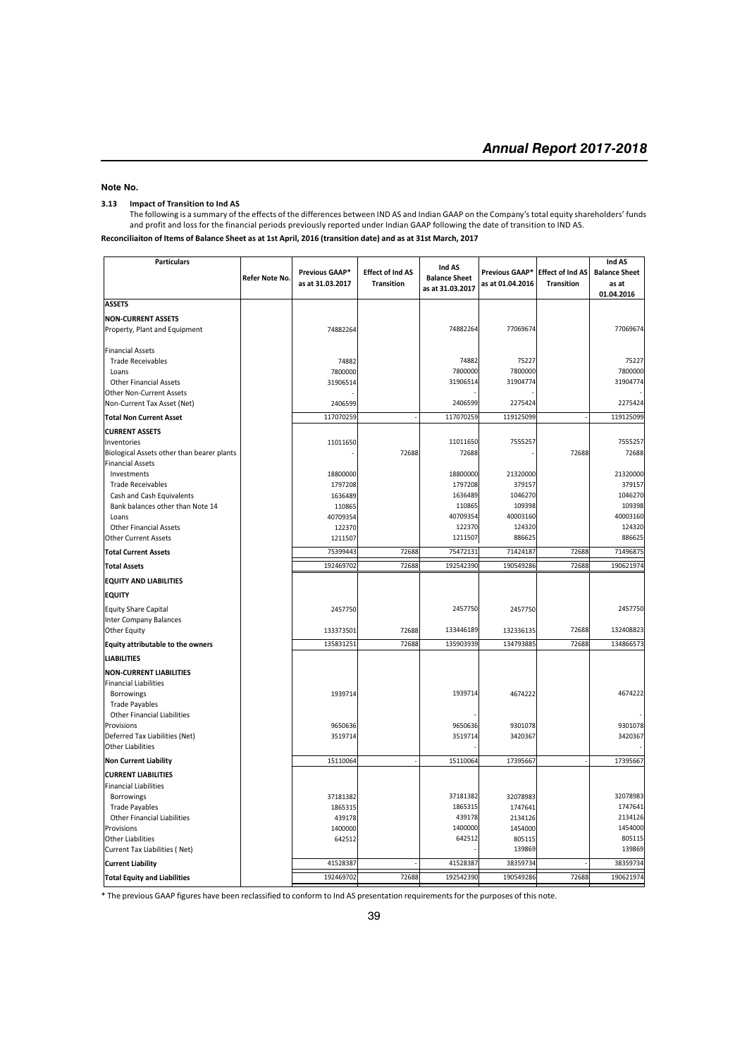**Note No.**

**3.13 Impact of Transition to Ind AS**

The following is a summary of the effects of the differences between IND AS and Indian GAAP on the Company's total equity shareholders' funds and profit and loss for the financial periods previously reported under Indian GAAP following the date of transition to IND AS.

**Reconciliaiton of Items of Balance Sheet as at 1st April, 2016 (transition date) and as at 31st March, 2017**

| Particulars | Refer Note No. | Previous GAAP* as at 31.03.2017 | Effect of Ind AS Transition | Ind AS Balance Sheet as at 31.03.2017 | Previous GAAP* as at 01.04.2016 | Effect of Ind AS Transition | Ind AS Balance Sheet as at 01.04.2016 |
|---|---|---|---|---|---|---|---|
| **ASSETS** | | | | | | | |
| **NON-CURRENT ASSETS** | | | | | | | |
| Property, Plant and Equipment | | 74882264 | | 74882264 | 77069674 | | 77069674 |
| Financial Assets | | | | | | | |
| Trade Receivables | | 74882 | | 74882 | 75227 | | 75227 |
| Loans | | 7800000 | | 7800000 | 7800000 | | 7800000 |
| Other Financial Assets | | 31906514 | | 31906514 | 31904774 | | 31904774 |
| Other Non-Current Assets | | - | | - | - | | - |
| Non-Current Tax Asset (Net) | | 2406599 | | 2406599 | 2275424 | | 2275424 |
| **Total Non Current Asset** | | 117070259 | - | 117070259 | 119125099 | - | 119125099 |
| **CURRENT ASSETS** | | | | | | | |
| Inventories | | 11011650 | | 11011650 | 7555257 | | 7555257 |
| Biological Assets other than bearer plants | | - | 72688 | 72688 | - | 72688 | 72688 |
| Financial Assets | | | | | | | |
| Investments | | 18800000 | | 18800000 | 21320000 | | 21320000 |
| Trade Receivables | | 1797208 | | 1797208 | 379157 | | 379157 |
| Cash and Cash Equivalents | | 1636489 | | 1636489 | 1046270 | | 1046270 |
| Bank balances other than Note 14 | | 110865 | | 110865 | 109398 | | 109398 |
| Loans | | 40709354 | | 40709354 | 40003160 | | 40003160 |
| Other Financial Assets | | 122370 | | 122370 | 124320 | | 124320 |
| Other Current Assets | | 1211507 | | 1211507 | 886625 | | 886625 |
| **Total Current Assets** | | 75399443 | 72688 | 75472131 | 71424187 | 72688 | 71496875 |
| **Total Assets** | | 192469702 | 72688 | 192542390 | 190549286 | 72688 | 190621974 |
| **EQUITY AND LIABILITIES** | | | | | | | |
| **EQUITY** | | | | | | | |
| Equity Share Capital | | 2457750 | | 2457750 | 2457750 | | 2457750 |
| Inter Company Balances | | | | | | | |
| Other Equity | | 133373501 | 72688 | 133446189 | 132336135 | 72688 | 132408823 |
| **Equity attributable to the owners** | | 135831251 | 72688 | 135903939 | 134793885 | 72688 | 134866573 |
| **LIABILITIES** | | | | | | | |
| **NON-CURRENT LIABILITIES** | | | | | | | |
| Financial Liabilities | | | | | | | |
| Borrowings | | 1939714 | | 1939714 | 4674222 | | 4674222 |
| Trade Payables | | | | | | | |
| Other Financial Liabilities | | | | - | | | - |
| Provisions | | 9650636 | | 9650636 | 9301078 | | 9301078 |
| Deferred Tax Liabilities (Net) | | 3519714 | | 3519714 | 3420367 | | 3420367 |
| Other Liabilities | | | | - | | | - |
| **Non Current Liability** | | 15110064 | - | 15110064 | 17395667 | - | 17395667 |
| **CURRENT LIABILITIES** | | | | | | | |
| Financial Liabilities | | | | | | | |
| Borrowings | | 37181382 | | 37181382 | 32078983 | | 32078983 |
| Trade Payables | | 1865315 | | 1865315 | 1747641 | | 1747641 |
| Other Financial Liabilities | | 439178 | | 439178 | 2134126 | | 2134126 |
| Provisions | | 1400000 | | 1400000 | 1454000 | | 1454000 |
| Other Liabilities | | 642512 | | 642512 | 805115 | | 805115 |
| Current Tax Liabilities ( Net) | | | | - | 139869 | | 139869 |
| **Current Liability** | | 41528387 | - | 41528387 | 38359734 | - | 38359734 |
| **Total Equity and Liabilities** | | 192469702 | 72688 | 192542390 | 190549286 | 72688 | 190621974 |

\* The previous GAAP figures have been reclassified to conform to Ind AS presentation requirements for the purposes of this note.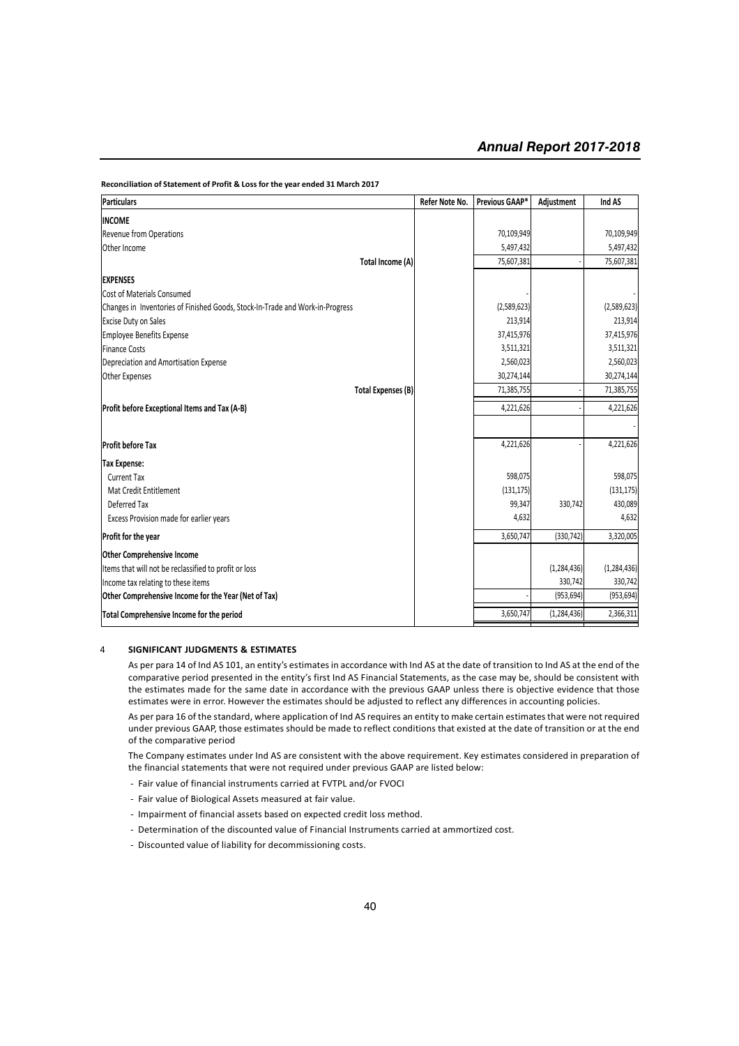**Reconciliation of Statement of Profit & Loss for the year ended 31 March 2017**

| Particulars | Refer Note No. | Previous GAAP* | Adjustment | Ind AS |
|---|---|---|---|---|
| **INCOME** | | | | |
| Revenue from Operations | | 70,109,949 | | 70,109,949 |
| Other Income | | 5,497,432 | | 5,497,432 |
| **Total Income (A)** | | 75,607,381 | - | 75,607,381 |
| **EXPENSES** | | | | |
| Cost of Materials Consumed | | - | | - |
| Changes in Inventories of Finished Goods, Stock-In-Trade and Work-in-Progress | | (2,589,623) | | (2,589,623) |
| Excise Duty on Sales | | 213,914 | | 213,914 |
| Employee Benefits Expense | | 37,415,976 | | 37,415,976 |
| Finance Costs | | 3,511,321 | | 3,511,321 |
| Depreciation and Amortisation Expense | | 2,560,023 | | 2,560,023 |
| Other Expenses | | 30,274,144 | | 30,274,144 |
| **Total Expenses (B)** | | 71,385,755 | - | 71,385,755 |
| **Profit before Exceptional Items and Tax (A-B)** | | 4,221,626 | - | 4,221,626 |
| | | | | - |
| **Profit before Tax** | | 4,221,626 | - | 4,221,626 |
| **Tax Expense:** | | | | |
| Current Tax | | 598,075 | | 598,075 |
| Mat Credit Entitlement | | (131,175) | | (131,175) |
| Deferred Tax | | 99,347 | 330,742 | 430,089 |
| Excess Provision made for earlier years | | 4,632 | | 4,632 |
| **Profit for the year** | | 3,650,747 | (330,742) | 3,320,005 |
| **Other Comprehensive Income** | | | | |
| Items that will not be reclassified to profit or loss | | | (1,284,436) | (1,284,436) |
| Income tax relating to these items | | | 330,742 | 330,742 |
| **Other Comprehensive Income for the Year (Net of Tax)** | | - | (953,694) | (953,694) |
| **Total Comprehensive Income for the period** | | 3,650,747 | (1,284,436) | 2,366,311 |

4 **SIGNIFICANT JUDGMENTS & ESTIMATES**

As per para 14 of Ind AS 101, an entity's estimates in accordance with Ind AS at the date of transition to Ind AS at the end of the comparative period presented in the entity's first Ind AS Financial Statements, as the case may be, should be consistent with the estimates made for the same date in accordance with the previous GAAP unless there is objective evidence that those estimates were in error. However the estimates should be adjusted to reflect any differences in accounting policies.

As per para 16 of the standard, where application of Ind AS requires an entity to make certain estimates that were not required under previous GAAP, those estimates should be made to reflect conditions that existed at the date of transition or at the end of the comparative period

The Company estimates under Ind AS are consistent with the above requirement. Key estimates considered in preparation of the financial statements that were not required under previous GAAP are listed below:

- Fair value of financial instruments carried at FVTPL and/or FVOCI
- Fair value of Biological Assets measured at fair value.
- Impairment of financial assets based on expected credit loss method.
- Determination of the discounted value of Financial Instruments carried at ammortized cost.
- Discounted value of liability for decommissioning costs.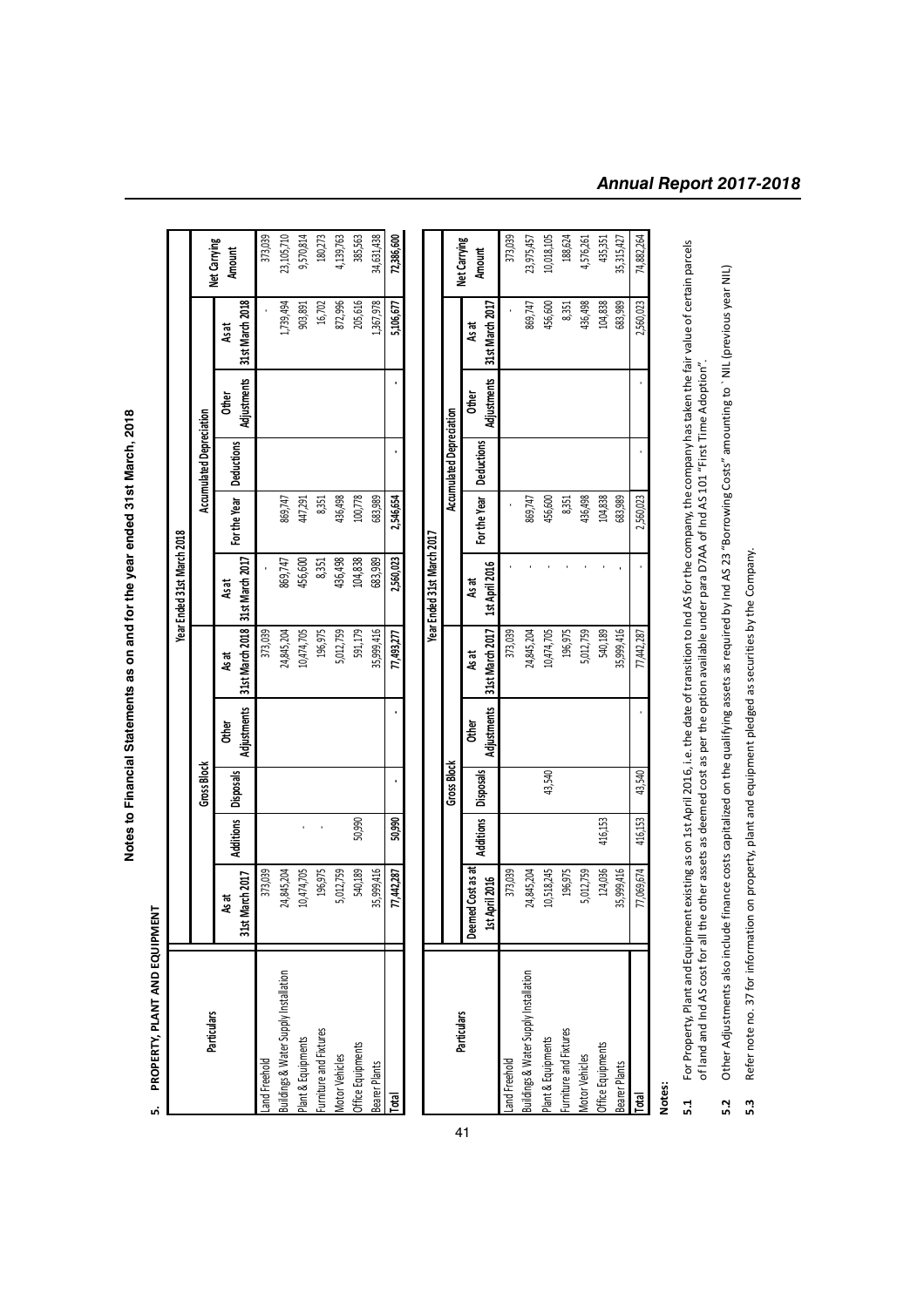# Notes to Financial Statements as on and for the year ended 31st March, 2018

## 5. PROPERTY, PLANT AND EQUIPMENT

**Year Ended 31st March 2018**

| Particulars | Gross Block | | | | | Accumulated Depreciation | | | | | Net Carrying Amount |
|---|---|---|---|---|---|---|---|---|---|---|---|
| | As at 31st March 2017 | Additions | Disposals | Other Adjustments | As at 31st March 2018 | As at 31st March 2017 | For the Year | Deductions | Other Adjustments | As at 31st March 2018 | |
| Land Freehold | 373,039 | | | | 373,039 | - | | | | - | 373,039 |
| Buildings & Water Supply Installation | 24,845,204 | | | | 24,845,204 | 869,747 | 869,747 | | | 1,739,494 | 23,105,710 |
| Plant & Equipments | 10,474,705 | - | | | 10,474,705 | 456,600 | 447,291 | | | 903,891 | 9,570,814 |
| Furniture and Fixtures | 196,975 | - | | | 196,975 | 8,351 | 8,351 | | | 16,702 | 180,273 |
| Motor Vehicles | 5,012,759 | | | | 5,012,759 | 436,498 | 436,498 | | | 872,996 | 4,139,763 |
| Office Equipments | 540,189 | 50,990 | | | 591,179 | 104,838 | 100,778 | | | 205,616 | 385,563 |
| Bearer Plants | 35,999,416 | | | | 35,999,416 | 683,989 | 683,989 | | | 1,367,978 | 34,631,438 |
| **Total** | **77,442,287** | **50,990** | **-** | **-** | **77,493,277** | **2,560,023** | **2,546,654** | **-** | **-** | **5,106,677** | **72,386,600** |

**Year Ended 31st March 2017**

| Particulars | Gross Block | | | | | Accumulated Depreciation | | | | | Net Carrying Amount |
|---|---|---|---|---|---|---|---|---|---|---|---|
| | Deemed Cost as at 1st April 2016 | Additions | Disposals | Other Adjustments | As at 31st March 2017 | As at 1st April 2016 | For the Year | Deductions | Other Adjustments | As at 31st March 2017 | |
| Land Freehold | 373,039 | | | | 373,039 | | - | | | - | 373,039 |
| Buildings & Water Supply Installation | 24,845,204 | | | | 24,845,204 | - | 869,747 | | | 869,747 | 23,975,457 |
| Plant & Equipments | 10,518,245 | | 43,540 | | 10,474,705 | - | 456,600 | | | 456,600 | 10,018,105 |
| Furniture and Fixtures | 196,975 | | | | 196,975 | - | 8,351 | | | 8,351 | 188,624 |
| Motor Vehicles | 5,012,759 | | | | 5,012,759 | - | 436,498 | | | 436,498 | 4,576,261 |
| Office Equipments | 124,036 | 416,153 | | | 540,189 | - | 104,838 | | | 104,838 | 435,351 |
| Bearer Plants | 35,999,416 | | | | 35,999,416 | - | 683,989 | | | 683,989 | 35,315,427 |
| **Total** | **77,069,674** | **416,153** | **43,540** | **-** | **77,442,287** | **-** | **2,560,023** | **-** | **-** | **2,560,023** | **74,882,264** |

**Notes:**

**5.1** For Property, Plant and Equipment existing as on 1st April 2016, i.e. the date of transition to Ind AS for the company, the company has taken the fair value of certain parcels of land and Ind AS cost for all the other assets as deemed cost as per the option available under para D7AA of Ind AS 101 "First Time Adoption".

**5.2** Other Adjustments also include finance costs capitalized on the qualifying assets as required by Ind AS 23 "Borrowing Costs" amounting to ` NIL (previous year NIL)

**5.3** Refer note no. 37 for information on property, plant and equipment pledged as securities by the Company.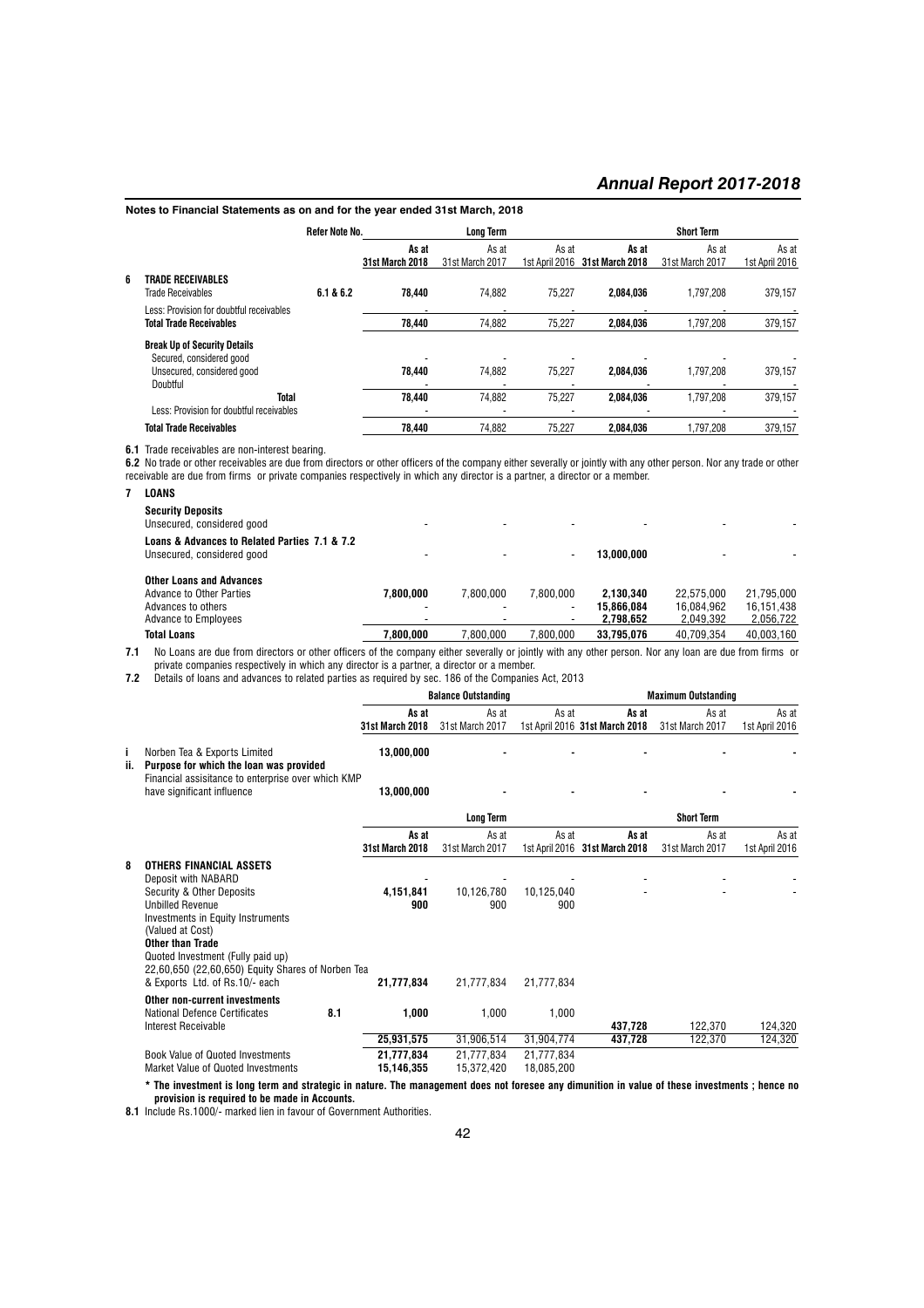**Notes to Financial Statements as on and for the year ended 31st March, 2018**

| | | Refer Note No. | Long Term | | | Short Term | | |
|---|---|---|---|---|---|---|---|---|
| | | | **As at 31st March 2018** | As at 31st March 2017 | As at 1st April 2016 | **As at 31st March 2018** | As at 31st March 2017 | As at 1st April 2016 |
| **6** | **TRADE RECEIVABLES** | | | | | | | |
| | Trade Receivables | **6.1 & 6.2** | **78,440** | 74,882 | 75,227 | **2,084,036** | 1,797,208 | 379,157 |
| | Less: Provision for doubtful receivables | | **-** | - | - | **-** | - | - |
| | **Total Trade Receivables** | | **78,440** | 74,882 | 75,227 | **2,084,036** | 1,797,208 | 379,157 |
| | **Break Up of Security Details** | | | | | | | |
| | Secured, considered good | | - | - | - | - | - | - |
| | Unsecured, considered good | | **78,440** | 74,882 | 75,227 | **2,084,036** | 1,797,208 | 379,157 |
| | Doubtful | | - | - | - | - | - | - |
| | **Total** | | **78,440** | 74,882 | 75,227 | **2,084,036** | 1,797,208 | 379,157 |
| | Less: Provision for doubtful receivables | | - | - | - | - | - | - |
| | **Total Trade Receivables** | | **78,440** | 74,882 | 75,227 | **2,084,036** | 1,797,208 | 379,157 |

**6.1** Trade receivables are non-interest bearing.

**6.2** No trade or other receivables are due from directors or other officers of the company either severally or jointly with any other person. Nor any trade or other receivable are due from firms or private companies respectively in which any director is a partner, a director or a member.

| | | | Long Term | | | Short Term | | |
|---|---|---|---|---|---|---|---|---|
| **7** | **LOANS** | | | | | | | |
| | **Security Deposits** | | | | | | | |
| | Unsecured, considered good | | - | - | - | - | - | - |
| | **Loans & Advances to Related Parties** | **7.1 & 7.2** | | | | | | |
| | Unsecured, considered good | | - | - | - | **13,000,000** | - | - |
| | **Other Loans and Advances** | | | | | | | |
| | Advance to Other Parties | | **7,800,000** | 7,800,000 | 7,800,000 | **2,130,340** | 22,575,000 | 21,795,000 |
| | Advances to others | | - | - | - | **15,866,084** | 16,084,962 | 16,151,438 |
| | Advance to Employees | | - | - | - | **2,798,652** | 2,049,392 | 2,056,722 |
| | **Total Loans** | | **7,800,000** | 7,800,000 | 7,800,000 | **33,795,076** | 40,709,354 | 40,003,160 |

**7.1** No Loans are due from directors or other officers of the company either severally or jointly with any other person. Nor any loan are due from firms or private companies respectively in which any director is a partner, a director or a member.

**7.2** Details of loans and advances to related parties as required by sec. 186 of the Companies Act, 2013

| | | Balance Outstanding | | | Maximum Outstanding | | |
|---|---|---|---|---|---|---|---|
| | | **As at 31st March 2018** | As at 31st March 2017 | As at 1st April 2016 | **As at 31st March 2018** | As at 31st March 2017 | As at 1st April 2016 |
| i | Norben Tea & Exports Limited | **13,000,000** | - | - | - | - | - |
| ii. | **Purpose for which the loan was provided** | | | | | | |
| | Financial assisitance to enterprise over which KMP have significant influence | **13,000,000** | - | - | - | - | - |

| | | | Long Term | | | Short Term | | |
|---|---|---|---|---|---|---|---|---|
| | | | **As at 31st March 2018** | As at 31st March 2017 | As at 1st April 2016 | **As at 31st March 2018** | As at 31st March 2017 | As at 1st April 2016 |
| **8** | **OTHERS FINANCIAL ASSETS** | | | | | | | |
| | Deposit with NABARD | | - | - | - | - | - | - |
| | Security & Other Deposits | | **4,151,841** | 10,126,780 | 10,125,040 | - | - | - |
| | Unbilled Revenue | | **900** | 900 | 900 | | | |
| | Investments in Equity Instruments (Valued at Cost) | | | | | | | |
| | **Other than Trade** | | | | | | | |
| | Quoted Investment (Fully paid up) | | | | | | | |
| | 22,60,650 (22,60,650) Equity Shares of Norben Tea & Exports Ltd. of Rs.10/- each | | **21,777,834** | 21,777,834 | 21,777,834 | | | |
| | **Other non-current investments** | | | | | | | |
| | National Defence Certificates | **8.1** | **1,000** | 1,000 | 1,000 | | | |
| | Interest Receivable | | | | | **437,728** | 122,370 | 124,320 |
| | | | **25,931,575** | 31,906,514 | 31,904,774 | **437,728** | 122,370 | 124,320 |
| | Book Value of Quoted Investments | | **21,777,834** | 21,777,834 | 21,777,834 | | | |
| | Market Value of Quoted Investments | | **15,146,355** | 15,372,420 | 18,085,200 | | | |

**\* The investment is long term and strategic in nature. The management does not foresee any dimunition in value of these investments ; hence no provision is required to be made in Accounts.**

**8.1** Include Rs.1000/- marked lien in favour of Government Authorities.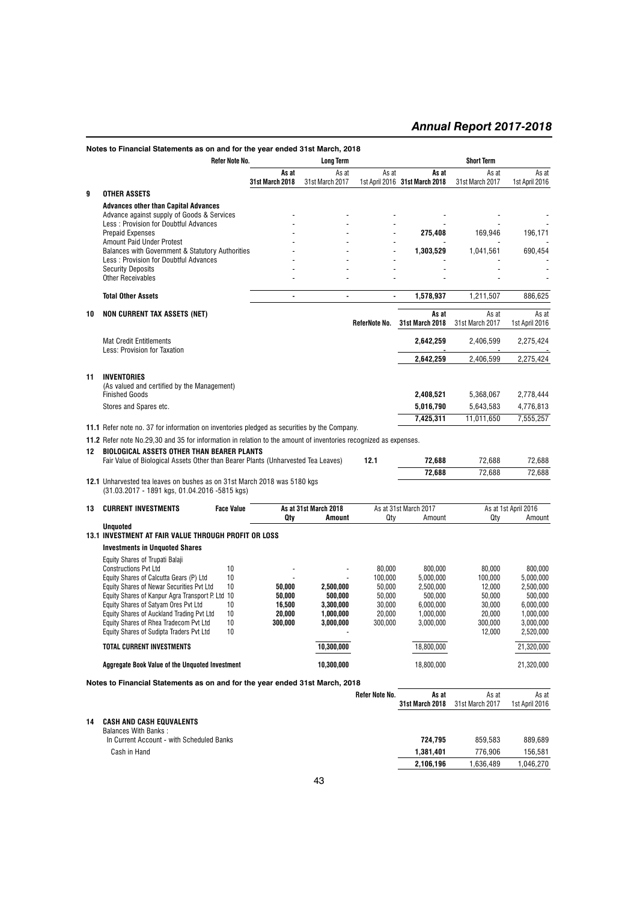**Notes to Financial Statements as on and for the year ended 31st March, 2018**

| | | Refer Note No. | Long Term | | | Short Term | | |
|---|---|---|---|---|---|---|---|---|
| | | | **As at 31st March 2018** | As at 31st March 2017 | As at 1st April 2016 | **As at 31st March 2018** | As at 31st March 2017 | As at 1st April 2016 |
| **9** | **OTHER ASSETS** | | | | | | | |
| | **Advances other than Capital Advances** | | | | | | | |
| | Advance against supply of Goods & Services | | - | - | - | - | - | - |
| | Less : Provision for Doubtful Advances | | - | - | - | - | - | - |
| | Prepaid Expenses | | - | - | - | **275,408** | 169,946 | 196,171 |
| | Amount Paid Under Protest | | - | - | - | - | - | - |
| | Balances with Government & Statutory Authorities | | - | - | - | **1,303,529** | 1,041,561 | 690,454 |
| | Less : Provision for Doubtful Advances | | - | - | - | - | - | - |
| | Security Deposits | | - | - | - | - | - | - |
| | Other Receivables | | - | - | - | - | - | - |
| | **Total Other Assets** | | **-** | **-** | **-** | **1,578,937** | 1,211,507 | 886,625 |

| | | Refer Note No. | As at 31st March 2018 | As at 31st March 2017 | As at 1st April 2016 |
|---|---|---|---|---|---|
| **10** | **NON CURRENT TAX ASSETS (NET)** | | | | |
| | Mat Credit Entitlements | | **2,642,259** | 2,406,599 | 2,275,424 |
| | Less: Provision for Taxation | | - | - | - |
| | | | **2,642,259** | 2,406,599 | 2,275,424 |
| **11** | **INVENTORIES** | | | | |
| | (As valued and certified by the Management) | | | | |
| | Finished Goods | | **2,408,521** | 5,368,067 | 2,778,444 |
| | Stores and Spares etc. | | **5,016,790** | 5,643,583 | 4,776,813 |
| | | | **7,425,311** | 11,011,650 | 7,555,257 |

**11.1** Refer note no. 37 for information on inventories pledged as securities by the Company.

**11.2** Refer note No.29,30 and 35 for information in relation to the amount of inventories recognized as expenses.

| | | Refer Note No. | As at 31st March 2018 | As at 31st March 2017 | As at 1st April 2016 |
|---|---|---|---|---|---|
| **12** | **BIOLOGICAL ASSETS OTHER THAN BEARER PLANTS** | | | | |
| | Fair Value of Biological Assets Other than Bearer Plants (Unharvested Tea Leaves) | 12.1 | **72,688** | 72,688 | 72,688 |
| | | | **72,688** | 72,688 | 72,688 |

**12.1** Unharvested tea leaves on bushes as on 31st March 2018 was 5180 kgs (31.03.2017 - 1891 kgs, 01.04.2016 -5815 kgs)

| **13** | **CURRENT INVESTMENTS** | Face Value | As at 31st March 2018 | | As at 31st March 2017 | | As at 1st April 2016 | |
|---|---|---|---|---|---|---|---|---|
| | | | **Qty** | **Amount** | Qty | Amount | Qty | Amount |
| | **Unquoted** | | | | | | | |
| **13.1** | **INVESTMENT AT FAIR VALUE THROUGH PROFIT OR LOSS** | | | | | | | |
| | **Investments in Unquoted Shares** | | | | | | | |
| | Equity Shares of Trupati Balaji Constructions Pvt Ltd | 10 | - | - | 80,000 | 800,000 | 80,000 | 800,000 |
| | Equity Shares of Calcutta Gears (P) Ltd | 10 | - | - | 100,000 | 5,000,000 | 100,000 | 5,000,000 |
| | Equity Shares of Newar Securities Pvt Ltd | 10 | **50,000** | **2,500,000** | 50,000 | 2,500,000 | 12,000 | 2,500,000 |
| | Equity Shares of Kanpur Agra Transport P. Ltd | 10 | **50,000** | **500,000** | 50,000 | 500,000 | 50,000 | 500,000 |
| | Equity Shares of Satyam Ores Pvt Ltd | 10 | **16,500** | **3,300,000** | 30,000 | 6,000,000 | 30,000 | 6,000,000 |
| | Equity Shares of Auckland Trading Pvt Ltd | 10 | **20,000** | **1,000,000** | 20,000 | 1,000,000 | 20,000 | 1,000,000 |
| | Equity Shares of Rhea Tradecom Pvt Ltd | 10 | **300,000** | **3,000,000** | 300,000 | 3,000,000 | 300,000 | 3,000,000 |
| | Equity Shares of Sudipta Traders Pvt Ltd | 10 | | - | | | 12,000 | 2,520,000 |
| | **TOTAL CURRENT INVESTMENTS** | | | **10,300,000** | | 18,800,000 | | 21,320,000 |
| | **Aggregate Book Value of the Unquoted Investment** | | | **10,300,000** | | 18,800,000 | | 21,320,000 |

**Notes to Financial Statements as on and for the year ended 31st March, 2018**

| | | Refer Note No. | As at 31st March 2018 | As at 31st March 2017 | As at 1st April 2016 |
|---|---|---|---|---|---|
| **14** | **CASH AND CASH EQUVALENTS** | | | | |
| | Balances With Banks : | | | | |
| | In Current Account - with Scheduled Banks | | **724,795** | 859,583 | 889,689 |
| | Cash in Hand | | **1,381,401** | 776,906 | 156,581 |
| | | | **2,106,196** | 1,636,489 | 1,046,270 |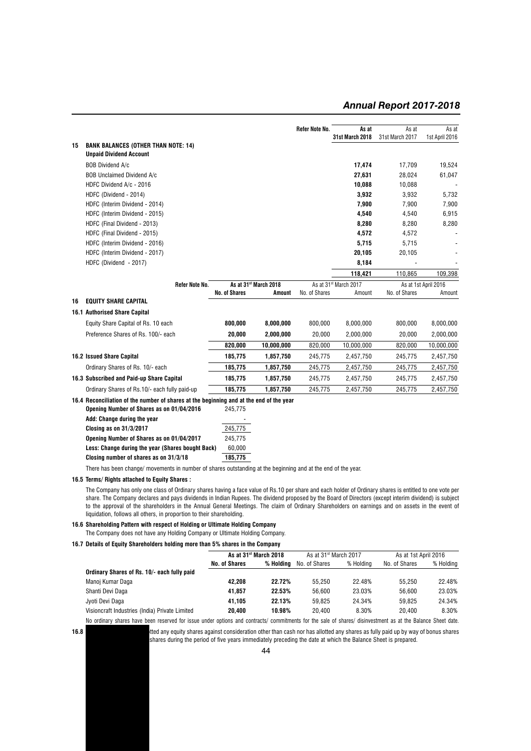| | | Refer Note No. | As at 31st March 2018 | As at 31st March 2017 | As at 1st April 2016 |
|---|---|---|---|---|---|
| **15** | **BANK BALANCES (OTHER THAN NOTE: 14)** | | | | |
| | **Unpaid Dividend Account** | | | | |
| | BOB Dividend A/c | | **17,474** | 17,709 | 19,524 |
| | BOB Unclaimed Dividend A/c | | **27,631** | 28,024 | 61,047 |
| | HDFC Dividend A/c - 2016 | | **10,088** | 10,088 | - |
| | HDFC (Dividend - 2014) | | **3,932** | 3,932 | 5,732 |
| | HDFC (Interim Dividend - 2014) | | **7,900** | 7,900 | 7,900 |
| | HDFC (Interim Dividend - 2015) | | **4,540** | 4,540 | 6,915 |
| | HDFC (Final Dividend - 2013) | | **8,280** | 8,280 | 8,280 |
| | HDFC (Final Dividend - 2015) | | **4,572** | 4,572 | - |
| | HDFC (Interim Dividend - 2016) | | **5,715** | 5,715 | - |
| | HDFC (Interim Dividend - 2017) | | **20,105** | 20,105 | - |
| | HDFC (Dividend - 2017) | | **8,184** | - | - |
| | | | **118,421** | 110,865 | 109,398 |

| | Refer Note No. | As at 31st March 2018 | | As at 31st March 2017 | | As at 1st April 2016 | |
|---|---|---|---|---|---|---|---|
| | | **No. of Shares** | **Amount** | No. of Shares | Amount | No. of Shares | Amount |
| **16** | **EQUITY SHARE CAPITAL** | | | | | | |
| **16.1** | **Authorised Share Capital** | | | | | | |
| | Equity Share Capital of Rs. 10 each | **800,000** | **8,000,000** | 800,000 | 8,000,000 | 800,000 | 8,000,000 |
| | Preference Shares of Rs. 100/- each | **20,000** | **2,000,000** | 20,000 | 2,000,000 | 20,000 | 2,000,000 |
| | | **820,000** | **10,000,000** | 820,000 | 10,000,000 | 820,000 | 10,000,000 |
| **16.2** | **Issued Share Capital** | **185,775** | **1,857,750** | 245,775 | 2,457,750 | 245,775 | 2,457,750 |
| | Ordinary Shares of Rs. 10/- each | **185,775** | **1,857,750** | 245,775 | 2,457,750 | 245,775 | 2,457,750 |
| **16.3** | **Subscribed and Paid-up Share Capital** | **185,775** | **1,857,750** | 245,775 | 2,457,750 | 245,775 | 2,457,750 |
| | Ordinary Shares of Rs.10/- each fully paid-up | **185,775** | **1,857,750** | 245,775 | 2,457,750 | 245,775 | 2,457,750 |

**16.4 Reconciliation of the number of shares at the beginning and at the end of the year**

| | |
|---|---|
| **Opening Number of Shares as on 01/04/2016** | 245,775 |
| **Add: Change during the year** | - |
| **Closing as on 31/3/2017** | 245,775 |
| **Opening Number of Shares as on 01/04/2017** | 245,775 |
| **Less: Change during the year (Shares bought Back)** | 60,000 |
| **Closing number of shares as on 31/3/18** | **185,775** |

There has been change/ movements in number of shares outstanding at the beginning and at the end of the year.

**16.5 Terms/ Rights attached to Equity Shares :**

The Company has only one class of Ordinary shares having a face value of Rs.10 per share and each holder of Ordinary shares is entitled to one vote per share. The Company declares and pays dividends in Indian Rupees. The dividend proposed by the Board of Directors (except interim dividend) is subject to the approval of the shareholders in the Annual General Meetings. The claim of Ordinary Shareholders on earnings and on assets in the event of liquidation, follows all others, in proportion to their shareholding.

**16.6 Shareholding Pattern with respect of Holding or Ultimate Holding Company**

The Company does not have any Holding Company or Ultimate Holding Company.

**16.7 Details of Equity Shareholders holding more than 5% shares in the Company**

| | As at 31st March 2018 | | As at 31st March 2017 | | As at 1st April 2016 | |
|---|---|---|---|---|---|---|
| | **No. of Shares** | **% Holding** | No. of Shares | % Holding | No. of Shares | % Holding |
| **Ordinary Shares of Rs. 10/- each fully paid** | | | | | | |
| Manoj Kumar Daga | **42,208** | **22.72%** | 55,250 | 22.48% | 55,250 | 22.48% |
| Shanti Devi Daga | **41,857** | **22.53%** | 56,600 | 23.03% | 56,600 | 23.03% |
| Jyoti Devi Daga | **41,105** | **22.13%** | 59,825 | 24.34% | 59,825 | 24.34% |
| Visioncraft Industries (India) Private Limited | **20,400** | **10.98%** | 20,400 | 8.30% | 20,400 | 8.30% |

No ordinary shares have been reserved for issue under options and contracts/ commitments for the sale of shares/ disinvestment as at the Balance Sheet date.

**16.8** ...tted any equity shares against consideration other than cash nor has allotted any shares as fully paid up by way of bonus shares ...shares during the period of five years immediately preceding the date at which the Balance Sheet is prepared.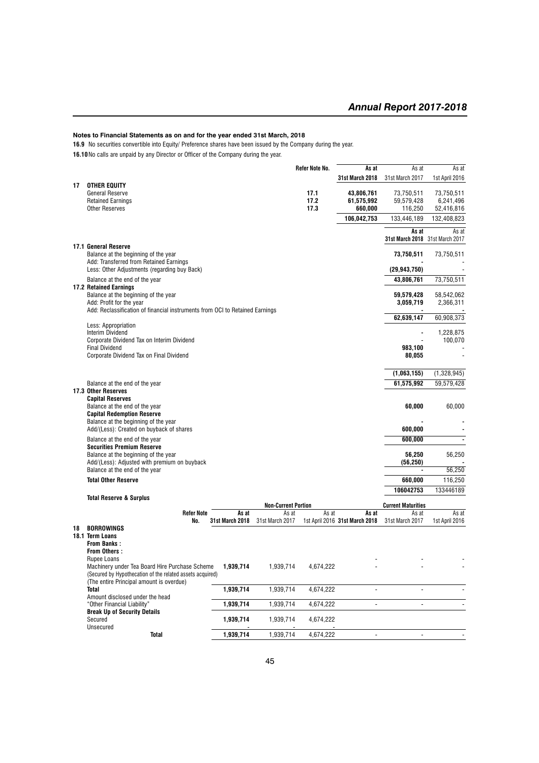**Notes to Financial Statements as on and for the year ended 31st March, 2018**

**16.9** No securities convertible into Equity/ Preference shares have been issued by the Company during the year.

**16.10** No calls are unpaid by any Director or Officer of the Company during the year.

| | | Refer Note No. | As at 31st March 2018 | As at 31st March 2017 | As at 1st April 2016 |
|---|---|---|---|---|---|
| **17** | **OTHER EQUITY** | | | | |
| | General Reserve | 17.1 | 43,806,761 | 73,750,511 | 73,750,511 |
| | Retained Earnings | 17.2 | 61,575,992 | 59,579,428 | 6,241,496 |
| | Other Reserves | 17.3 | 660,000 | 116,250 | 52,416,816 |
| | | | **106,042,753** | 133,446,189 | 132,408,823 |

| | As at 31st March 2018 | As at 31st March 2017 |
|---|---|---|
| **17.1 General Reserve** | | |
| Balance at the beginning of the year | **73,750,511** | 73,750,511 |
| Add: Transferred from Retained Earnings | - | |
| Less: Other Adjustments (regarding buy Back) | **(29,943,750)** | - |
| Balance at the end of the year | **43,806,761** | 73,750,511 |
| **17.2 Retained Earnings** | | |
| Balance at the beginning of the year | **59,579,428** | 58,542,062 |
| Add: Profit for the year | **3,059,719** | 2,366,311 |
| Add: Reclassification of financial instruments from OCI to Retained Earnings | - | - |
| | **62,639,147** | 60,908,373 |
| Less: Appropriation | | |
| Interim Dividend | - | 1,228,875 |
| Corporate Dividend Tax on Interim Dividend | - | 100,070 |
| Final Dividend | **983,100** | - |
| Corporate Dividend Tax on Final Dividend | **80,055** | - |
| | **(1,063,155)** | (1,328,945) |
| Balance at the end of the year | **61,575,992** | 59,579,428 |
| **17.3 Other Reserves** | | |
| **Capital Reserves** | | |
| Balance at the end of the year | **60,000** | 60,000 |
| **Capital Redemption Reserve** | | |
| Balance at the beginning of the year | - | - |
| Add/(Less): Created on buyback of shares | **600,000** | - |
| Balance at the end of the year | **600,000** | - |
| **Securities Premium Reserve** | | |
| Balance at the beginning of the year | **56,250** | 56,250 |
| Add/(Less): Adjusted with premium on buyback | **(56,250)** | - |
| Balance at the end of the year | - | 56,250 |
| **Total Other Reserve** | **660,000** | 116,250 |
| | **106042753** | 133446189 |
| **Total Reserve & Surplus** | | |

| | Refer Note No. | Non-Current Portion As at 31st March 2018 | As at 31st March 2017 | As at 1st April 2016 | Current Maturities As at 31st March 2018 | As at 31st March 2017 | As at 1st April 2016 |
|---|---|---|---|---|---|---|---|
| **18 BORROWINGS** | | | | | | | |
| **18.1 Term Loans** | | | | | | | |
| **From Banks :** | | | | | | | |
| **From Others :** | | | | | | | |
| Rupee Loans | | | | | - | - | - |
| Machinery under Tea Board Hire Purchase Scheme (Secured by Hypothecation of the related assets acquired) (The entire Principal amount is overdue) | | **1,939,714** | 1,939,714 | 4,674,222 | - | - | - |
| **Total** | | **1,939,714** | 1,939,714 | 4,674,222 | - | - | - |
| Amount disclosed under the head "Other Financial Liability" | | **1,939,714** | 1,939,714 | 4,674,222 | - | - | - |
| **Break Up of Security Details** | | | | | | | |
| Secured | | **1,939,714** | 1,939,714 | 4,674,222 | | | |
| Unsecured | | - | - | - | | | |
| **Total** | | **1,939,714** | 1,939,714 | 4,674,222 | - | - | - |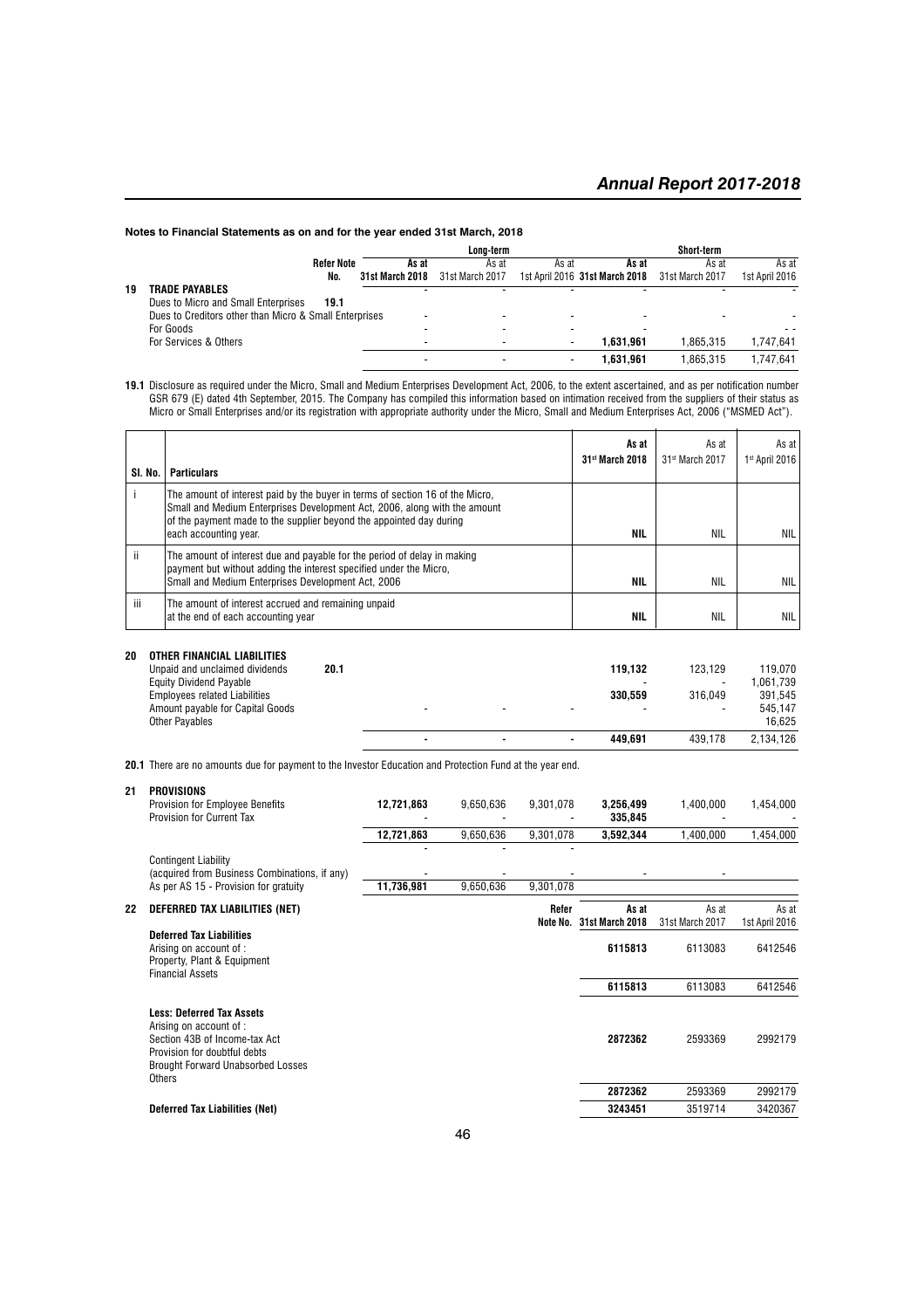**Notes to Financial Statements as on and for the year ended 31st March, 2018**

| | | Refer Note No. | Long-term | | | Short-term | | |
|---|---|---|---|---|---|---|---|---|
| | | | **As at 31st March 2018** | As at 31st March 2017 | As at 1st April 2016 | **As at 31st March 2018** | As at 31st March 2017 | As at 1st April 2016 |
| **19** | **TRADE PAYABLES** | | - | - | - | - | - | - |
| | Dues to Micro and Small Enterprises | 19.1 | | | | | | |
| | Dues to Creditors other than Micro & Small Enterprises | | - | - | - | - | - | - |
| | For Goods | | - | - | - | - | | - - |
| | For Services & Others | | - | - | - | **1,631,961** | 1,865,315 | 1,747,641 |
| | | | - | - | - | **1,631,961** | 1,865,315 | 1,747,641 |

**19.1** Disclosure as required under the Micro, Small and Medium Enterprises Development Act, 2006, to the extent ascertained, and as per notification number GSR 679 (E) dated 4th September, 2015. The Company has compiled this information based on intimation received from the suppliers of their status as Micro or Small Enterprises and/or its registration with appropriate authority under the Micro, Small and Medium Enterprises Act, 2006 ("MSMED Act").

| Sl. No. | Particulars | **As at 31st March 2018** | As at 31st March 2017 | As at 1st April 2016 |
|---|---|---|---|---|
| i | The amount of interest paid by the buyer in terms of section 16 of the Micro, Small and Medium Enterprises Development Act, 2006, along with the amount of the payment made to the supplier beyond the appointed day during each accounting year. | **NIL** | NIL | NIL |
| ii | The amount of interest due and payable for the period of delay in making payment but without adding the interest specified under the Micro, Small and Medium Enterprises Development Act, 2006 | **NIL** | NIL | NIL |
| iii | The amount of interest accrued and remaining unpaid at the end of each accounting year | **NIL** | NIL | NIL |

| | | Refer Note No. | Long-term | | | Short-term | | |
|---|---|---|---|---|---|---|---|---|
| **20** | **OTHER FINANCIAL LIABILITIES** | | | | | | | |
| | Unpaid and unclaimed dividends | 20.1 | | | | **119,132** | 123,129 | 119,070 |
| | Equity Dividend Payable | | | | | - | - | 1,061,739 |
| | Employees related Liabilities | | | | | **330,559** | 316,049 | 391,545 |
| | Amount payable for Capital Goods | | - | - | - | - | - | 545,147 |
| | Other Payables | | | | | | | 16,625 |
| | | | **-** | **-** | **-** | **449,691** | 439,178 | 2,134,126 |

**20.1** There are no amounts due for payment to the Investor Education and Protection Fund at the year end.

| | | Long-term | | | Short-term | | |
|---|---|---|---|---|---|---|---|
| **21** | **PROVISIONS** | | | | | | |
| | Provision for Employee Benefits | **12,721,863** | 9,650,636 | 9,301,078 | **3,256,499** | 1,400,000 | 1,454,000 |
| | Provision for Current Tax | - | - | - | **335,845** | | - |
| | | **12,721,863** | 9,650,636 | 9,301,078 | **3,592,344** | 1,400,000 | 1,454,000 |
| | | - | - | - | | | |
| | Contingent Liability (acquired from Business Combinations, if any) | - | - | - | - | - | |
| | As per AS 15 - Provision for gratuity | **11,736,981** | 9,650,636 | 9,301,078 | | | |

| | | Refer Note No. | **As at 31st March 2018** | As at 31st March 2017 | As at 1st April 2016 |
|---|---|---|---|---|---|
| **22** | **DEFERRED TAX LIABILITIES (NET)** | | | | |
| | **Deferred Tax Liabilities** | | | | |
| | Arising on account of : | | | | |
| | Property, Plant & Equipment | | **6115813** | 6113083 | 6412546 |
| | Financial Assets | | | | |
| | | | **6115813** | 6113083 | 6412546 |
| | **Less: Deferred Tax Assets** | | | | |
| | Arising on account of : | | | | |
| | Section 43B of Income-tax Act | | **2872362** | 2593369 | 2992179 |
| | Provision for doubtful debts | | | | |
| | Brought Forward Unabsorbed Losses | | | | |
| | Others | | | | |
| | | | **2872362** | 2593369 | 2992179 |
| | **Deferred Tax Liabilities (Net)** | | **3243451** | 3519714 | 3420367 |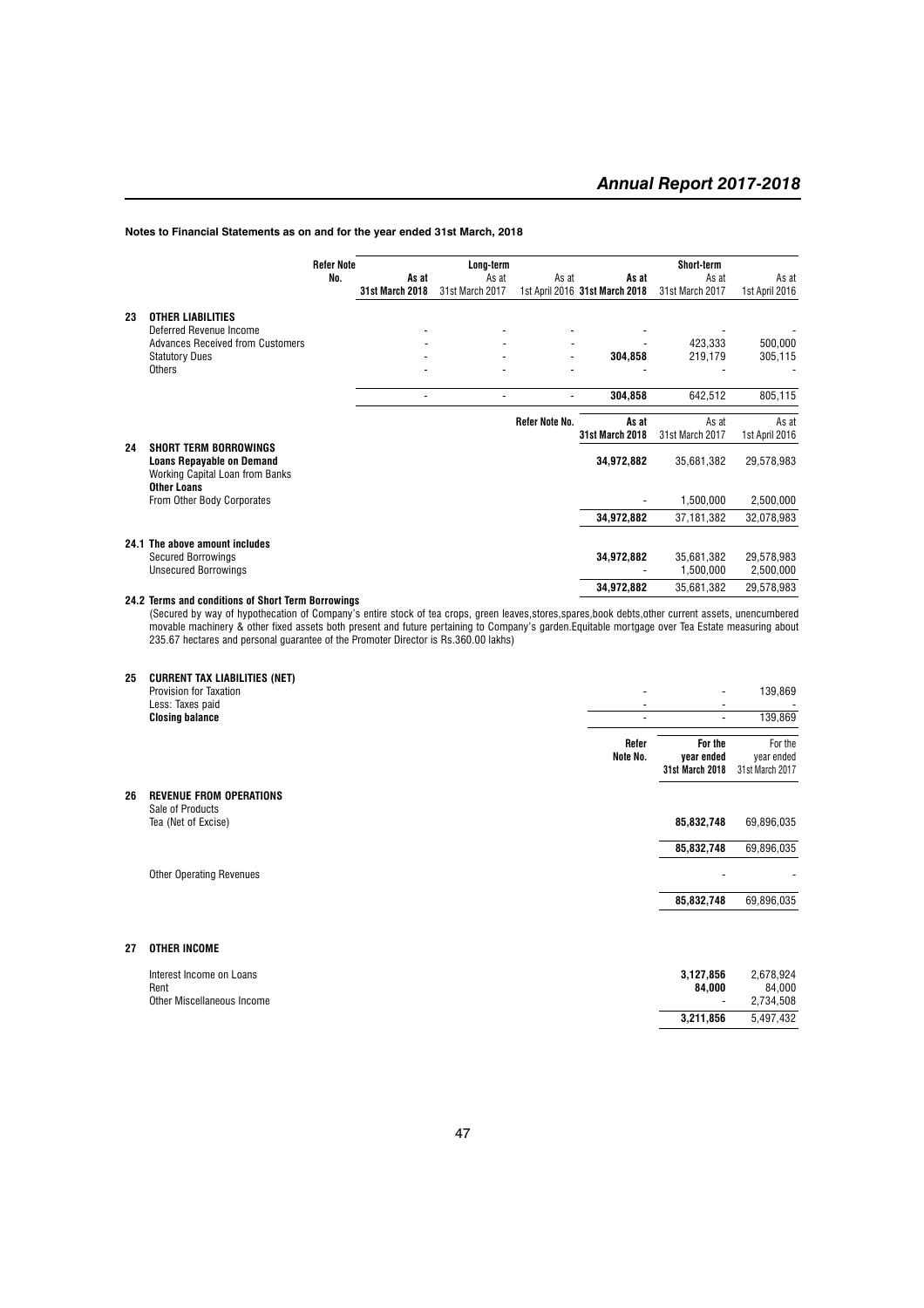**Notes to Financial Statements as on and for the year ended 31st March, 2018**

| | | Refer Note No. | Long-term | | | Short-term | | |
|---|---|---|---|---|---|---|---|---|
| | | | **As at 31st March 2018** | As at 31st March 2017 | As at 1st April 2016 | **As at 31st March 2018** | As at 31st March 2017 | As at 1st April 2016 |
| **23** | **OTHER LIABILITIES** | | | | | | | |
| | Deferred Revenue Income | | - | - | - | - | - | - |
| | Advances Received from Customers | | - | - | - | - | 423,333 | 500,000 |
| | Statutory Dues | | - | - | - | **304,858** | 219,179 | 305,115 |
| | Others | | - | - | - | - | - | - |
| | | | - | - | - | **304,858** | 642,512 | 805,115 |

| | | Refer Note No. | As at 31st March 2018 | As at 31st March 2017 | As at 1st April 2016 |
|---|---|---|---|---|---|
| **24** | **SHORT TERM BORROWINGS** | | | | |
| | **Loans Repayable on Demand** | | | | |
| | Working Capital Loan from Banks | | **34,972,882** | 35,681,382 | 29,578,983 |
| | **Other Loans** | | | | |
| | From Other Body Corporates | | - | 1,500,000 | 2,500,000 |
| | | | **34,972,882** | 37,181,382 | 32,078,983 |
| **24.1** | **The above amount includes** | | | | |
| | Secured Borrowings | | **34,972,882** | 35,681,382 | 29,578,983 |
| | Unsecured Borrowings | | - | 1,500,000 | 2,500,000 |
| | | | **34,972,882** | 35,681,382 | 29,578,983 |

**24.2 Terms and conditions of Short Term Borrowings**

(Secured by way of hypothecation of Company's entire stock of tea crops, green leaves,stores,spares,book debts,other current assets, unencumbered movable machinery & other fixed assets both present and future pertaining to Company's garden.Equitable mortgage over Tea Estate measuring about 235.67 hectares and personal guarantee of the Promoter Director is Rs.360.00 lakhs)

| | | | | |
|---|---|---|---|---|
| **25** | **CURRENT TAX LIABILITIES (NET)** | | | |
| | Provision for Taxation | - | - | 139,869 |
| | Less: Taxes paid | - | - | - |
| | **Closing balance** | - | - | 139,869 |

| | | Refer Note No. | For the year ended 31st March 2018 | For the year ended 31st March 2017 |
|---|---|---|---|---|
| **26** | **REVENUE FROM OPERATIONS** | | | |
| | Sale of Products | | | |
| | Tea (Net of Excise) | | **85,832,748** | 69,896,035 |
| | | | **85,832,748** | 69,896,035 |
| | Other Operating Revenues | | - | - |
| | | | **85,832,748** | 69,896,035 |
| **27** | **OTHER INCOME** | | | |
| | Interest Income on Loans | | **3,127,856** | 2,678,924 |
| | Rent | | **84,000** | 84,000 |
| | Other Miscellaneous Income | | - | 2,734,508 |
| | | | **3,211,856** | 5,497,432 |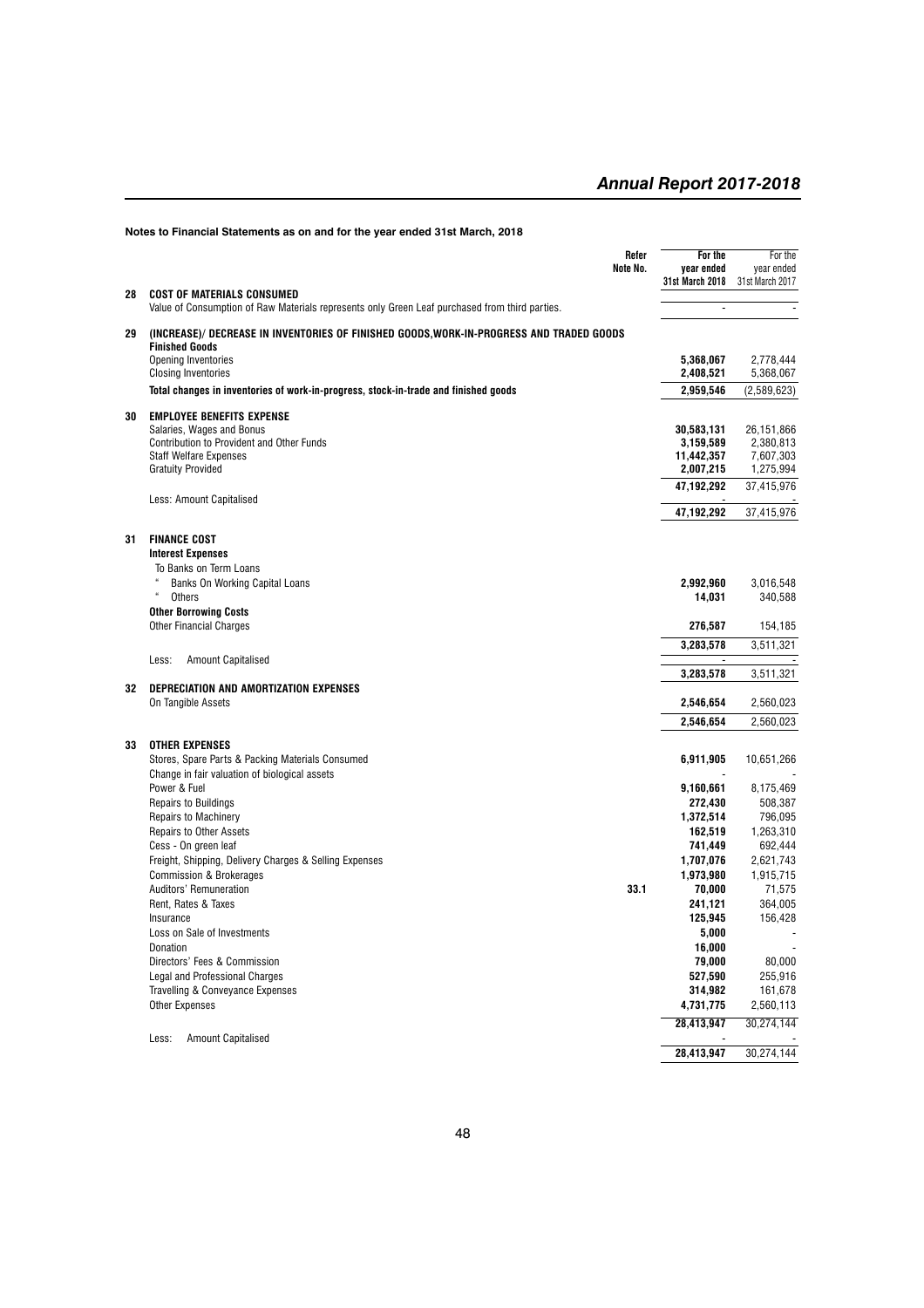**Notes to Financial Statements as on and for the year ended 31st March, 2018**

| | | Refer Note No. | For the year ended 31st March 2018 | For the year ended 31st March 2017 |
|---|---|---|---|---|
| **28** | **COST OF MATERIALS CONSUMED** | | | |
| | Value of Consumption of Raw Materials represents only Green Leaf purchased from third parties. | | - | - |
| **29** | **(INCREASE)/ DECREASE IN INVENTORIES OF FINISHED GOODS,WORK-IN-PROGRESS AND TRADED GOODS** | | | |
| | **Finished Goods** | | | |
| | Opening Inventories | | **5,368,067** | 2,778,444 |
| | Closing Inventories | | **2,408,521** | 5,368,067 |
| | **Total changes in inventories of work-in-progress, stock-in-trade and finished goods** | | **2,959,546** | (2,589,623) |
| **30** | **EMPLOYEE BENEFITS EXPENSE** | | | |
| | Salaries, Wages and Bonus | | **30,583,131** | 26,151,866 |
| | Contribution to Provident and Other Funds | | **3,159,589** | 2,380,813 |
| | Staff Welfare Expenses | | **11,442,357** | 7,607,303 |
| | Gratuity Provided | | **2,007,215** | 1,275,994 |
| | | | **47,192,292** | 37,415,976 |
| | Less: Amount Capitalised | | - | - |
| | | | **47,192,292** | 37,415,976 |
| **31** | **FINANCE COST** | | | |
| | **Interest Expenses** | | | |
| | To Banks on Term Loans | | | |
| | " Banks On Working Capital Loans | | **2,992,960** | 3,016,548 |
| | " Others | | **14,031** | 340,588 |
| | **Other Borrowing Costs** | | | |
| | Other Financial Charges | | **276,587** | 154,185 |
| | | | **3,283,578** | 3,511,321 |
| | Less: Amount Capitalised | | - | - |
| | | | **3,283,578** | 3,511,321 |
| **32** | **DEPRECIATION AND AMORTIZATION EXPENSES** | | | |
| | On Tangible Assets | | **2,546,654** | 2,560,023 |
| | | | **2,546,654** | 2,560,023 |
| **33** | **OTHER EXPENSES** | | | |
| | Stores, Spare Parts & Packing Materials Consumed | | **6,911,905** | 10,651,266 |
| | Change in fair valuation of biological assets | | - | - |
| | Power & Fuel | | **9,160,661** | 8,175,469 |
| | Repairs to Buildings | | **272,430** | 508,387 |
| | Repairs to Machinery | | **1,372,514** | 796,095 |
| | Repairs to Other Assets | | **162,519** | 1,263,310 |
| | Cess - On green leaf | | **741,449** | 692,444 |
| | Freight, Shipping, Delivery Charges & Selling Expenses | | **1,707,076** | 2,621,743 |
| | Commission & Brokerages | | **1,973,980** | 1,915,715 |
| | Auditors' Remuneration | 33.1 | **70,000** | 71,575 |
| | Rent, Rates & Taxes | | **241,121** | 364,005 |
| | Insurance | | **125,945** | 156,428 |
| | Loss on Sale of Investments | | **5,000** | - |
| | Donation | | **16,000** | - |
| | Directors' Fees & Commission | | **79,000** | 80,000 |
| | Legal and Professional Charges | | **527,590** | 255,916 |
| | Travelling & Conveyance Expenses | | **314,982** | 161,678 |
| | Other Expenses | | **4,731,775** | 2,560,113 |
| | | | **28,413,947** | 30,274,144 |
| | Less: Amount Capitalised | | - | - |
| | | | **28,413,947** | 30,274,144 |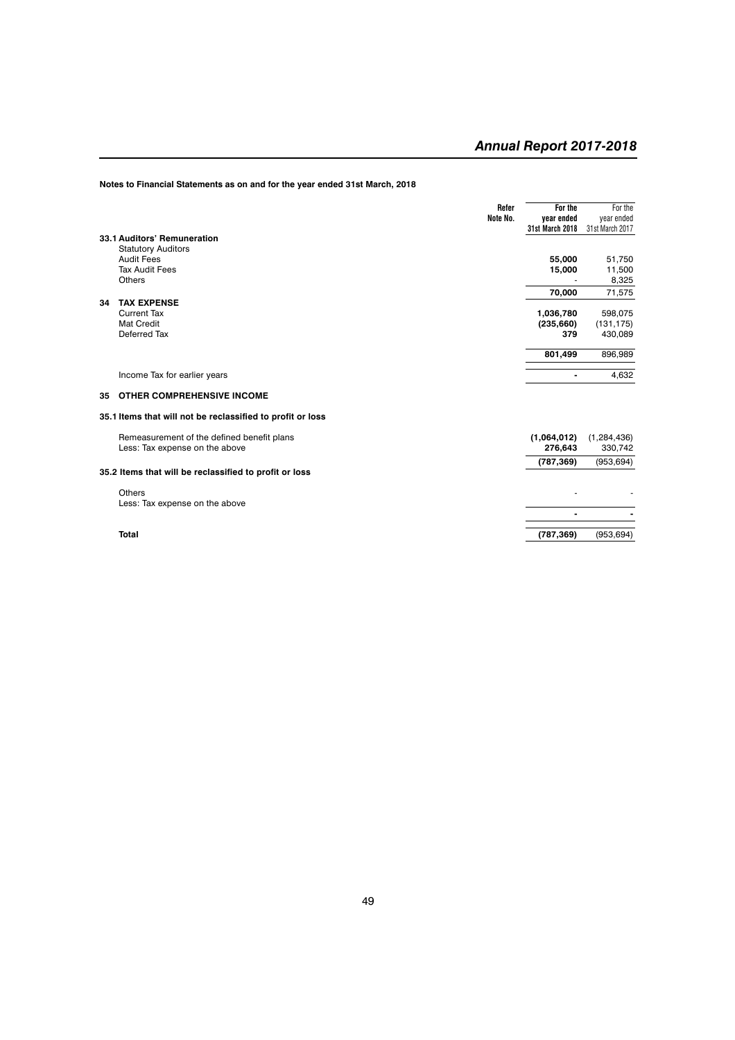**Notes to Financial Statements as on and for the year ended 31st March, 2018**

| | Refer Note No. | For the year ended 31st March 2018 | For the year ended 31st March 2017 |
|---|---|---|---|
| **33.1 Auditors' Remuneration** | | | |
| Statutory Auditors | | | |
| Audit Fees | | **55,000** | 51,750 |
| Tax Audit Fees | | **15,000** | 11,500 |
| Others | | - | 8,325 |
| | | **70,000** | 71,575 |
| **34 TAX EXPENSE** | | | |
| Current Tax | | **1,036,780** | 598,075 |
| Mat Credit | | **(235,660)** | (131,175) |
| Deferred Tax | | **379** | 430,089 |
| | | **801,499** | 896,989 |
| Income Tax for earlier years | | **-** | 4,632 |
| **35 OTHER COMPREHENSIVE INCOME** | | | |
| **35.1 Items that will not be reclassified to profit or loss** | | | |
| Remeasurement of the defined benefit plans | | **(1,064,012)** | (1,284,436) |
| Less: Tax expense on the above | | **276,643** | 330,742 |
| | | **(787,369)** | (953,694) |
| **35.2 Items that will be reclassified to profit or loss** | | | |
| Others | | - | - |
| Less: Tax expense on the above | | | |
| | | **-** | **-** |
| **Total** | | **(787,369)** | (953,694) |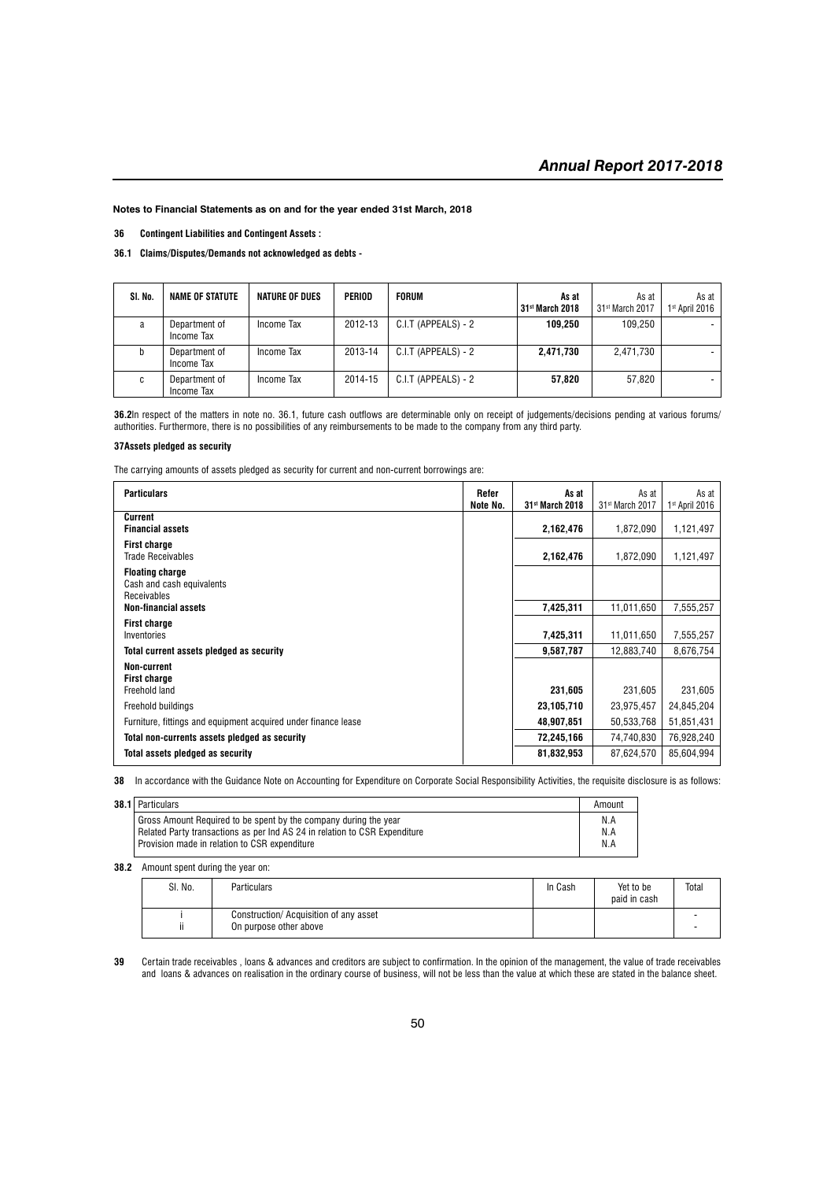**Notes to Financial Statements as on and for the year ended 31st March, 2018**

**36 Contingent Liabilities and Contingent Assets :**

**36.1 Claims/Disputes/Demands not acknowledged as debts -**

| Sl. No. | NAME OF STATUTE | NATURE OF DUES | PERIOD | FORUM | As at 31st March 2018 | As at 31st March 2017 | As at 1st April 2016 |
|---|---|---|---|---|---|---|---|
| a | Department of Income Tax | Income Tax | 2012-13 | C.I.T (APPEALS) - 2 | **109,250** | 109,250 | - |
| b | Department of Income Tax | Income Tax | 2013-14 | C.I.T (APPEALS) - 2 | **2,471,730** | 2,471,730 | - |
| c | Department of Income Tax | Income Tax | 2014-15 | C.I.T (APPEALS) - 2 | **57,820** | 57,820 | - |

**36.2** In respect of the matters in note no. 36.1, future cash outflows are determinable only on receipt of judgements/decisions pending at various forums/ authorities. Furthermore, there is no possibilities of any reimbursements to be made to the company from any third party.

**37 Assets pledged as security**

The carrying amounts of assets pledged as security for current and non-current borrowings are:

| Particulars | Refer Note No. | As at 31st March 2018 | As at 31st March 2017 | As at 1st April 2016 |
|---|---|---|---|---|
| **Current** | | | | |
| **Financial assets** | | **2,162,476** | 1,872,090 | 1,121,497 |
| **First charge** | | | | |
| Trade Receivables | | **2,162,476** | 1,872,090 | 1,121,497 |
| **Floating charge** | | | | |
| Cash and cash equivalents | | | | |
| Receivables | | | | |
| **Non-financial assets** | | **7,425,311** | 11,011,650 | 7,555,257 |
| **First charge** | | | | |
| Inventories | | **7,425,311** | 11,011,650 | 7,555,257 |
| **Total current assets pledged as security** | | **9,587,787** | 12,883,740 | 8,676,754 |
| **Non-current** | | | | |
| **First charge** | | | | |
| Freehold land | | **231,605** | 231,605 | 231,605 |
| Freehold buildings | | **23,105,710** | 23,975,457 | 24,845,204 |
| Furniture, fittings and equipment acquired under finance lease | | **48,907,851** | 50,533,768 | 51,851,431 |
| **Total non-currents assets pledged as security** | | **72,245,166** | 74,740,830 | 76,928,240 |
| **Total assets pledged as security** | | **81,832,953** | 87,624,570 | 85,604,994 |

**38** In accordance with the Guidance Note on Accounting for Expenditure on Corporate Social Responsibility Activities, the requisite disclosure is as follows:

**38.1**

| Particulars | Amount |
|---|---|
| Gross Amount Required to be spent by the company during the year | N.A |
| Related Party transactions as per Ind AS 24 in relation to CSR Expenditure | N.A |
| Provision made in relation to CSR expenditure | N.A |

**38.2** Amount spent during the year on:

| Sl. No. | Particulars | In Cash | Yet to be paid in cash | Total |
|---|---|---|---|---|
| i | Construction/ Acquisition of any asset | | | - |
| ii | On purpose other above | | | - |

**39** Certain trade receivables , loans & advances and creditors are subject to confirmation. In the opinion of the management, the value of trade receivables and loans & advances on realisation in the ordinary course of business, will not be less than the value at which these are stated in the balance sheet.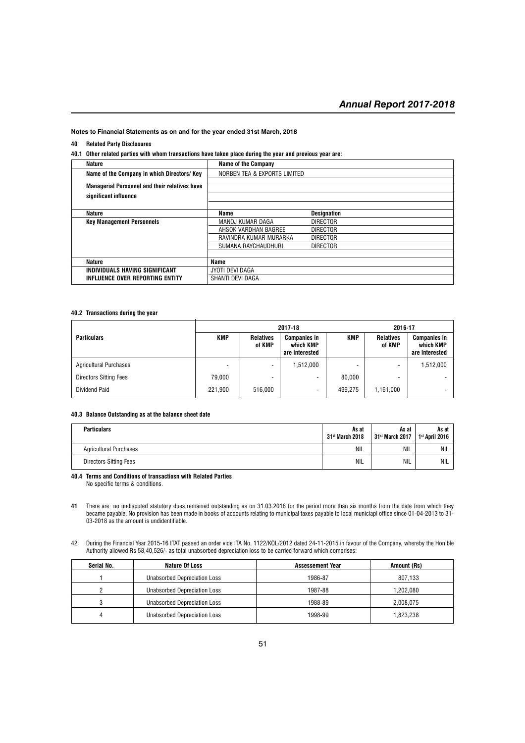**Notes to Financial Statements as on and for the year ended 31st March, 2018**

**40 Related Party Disclosures**

**40.1 Other related parties with whom transactions have taken place during the year and previous year are:**

| **Nature** | **Name of the Company** | |
|---|---|---|
| **Name of the Company in which Directors/ Key Managerial Personnel and their relatives have significant influence** | NORBEN TEA & EXPORTS LIMITED | |
| **Nature** | **Name** | **Designation** |
| **Key Management Personnels** | MANOJ KUMAR DAGA | DIRECTOR |
| | AHSOK VARDHAN BAGREE | DIRECTOR |
| | RAVINDRA KUMAR MURARKA | DIRECTOR |
| | SUMANA RAYCHAUDHURI | DIRECTOR |
| **Nature** | **Name** | |
| **INDIVIDUALS HAVING SIGNIFICANT INFLUENCE OVER REPORTING ENTITY** | JYOTI DEVI DAGA | |
| | SHANTI DEVI DAGA | |

**40.2 Transactions during the year**

| **Particulars** | **2017-18** | | | **2016-17** | | |
|---|---|---|---|---|---|---|
| | **KMP** | **Relatives of KMP** | **Companies in which KMP are interested** | **KMP** | **Relatives of KMP** | **Companies in which KMP are interested** |
| Agricultural Purchases | - | - | 1,512,000 | - | - | 1,512,000 |
| Directors Sitting Fees | 79,000 | - | - | 80,000 | - | - |
| Dividend Paid | 221,900 | 516,000 | - | 499,275 | 1,161,000 | - |

**40.3 Balance Outstanding as at the balance sheet date**

| **Particulars** | **As at 31st March 2018** | **As at 31st March 2017** | **As at 1st April 2016** |
|---|---|---|---|
| Agricultural Purchases | NIL | NIL | NIL |
| Directors Sitting Fees | NIL | NIL | NIL |

**40.4 Terms and Conditions of transactiosn with Related Parties**

No specific terms & conditions.

**41** There are no undisputed statutory dues remained outstanding as on 31.03.2018 for the period more than six months from the date from which they became payable. No provision has been made in books of accounts relating to municipal taxes payable to local municiapl office since 01-04-2013 to 31-03-2018 as the amount is undidentifiable.

42 During the Financial Year 2015-16 ITAT passed an order vide ITA No. 1122/KOL/2012 dated 24-11-2015 in favour of the Company, whereby the Hon'ble Authority allowed Rs 58,40,526/- as total unabsorbed depreciation loss to be carried forward which comprises:

| **Serial No.** | **Nature Of Loss** | **Assessement Year** | **Amount (Rs)** |
|---|---|---|---|
| 1 | Unabsorbed Depreciation Loss | 1986-87 | 807,133 |
| 2 | Unabsorbed Depreciation Loss | 1987-88 | 1,202,080 |
| 3 | Unabsorbed Depreciation Loss | 1988-89 | 2,008,075 |
| 4 | Unabsorbed Depreciation Loss | 1998-99 | 1,823,238 |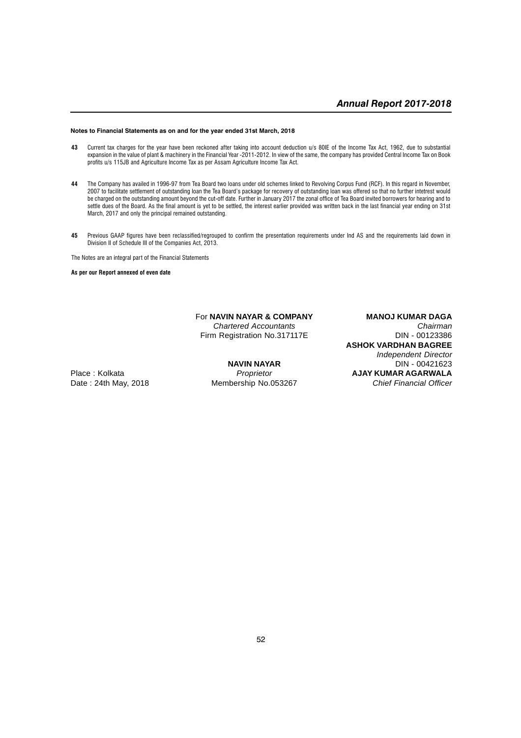**Notes to Financial Statements as on and for the year ended 31st March, 2018**

**43** Current tax charges for the year have been reckoned after taking into account deduction u/s 80IE of the Income Tax Act, 1962, due to substantial expansion in the value of plant & machinery in the Financial Year -2011-2012. In view of the same, the company has provided Central Income Tax on Book profits u/s 115JB and Agriculture Income Tax as per Assam Agriculture Income Tax Act.

**44** The Company has availed in 1996-97 from Tea Board two loans under old schemes linked to Revolving Corpus Fund (RCF). In this regard in November, 2007 to facilitate settlement of outstanding loan the Tea Board's package for recovery of outstanding loan was offered so that no further intetrest would be charged on the outstanding amount beyond the cut-off date. Further in January 2017 the zonal office of Tea Board invited borrowers for hearing and to settle dues of the Board. As the final amount is yet to be settled, the interest earlier provided was written back in the last financial year ending on 31st March, 2017 and only the principal remained outstanding.

**45** Previous GAAP figures have been reclassified/regrouped to confirm the presentation requirements under Ind AS and the requirements laid down in Division II of Schedule III of the Companies Act, 2013.

The Notes are an integral part of the Financial Statements

**As per our Report annexed of even date**

For **NAVIN NAYAR & COMPANY**
*Chartered Accountants*
Firm Registration No.317117E

**NAVIN NAYAR**
*Proprietor*
Membership No.053267

**MANOJ KUMAR DAGA**
*Chairman*
DIN - 00123386

**ASHOK VARDHAN BAGREE**
*Independent Director*
DIN - 00421623

**AJAY KUMAR AGARWALA**
*Chief Financial Officer*

Place : Kolkata
Date : 24th May, 2018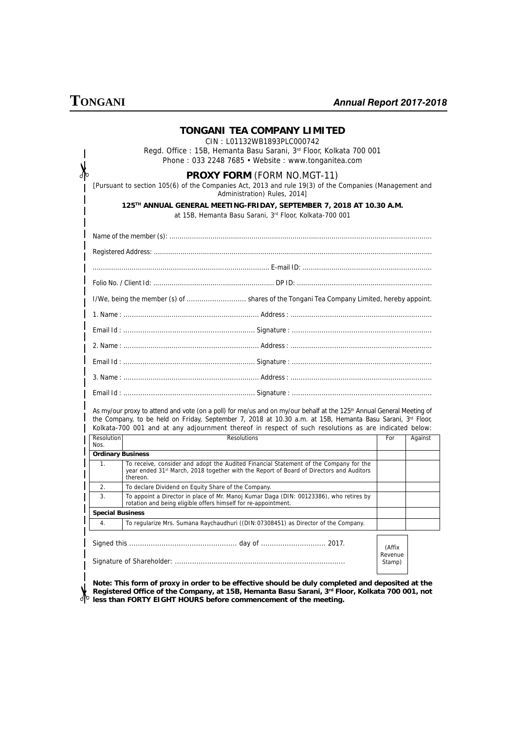## TONGANI TEA COMPANY LIMITED

CIN : L01132WB1893PLC000742

Regd. Office : 15B, Hemanta Basu Sarani, 3rd Floor, Kolkata 700 001

Phone : 033 2248 7685 • Website : www.tonganitea.com

### PROXY FORM (FORM NO.MGT-11)

[Pursuant to section 105(6) of the Companies Act, 2013 and rule 19(3) of the Companies (Management and Administration) Rules, 2014]

**125TH ANNUAL GENERAL MEETING-FRIDAY, SEPTEMBER 7, 2018 AT 10.30 A.M.**

at 15B, Hemanta Basu Sarani, 3rd Floor, Kolkata-700 001

Name of the member (s): ..............................................................................................................................

Registered Address: ......................................................................................................................................

..................................................................................... E-mail ID: ..............................................................

Folio No. / Client Id: ........................................................... DP ID: .................................................................

I/We, being the member (s) of ............................ shares of the Tongani Tea Company Limited, hereby appoint.

1. Name : ................................................................ Address : ...................................................................

Email Id : .............................................................. Signature : .................................................................

2. Name : ................................................................ Address : ...................................................................

Email Id : .............................................................. Signature : .................................................................

3. Name : ................................................................ Address : ...................................................................

Email Id : .............................................................. Signature : .................................................................

As my/our proxy to attend and vote (on a poll) for me/us and on my/our behalf at the 125th Annual General Meeting of the Company, to be held on Friday, September 7, 2018 at 10.30 a.m. at 15B, Hemanta Basu Sarani, 3rd Floor, Kolkata-700 001 and at any adjournment thereof in respect of such resolutions as are indicated below:

| Resolution Nos. | Resolutions | For | Against |
|---|---|---|---|
| **Ordinary Business** | | | |
| 1. | To receive, consider and adopt the Audited Financial Statement of the Company for the year ended 31st March, 2018 together with the Report of Board of Directors and Auditors thereon. | | |
| 2. | To declare Dividend on Equity Share of the Company. | | |
| 3. | To appoint a Director in place of Mr. Manoj Kumar Daga (DIN: 00123386), who retires by rotation and being eligible offers himself for re-appointment. | | |
| **Special Business** | | | |
| 4. | To regularize Mrs. Sumana Raychaudhuri ((DIN:07308451) as Director of the Company. | | |

Signed this ................................................. day of ............................. 2017.

Signature of Shareholder: ..............................................................................

(Affix Revenue Stamp)

**Note: This form of proxy in order to be effective should be duly completed and deposited at the Registered Office of the Company, at 15B, Hemanta Basu Sarani, 3rd Floor, Kolkata 700 001, not less than FORTY EIGHT HOURS before commencement of the meeting.**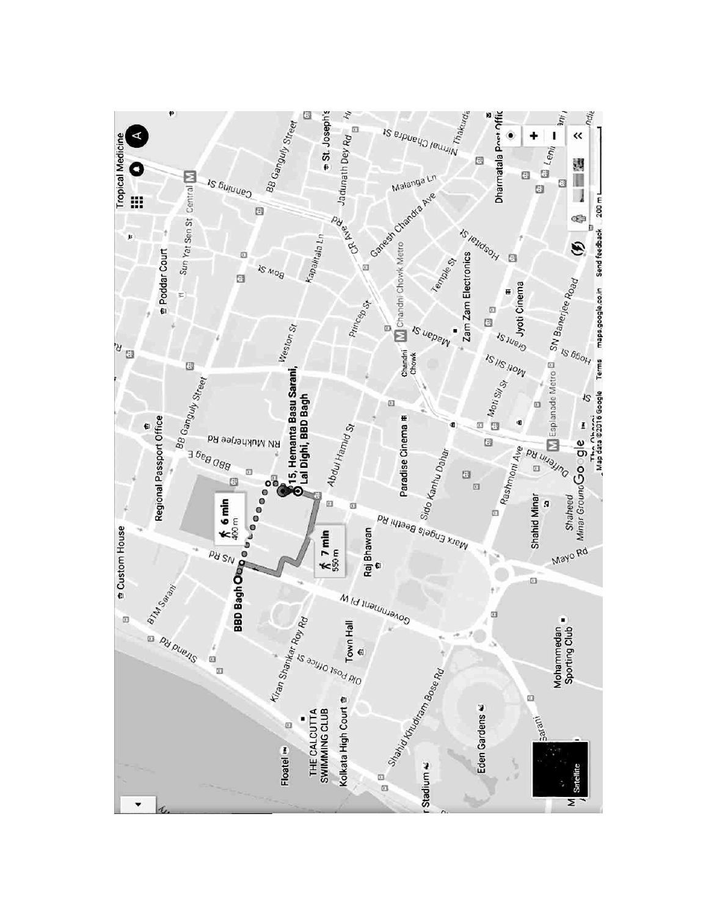BBD Bagh

15, Hemanta Basu Sarani, Lal Dighi, BBD Bagh

6 min
400 m

7 min
550 m

Map data ©2016 Google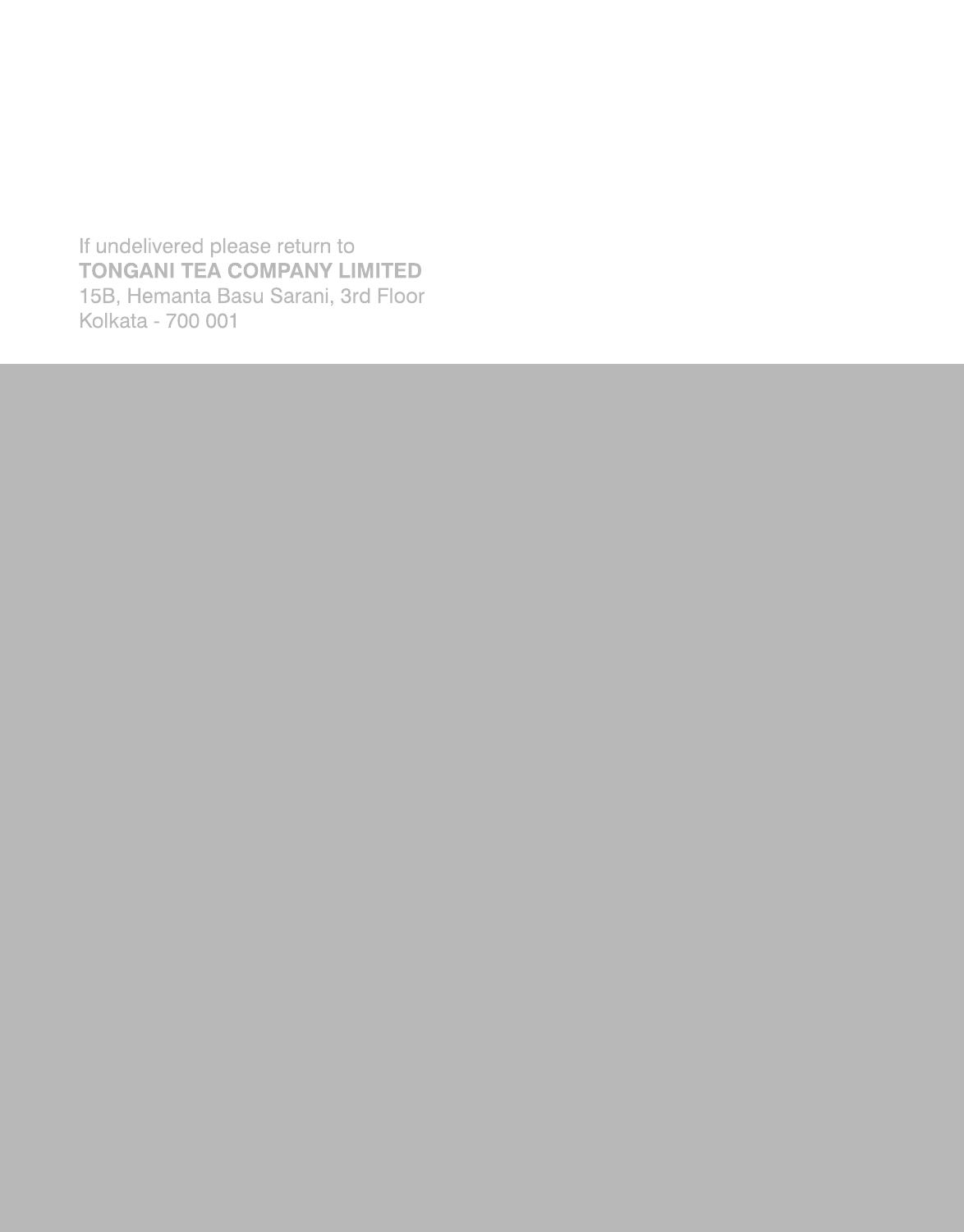If undelivered please return to
**TONGANI TEA COMPANY LIMITED**
15B, Hemanta Basu Sarani, 3rd Floor
Kolkata - 700 001